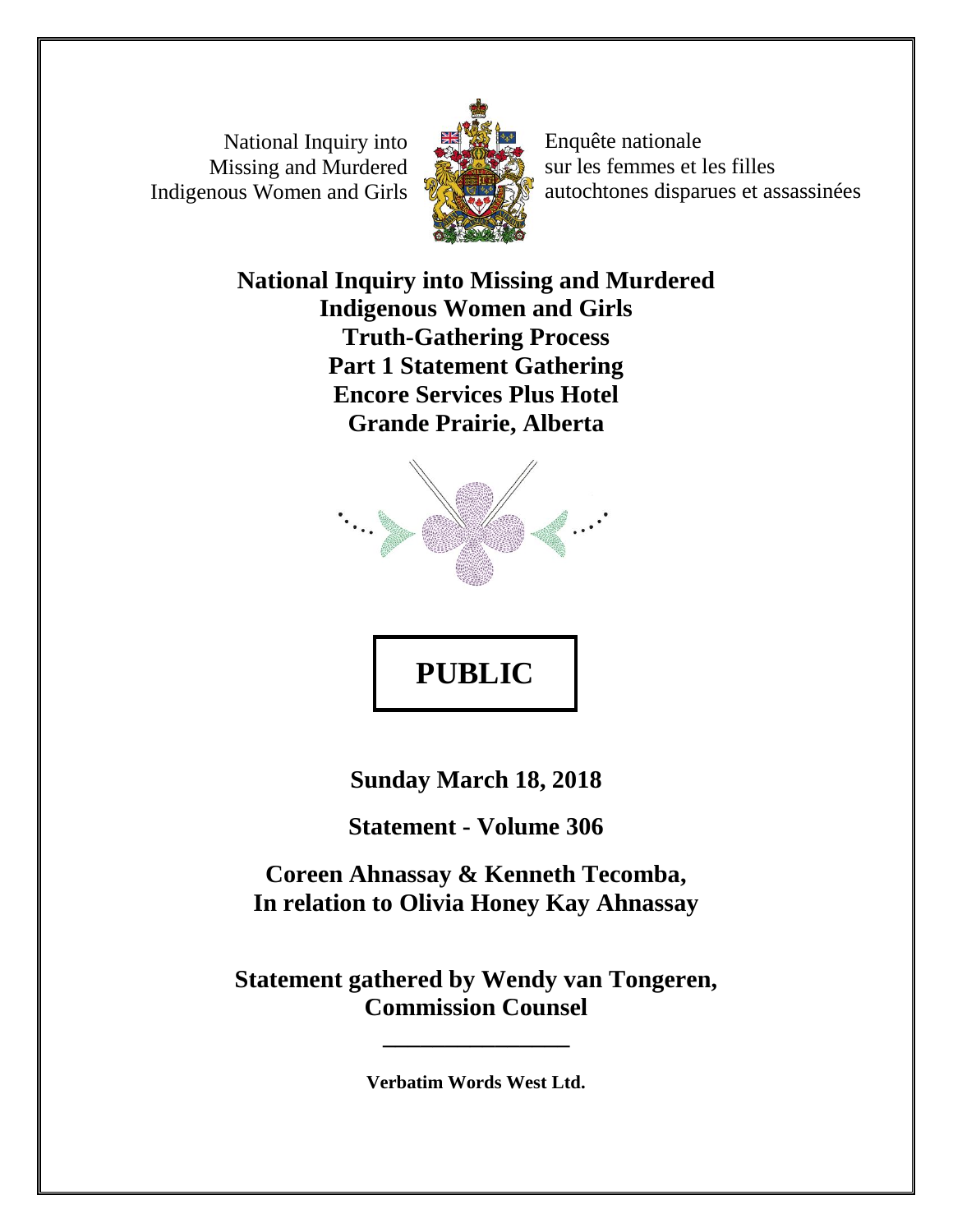National Inquiry into Missing and Murdered Indigenous Women and Girls

Enquête nationale sur les femmes et les filles autochtones disparues et assassinées

# National Inquiry into Missing and Murdered Indigenous Women and Girls
# Truth-Gathering Process
# Part 1 Statement Gathering
# Encore Services Plus Hotel
# Grande Prairie, Alberta

**PUBLIC**

**Sunday March 18, 2018**

**Statement - Volume 306**

**Coreen Ahnassay & Kenneth Tecomba, In relation to Olivia Honey Kay Ahnassay**

**Statement gathered by Wendy van Tongeren, Commission Counsel**

**Verbatim Words West Ltd.**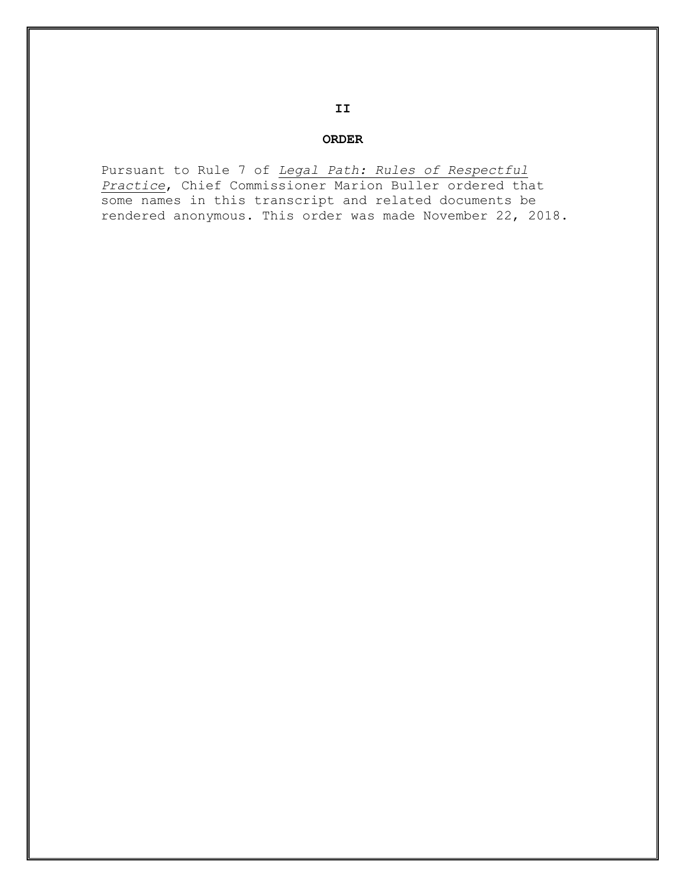**II**

## ORDER

Pursuant to Rule 7 of *Legal Path: Rules of Respectful Practice*, Chief Commissioner Marion Buller ordered that some names in this transcript and related documents be rendered anonymous. This order was made November 22, 2018.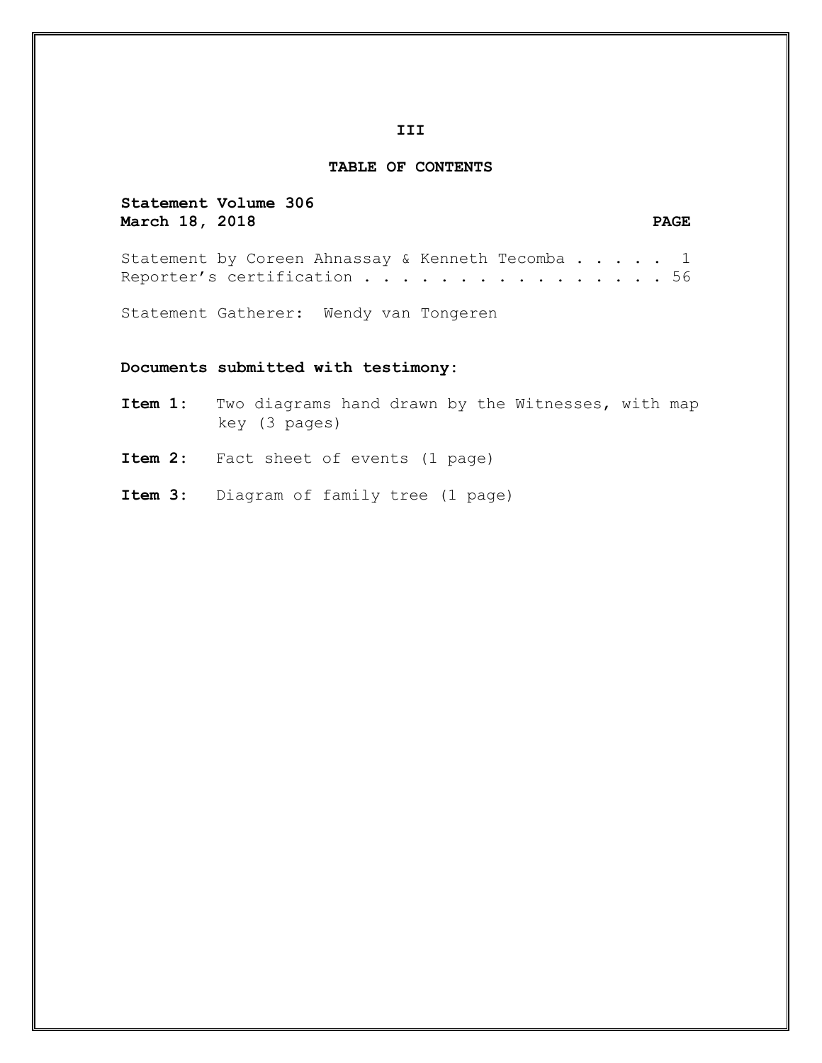## TABLE OF CONTENTS

**Statement Volume 306**
**March 18, 2018**

| | PAGE |
|---|---|
| Statement by Coreen Ahnassay & Kenneth Tecomba | 1 |
| Reporter's certification | 56 |

Statement Gatherer: Wendy van Tongeren

**Documents submitted with testimony:**

**Item 1:** Two diagrams hand drawn by the Witnesses, with map key (3 pages)

**Item 2:** Fact sheet of events (1 page)

**Item 3:** Diagram of family tree (1 page)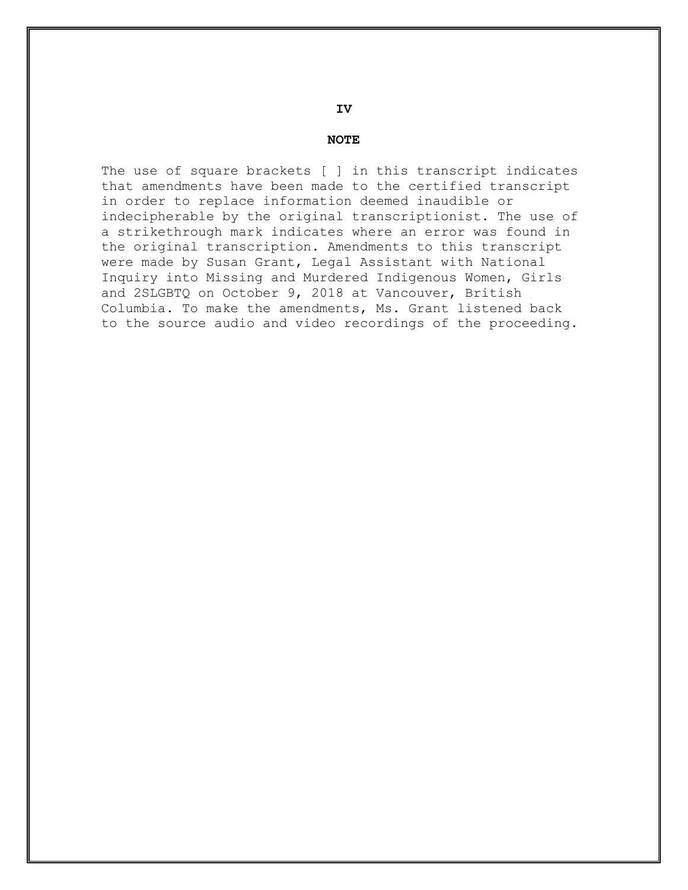**IV**

## NOTE

The use of square brackets [ ] in this transcript indicates that amendments have been made to the certified transcript in order to replace information deemed inaudible or indecipherable by the original transcriptionist. The use of a strikethrough mark indicates where an error was found in the original transcription. Amendments to this transcript were made by Susan Grant, Legal Assistant with National Inquiry into Missing and Murdered Indigenous Women, Girls and 2SLGBTQ on October 9, 2018 at Vancouver, British Columbia. To make the amendments, Ms. Grant listened back to the source audio and video recordings of the proceeding.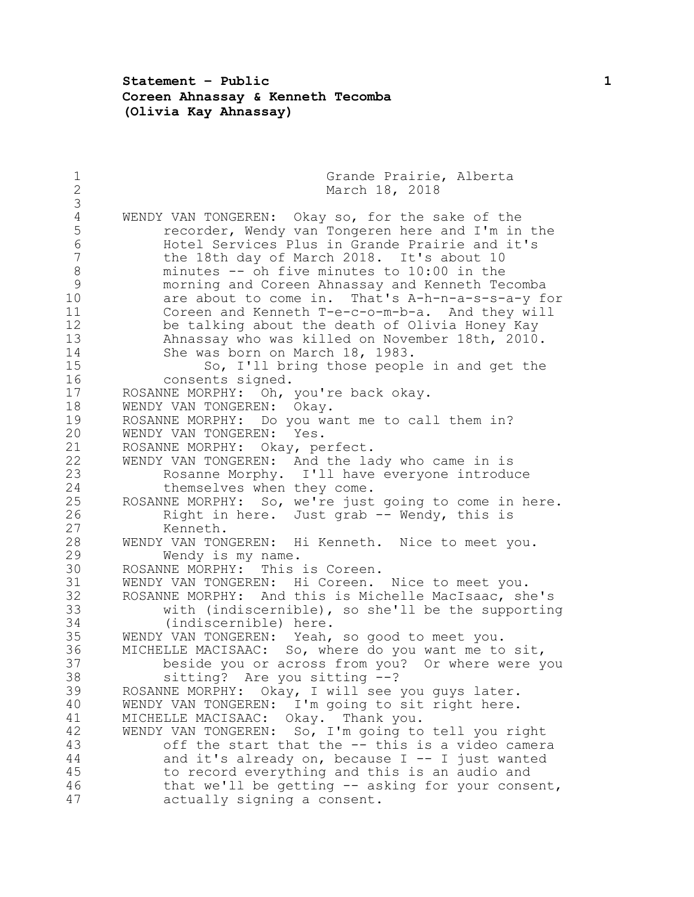Grande Prairie, Alberta
March 18, 2018

WENDY VAN TONGEREN: Okay so, for the sake of the recorder, Wendy van Tongeren here and I'm in the Hotel Services Plus in Grande Prairie and it's the 18th day of March 2018. It's about 10 minutes -- oh five minutes to 10:00 in the morning and Coreen Ahnassay and Kenneth Tecomba are about to come in. That's A-h-n-a-s-s-a-y for Coreen and Kenneth T-e-c-o-m-b-a. And they will be talking about the death of Olivia Honey Kay Ahnassay who was killed on November 18th, 2010. She was born on March 18, 1983.

So, I'll bring those people in and get the consents signed.

ROSANNE MORPHY: Oh, you're back okay.

WENDY VAN TONGEREN: Okay.

ROSANNE MORPHY: Do you want me to call them in?

WENDY VAN TONGEREN: Yes.

ROSANNE MORPHY: Okay, perfect.

WENDY VAN TONGEREN: And the lady who came in is Rosanne Morphy. I'll have everyone introduce themselves when they come.

ROSANNE MORPHY: So, we're just going to come in here. Right in here. Just grab -- Wendy, this is Kenneth.

WENDY VAN TONGEREN: Hi Kenneth. Nice to meet you. Wendy is my name.

ROSANNE MORPHY: This is Coreen.

WENDY VAN TONGEREN: Hi Coreen. Nice to meet you.

ROSANNE MORPHY: And this is Michelle MacIsaac, she's with (indiscernible), so she'll be the supporting (indiscernible) here.

WENDY VAN TONGEREN: Yeah, so good to meet you.

MICHELLE MACISAAC: So, where do you want me to sit, beside you or across from you? Or where were you sitting? Are you sitting --?

ROSANNE MORPHY: Okay, I will see you guys later.

WENDY VAN TONGEREN: I'm going to sit right here.

MICHELLE MACISAAC: Okay. Thank you.

WENDY VAN TONGEREN: So, I'm going to tell you right off the start that the -- this is a video camera and it's already on, because I -- I just wanted to record everything and this is an audio and that we'll be getting -- asking for your consent, actually signing a consent.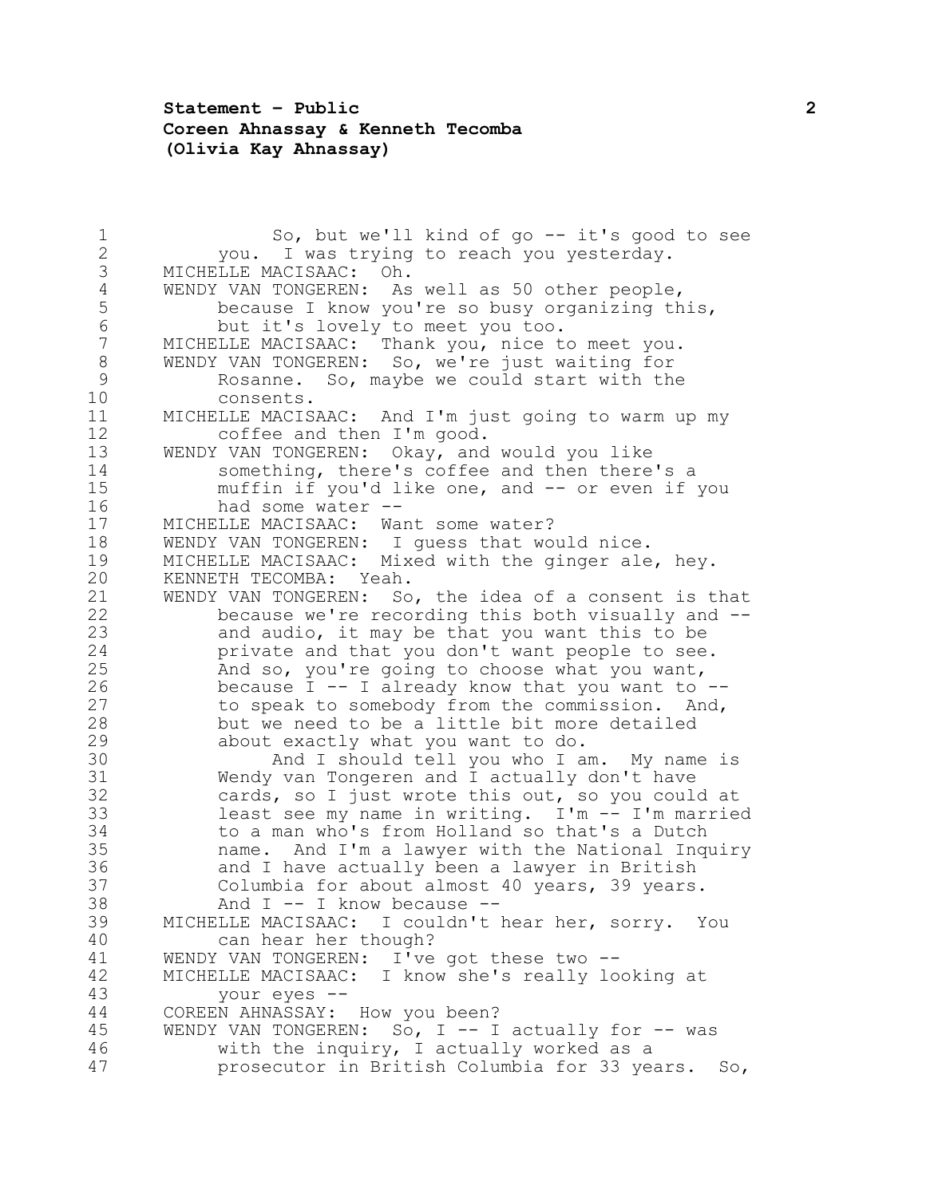So, but we'll kind of go -- it's good to see you. I was trying to reach you yesterday.

MICHELLE MACISAAC: Oh.

WENDY VAN TONGEREN: As well as 50 other people, because I know you're so busy organizing this, but it's lovely to meet you too.

MICHELLE MACISAAC: Thank you, nice to meet you.

WENDY VAN TONGEREN: So, we're just waiting for Rosanne. So, maybe we could start with the consents.

MICHELLE MACISAAC: And I'm just going to warm up my coffee and then I'm good.

WENDY VAN TONGEREN: Okay, and would you like something, there's coffee and then there's a muffin if you'd like one, and -- or even if you had some water --

MICHELLE MACISAAC: Want some water?

WENDY VAN TONGEREN: I guess that would nice.

MICHELLE MACISAAC: Mixed with the ginger ale, hey.

KENNETH TECOMBA: Yeah.

WENDY VAN TONGEREN: So, the idea of a consent is that because we're recording this both visually and -- and audio, it may be that you want this to be private and that you don't want people to see. And so, you're going to choose what you want, because I -- I already know that you want to -- to speak to somebody from the commission. And, but we need to be a little bit more detailed about exactly what you want to do.

And I should tell you who I am. My name is Wendy van Tongeren and I actually don't have cards, so I just wrote this out, so you could at least see my name in writing. I'm -- I'm married to a man who's from Holland so that's a Dutch name. And I'm a lawyer with the National Inquiry and I have actually been a lawyer in British Columbia for about almost 40 years, 39 years. And I -- I know because --

MICHELLE MACISAAC: I couldn't hear her, sorry. You can hear her though?

WENDY VAN TONGEREN: I've got these two --

MICHELLE MACISAAC: I know she's really looking at your eyes --

COREEN AHNASSAY: How you been?

WENDY VAN TONGEREN: So, I -- I actually for -- was with the inquiry, I actually worked as a prosecutor in British Columbia for 33 years. So,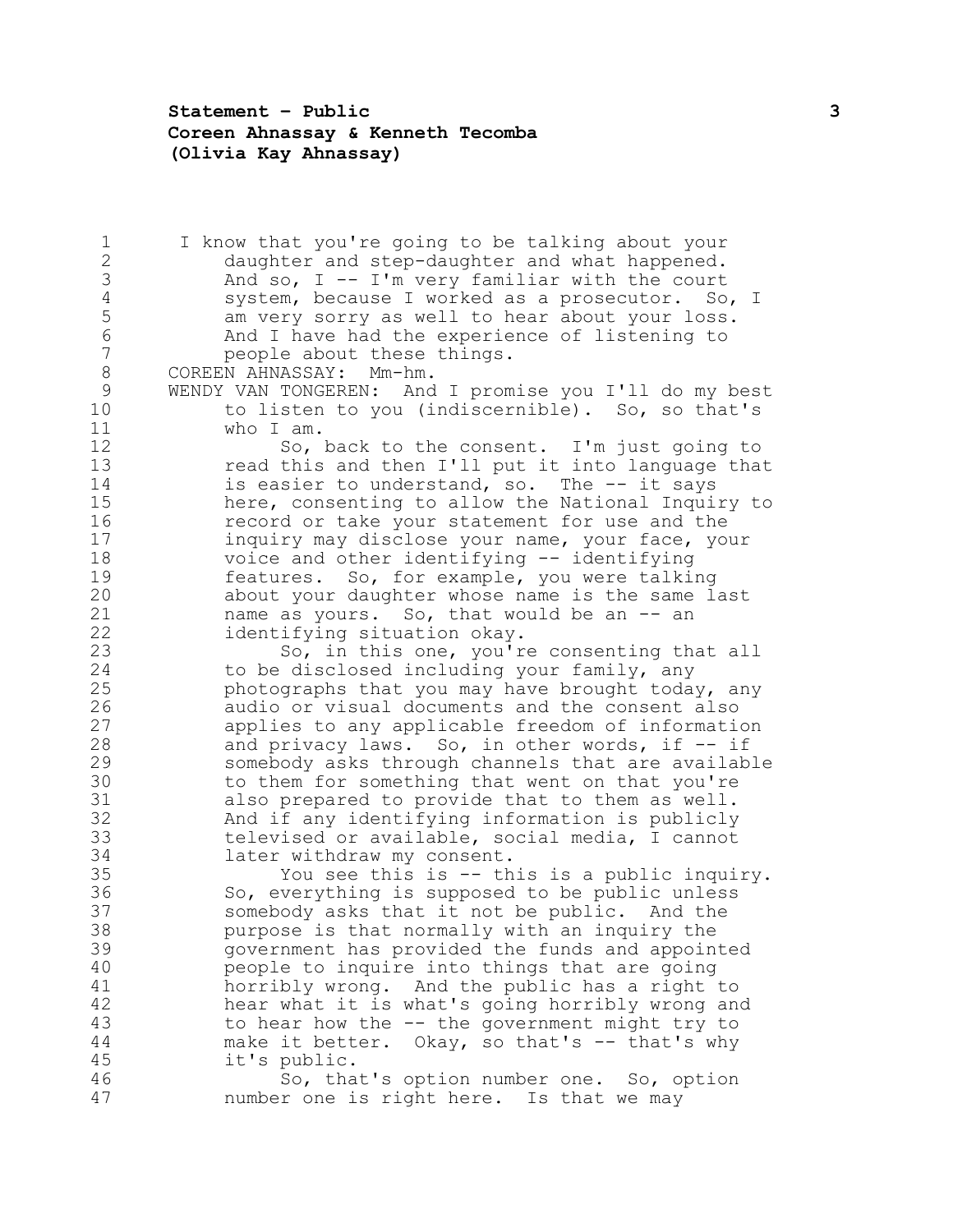I know that you're going to be talking about your daughter and step-daughter and what happened. And so, I -- I'm very familiar with the court system, because I worked as a prosecutor. So, I am very sorry as well to hear about your loss. And I have had the experience of listening to people about these things.

COREEN AHNASSAY: Mm-hm.

WENDY VAN TONGEREN: And I promise you I'll do my best to listen to you (indiscernible). So, so that's who I am.

So, back to the consent. I'm just going to read this and then I'll put it into language that is easier to understand, so. The -- it says here, consenting to allow the National Inquiry to record or take your statement for use and the inquiry may disclose your name, your face, your voice and other identifying -- identifying features. So, for example, you were talking about your daughter whose name is the same last name as yours. So, that would be an -- an identifying situation okay.

So, in this one, you're consenting that all to be disclosed including your family, any photographs that you may have brought today, any audio or visual documents and the consent also applies to any applicable freedom of information and privacy laws. So, in other words, if -- if somebody asks through channels that are available to them for something that went on that you're also prepared to provide that to them as well. And if any identifying information is publicly televised or available, social media, I cannot later withdraw my consent.

You see this is -- this is a public inquiry. So, everything is supposed to be public unless somebody asks that it not be public. And the purpose is that normally with an inquiry the government has provided the funds and appointed people to inquire into things that are going horribly wrong. And the public has a right to hear what it is what's going horribly wrong and to hear how the -- the government might try to make it better. Okay, so that's -- that's why it's public.

So, that's option number one. So, option number one is right here. Is that we may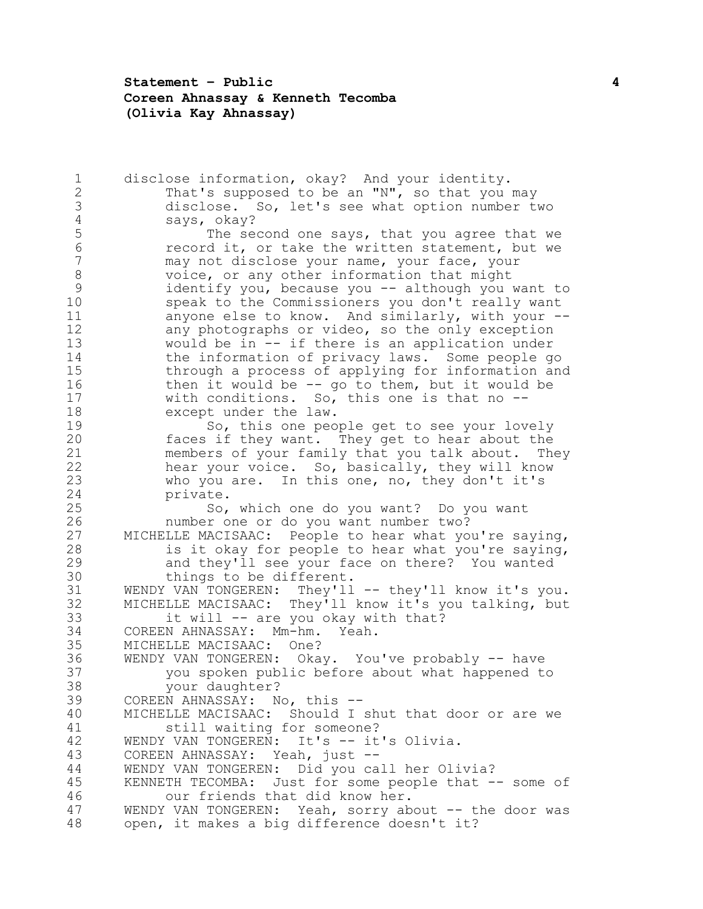disclose information, okay? And your identity.

That's supposed to be an "N", so that you may disclose. So, let's see what option number two says, okay?

The second one says, that you agree that we record it, or take the written statement, but we may not disclose your name, your face, your voice, or any other information that might identify you, because you -- although you want to speak to the Commissioners you don't really want anyone else to know. And similarly, with your -- any photographs or video, so the only exception would be in -- if there is an application under the information of privacy laws. Some people go through a process of applying for information and then it would be -- go to them, but it would be with conditions. So, this one is that no -- except under the law.

So, this one people get to see your lovely faces if they want. They get to hear about the members of your family that you talk about. They hear your voice. So, basically, they will know who you are. In this one, no, they don't it's private.

So, which one do you want? Do you want number one or do you want number two?

MICHELLE MACISAAC: People to hear what you're saying, is it okay for people to hear what you're saying, and they'll see your face on there? You wanted things to be different.

WENDY VAN TONGEREN: They'll -- they'll know it's you.

MICHELLE MACISAAC: They'll know it's you talking, but it will -- are you okay with that?

COREEN AHNASSAY: Mm-hm. Yeah.

MICHELLE MACISAAC: One?

WENDY VAN TONGEREN: Okay. You've probably -- have you spoken public before about what happened to your daughter?

COREEN AHNASSAY: No, this --

MICHELLE MACISAAC: Should I shut that door or are we still waiting for someone?

WENDY VAN TONGEREN: It's -- it's Olivia.

COREEN AHNASSAY: Yeah, just --

WENDY VAN TONGEREN: Did you call her Olivia?

KENNETH TECOMBA: Just for some people that -- some of our friends that did know her.

WENDY VAN TONGEREN: Yeah, sorry about -- the door was open, it makes a big difference doesn't it?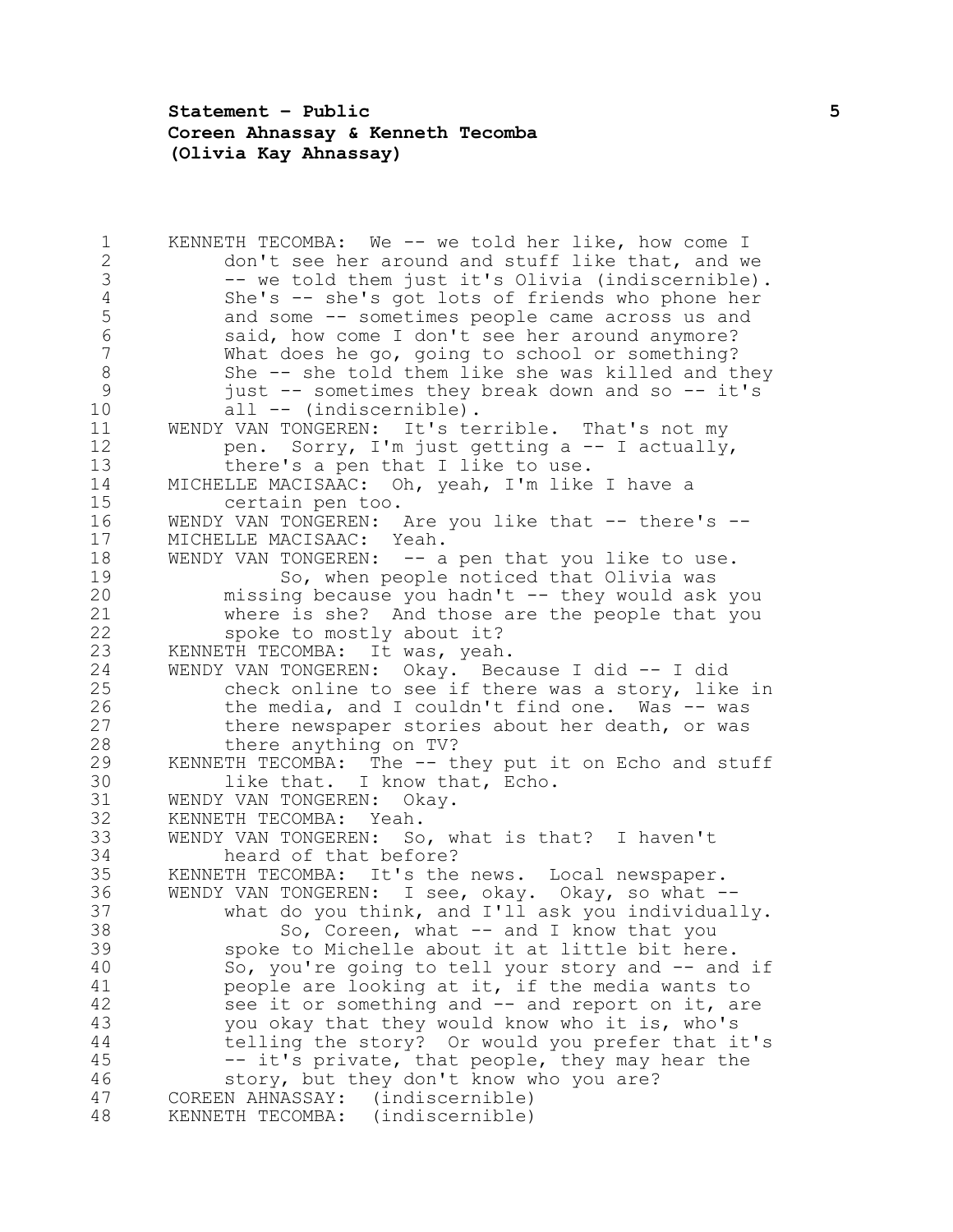KENNETH TECOMBA: We -- we told her like, how come I don't see her around and stuff like that, and we -- we told them just it's Olivia (indiscernible). She's -- she's got lots of friends who phone her and some -- sometimes people came across us and said, how come I don't see her around anymore? What does he go, going to school or something? She -- she told them like she was killed and they just -- sometimes they break down and so -- it's all -- (indiscernible).

WENDY VAN TONGEREN: It's terrible. That's not my pen. Sorry, I'm just getting a -- I actually, there's a pen that I like to use.

MICHELLE MACISAAC: Oh, yeah, I'm like I have a certain pen too.

WENDY VAN TONGEREN: Are you like that -- there's --

MICHELLE MACISAAC: Yeah.

WENDY VAN TONGEREN: -- a pen that you like to use.

So, when people noticed that Olivia was missing because you hadn't -- they would ask you where is she? And those are the people that you spoke to mostly about it?

KENNETH TECOMBA: It was, yeah.

WENDY VAN TONGEREN: Okay. Because I did -- I did check online to see if there was a story, like in the media, and I couldn't find one. Was -- was there newspaper stories about her death, or was there anything on TV?

KENNETH TECOMBA: The -- they put it on Echo and stuff like that. I know that, Echo.

WENDY VAN TONGEREN: Okay.

KENNETH TECOMBA: Yeah.

WENDY VAN TONGEREN: So, what is that? I haven't heard of that before?

KENNETH TECOMBA: It's the news. Local newspaper.

WENDY VAN TONGEREN: I see, okay. Okay, so what -- what do you think, and I'll ask you individually.

So, Coreen, what -- and I know that you spoke to Michelle about it at little bit here. So, you're going to tell your story and -- and if people are looking at it, if the media wants to see it or something and -- and report on it, are you okay that they would know who it is, who's telling the story? Or would you prefer that it's -- it's private, that people, they may hear the story, but they don't know who you are?

COREEN AHNASSAY: (indiscernible)

KENNETH TECOMBA: (indiscernible)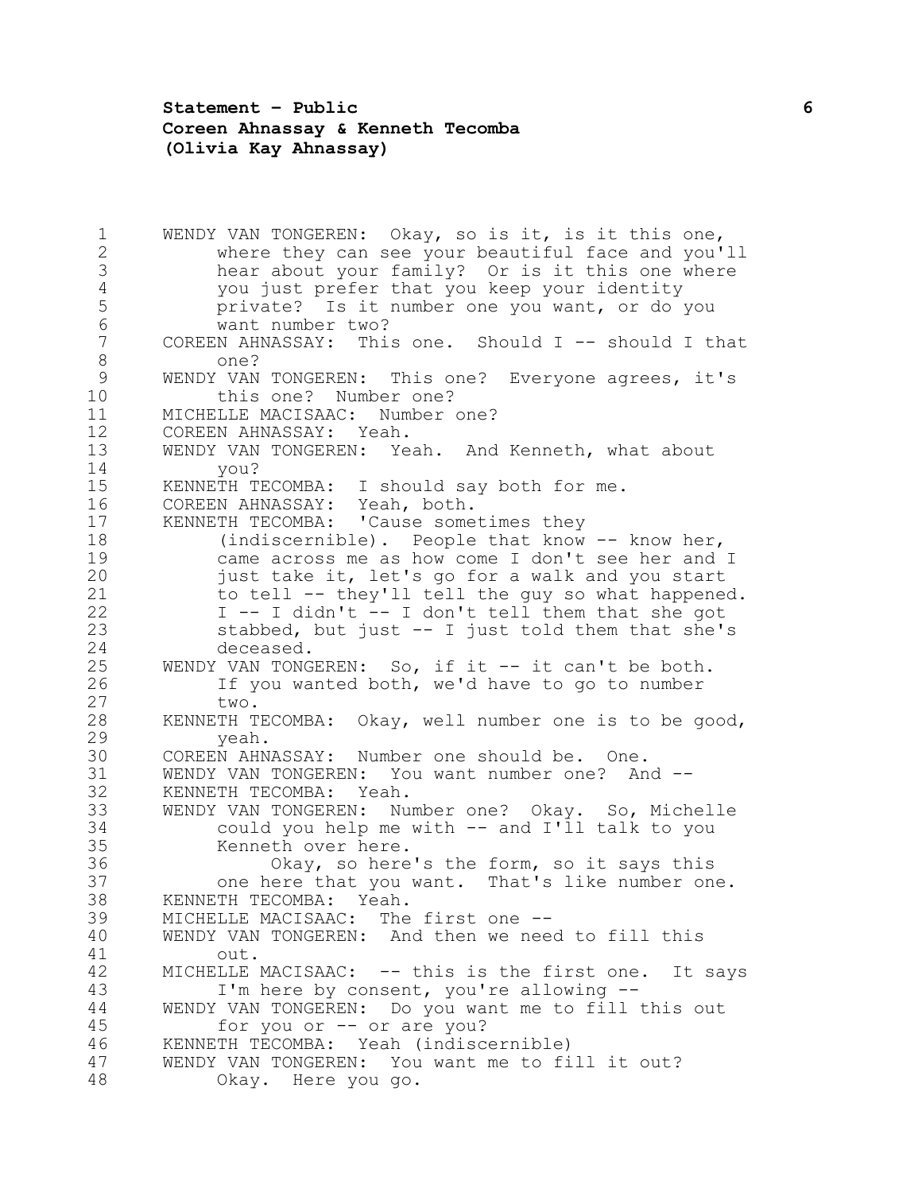WENDY VAN TONGEREN: Okay, so is it, is it this one, where they can see your beautiful face and you'll hear about your family? Or is it this one where you just prefer that you keep your identity private? Is it number one you want, or do you want number two?

COREEN AHNASSAY: This one. Should I -- should I that one?

WENDY VAN TONGEREN: This one? Everyone agrees, it's this one? Number one?

MICHELLE MACISAAC: Number one?

COREEN AHNASSAY: Yeah.

WENDY VAN TONGEREN: Yeah. And Kenneth, what about you?

KENNETH TECOMBA: I should say both for me.

COREEN AHNASSAY: Yeah, both.

KENNETH TECOMBA: 'Cause sometimes they (indiscernible). People that know -- know her, came across me as how come I don't see her and I just take it, let's go for a walk and you start to tell -- they'll tell the guy so what happened. I -- I didn't -- I don't tell them that she got stabbed, but just -- I just told them that she's deceased.

WENDY VAN TONGEREN: So, if it -- it can't be both. If you wanted both, we'd have to go to number two.

KENNETH TECOMBA: Okay, well number one is to be good, yeah.

COREEN AHNASSAY: Number one should be. One.

WENDY VAN TONGEREN: You want number one? And --

KENNETH TECOMBA: Yeah.

WENDY VAN TONGEREN: Number one? Okay. So, Michelle could you help me with -- and I'll talk to you Kenneth over here.

Okay, so here's the form, so it says this one here that you want. That's like number one.

KENNETH TECOMBA: Yeah.

MICHELLE MACISAAC: The first one --

WENDY VAN TONGEREN: And then we need to fill this out.

MICHELLE MACISAAC: -- this is the first one. It says I'm here by consent, you're allowing --

WENDY VAN TONGEREN: Do you want me to fill this out for you or -- or are you?

KENNETH TECOMBA: Yeah (indiscernible)

WENDY VAN TONGEREN: You want me to fill it out? Okay. Here you go.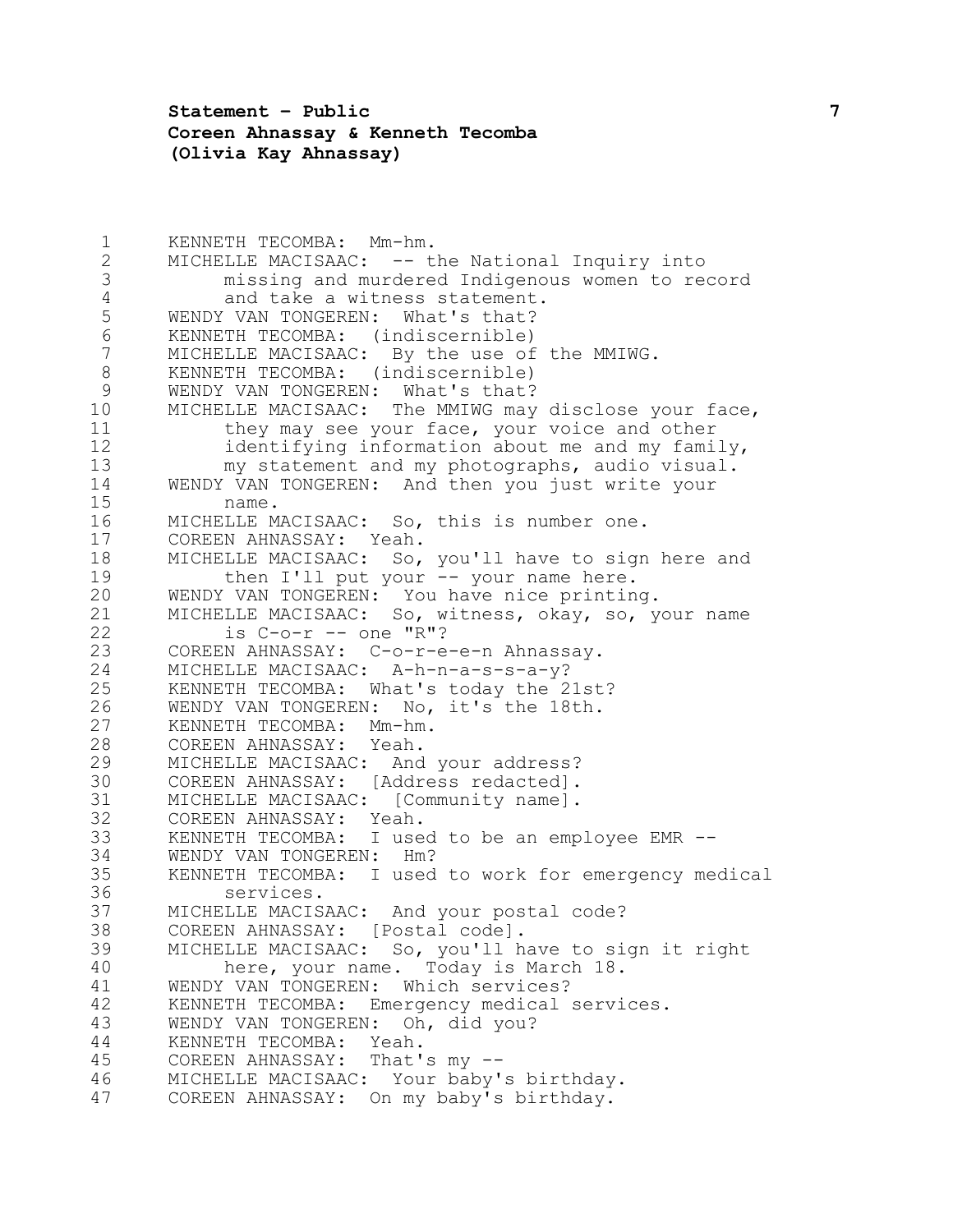KENNETH TECOMBA: Mm-hm.

MICHELLE MACISAAC: -- the National Inquiry into missing and murdered Indigenous women to record and take a witness statement.

WENDY VAN TONGEREN: What's that?

KENNETH TECOMBA: (indiscernible)

MICHELLE MACISAAC: By the use of the MMIWG.

KENNETH TECOMBA: (indiscernible)

WENDY VAN TONGEREN: What's that?

MICHELLE MACISAAC: The MMIWG may disclose your face, they may see your face, your voice and other identifying information about me and my family, my statement and my photographs, audio visual.

WENDY VAN TONGEREN: And then you just write your name.

MICHELLE MACISAAC: So, this is number one.

COREEN AHNASSAY: Yeah.

MICHELLE MACISAAC: So, you'll have to sign here and then I'll put your -- your name here.

WENDY VAN TONGEREN: You have nice printing.

MICHELLE MACISAAC: So, witness, okay, so, your name is C-o-r -- one "R"?

COREEN AHNASSAY: C-o-r-e-e-n Ahnassay.

MICHELLE MACISAAC: A-h-n-a-s-s-a-y?

KENNETH TECOMBA: What's today the 21st?

WENDY VAN TONGEREN: No, it's the 18th.

KENNETH TECOMBA: Mm-hm.

COREEN AHNASSAY: Yeah.

MICHELLE MACISAAC: And your address?

COREEN AHNASSAY: [Address redacted].

MICHELLE MACISAAC: [Community name].

COREEN AHNASSAY: Yeah.

KENNETH TECOMBA: I used to be an employee EMR --

WENDY VAN TONGEREN: Hm?

KENNETH TECOMBA: I used to work for emergency medical services.

MICHELLE MACISAAC: And your postal code?

COREEN AHNASSAY: [Postal code].

MICHELLE MACISAAC: So, you'll have to sign it right here, your name. Today is March 18.

WENDY VAN TONGEREN: Which services?

KENNETH TECOMBA: Emergency medical services.

WENDY VAN TONGEREN: Oh, did you?

KENNETH TECOMBA: Yeah.

COREEN AHNASSAY: That's my --

MICHELLE MACISAAC: Your baby's birthday.

COREEN AHNASSAY: On my baby's birthday.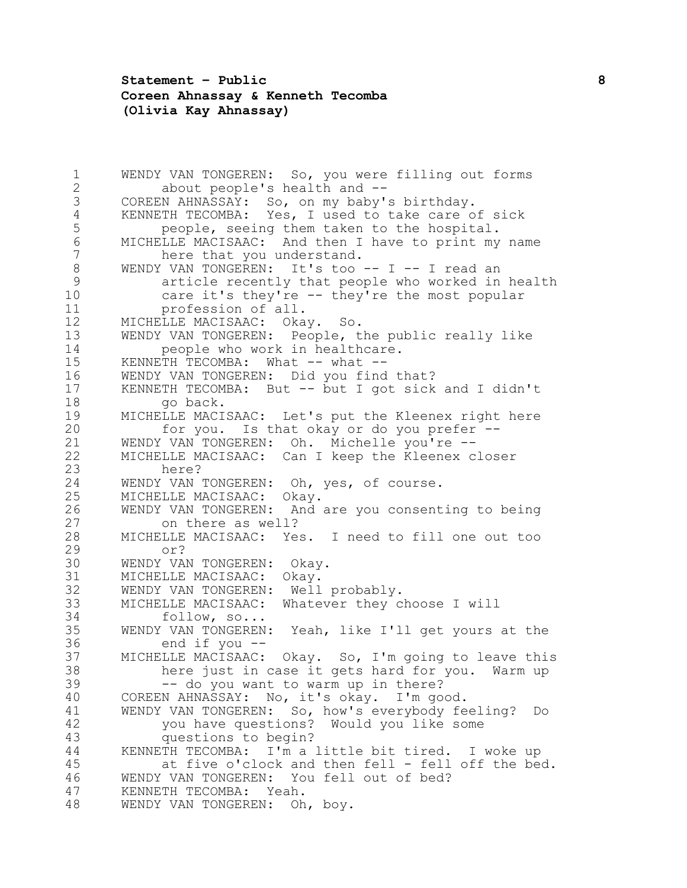WENDY VAN TONGEREN: So, you were filling out forms about people's health and --

COREEN AHNASSAY: So, on my baby's birthday.

KENNETH TECOMBA: Yes, I used to take care of sick people, seeing them taken to the hospital.

MICHELLE MACISAAC: And then I have to print my name here that you understand.

WENDY VAN TONGEREN: It's too -- I -- I read an article recently that people who worked in health care it's they're -- they're the most popular profession of all.

MICHELLE MACISAAC: Okay. So.

WENDY VAN TONGEREN: People, the public really like people who work in healthcare.

KENNETH TECOMBA: What -- what --

WENDY VAN TONGEREN: Did you find that?

KENNETH TECOMBA: But -- but I got sick and I didn't go back.

MICHELLE MACISAAC: Let's put the Kleenex right here for you. Is that okay or do you prefer --

WENDY VAN TONGEREN: Oh. Michelle you're --

MICHELLE MACISAAC: Can I keep the Kleenex closer here?

WENDY VAN TONGEREN: Oh, yes, of course.

MICHELLE MACISAAC: Okay.

WENDY VAN TONGEREN: And are you consenting to being on there as well?

MICHELLE MACISAAC: Yes. I need to fill one out too or?

WENDY VAN TONGEREN: Okay.

MICHELLE MACISAAC: Okay.

WENDY VAN TONGEREN: Well probably.

MICHELLE MACISAAC: Whatever they choose I will follow, so...

WENDY VAN TONGEREN: Yeah, like I'll get yours at the end if you --

MICHELLE MACISAAC: Okay. So, I'm going to leave this here just in case it gets hard for you. Warm up -- do you want to warm up in there?

COREEN AHNASSAY: No, it's okay. I'm good.

WENDY VAN TONGEREN: So, how's everybody feeling? Do you have questions? Would you like some questions to begin?

KENNETH TECOMBA: I'm a little bit tired. I woke up at five o'clock and then fell - fell off the bed.

WENDY VAN TONGEREN: You fell out of bed?

KENNETH TECOMBA: Yeah.

WENDY VAN TONGEREN: Oh, boy.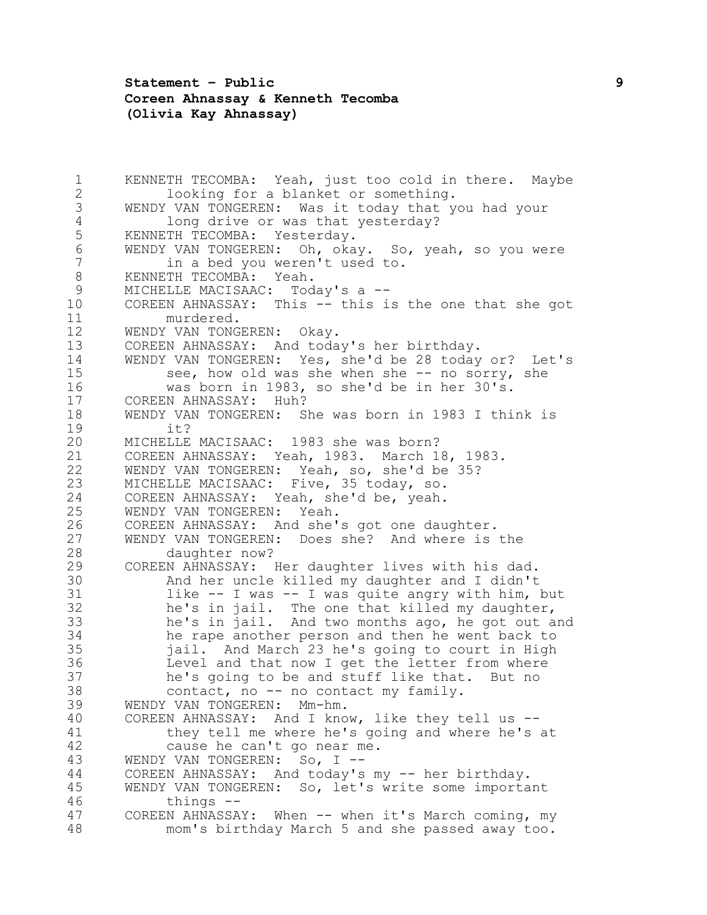KENNETH TECOMBA: Yeah, just too cold in there. Maybe looking for a blanket or something.

WENDY VAN TONGEREN: Was it today that you had your long drive or was that yesterday?

KENNETH TECOMBA: Yesterday.

WENDY VAN TONGEREN: Oh, okay. So, yeah, so you were in a bed you weren't used to.

KENNETH TECOMBA: Yeah.

MICHELLE MACISAAC: Today's a --

COREEN AHNASSAY: This -- this is the one that she got murdered.

WENDY VAN TONGEREN: Okay.

COREEN AHNASSAY: And today's her birthday.

WENDY VAN TONGEREN: Yes, she'd be 28 today or? Let's see, how old was she when she -- no sorry, she was born in 1983, so she'd be in her 30's.

COREEN AHNASSAY: Huh?

WENDY VAN TONGEREN: She was born in 1983 I think is it?

MICHELLE MACISAAC: 1983 she was born?

COREEN AHNASSAY: Yeah, 1983. March 18, 1983.

WENDY VAN TONGEREN: Yeah, so, she'd be 35?

MICHELLE MACISAAC: Five, 35 today, so.

COREEN AHNASSAY: Yeah, she'd be, yeah.

WENDY VAN TONGEREN: Yeah.

COREEN AHNASSAY: And she's got one daughter.

WENDY VAN TONGEREN: Does she? And where is the daughter now?

COREEN AHNASSAY: Her daughter lives with his dad. And her uncle killed my daughter and I didn't like -- I was -- I was quite angry with him, but he's in jail. The one that killed my daughter, he's in jail. And two months ago, he got out and he rape another person and then he went back to jail. And March 23 he's going to court in High Level and that now I get the letter from where he's going to be and stuff like that. But no contact, no -- no contact my family.

WENDY VAN TONGEREN: Mm-hm.

COREEN AHNASSAY: And I know, like they tell us -- they tell me where he's going and where he's at cause he can't go near me.

WENDY VAN TONGEREN: So, I --

COREEN AHNASSAY: And today's my -- her birthday.

WENDY VAN TONGEREN: So, let's write some important things --

COREEN AHNASSAY: When -- when it's March coming, my mom's birthday March 5 and she passed away too.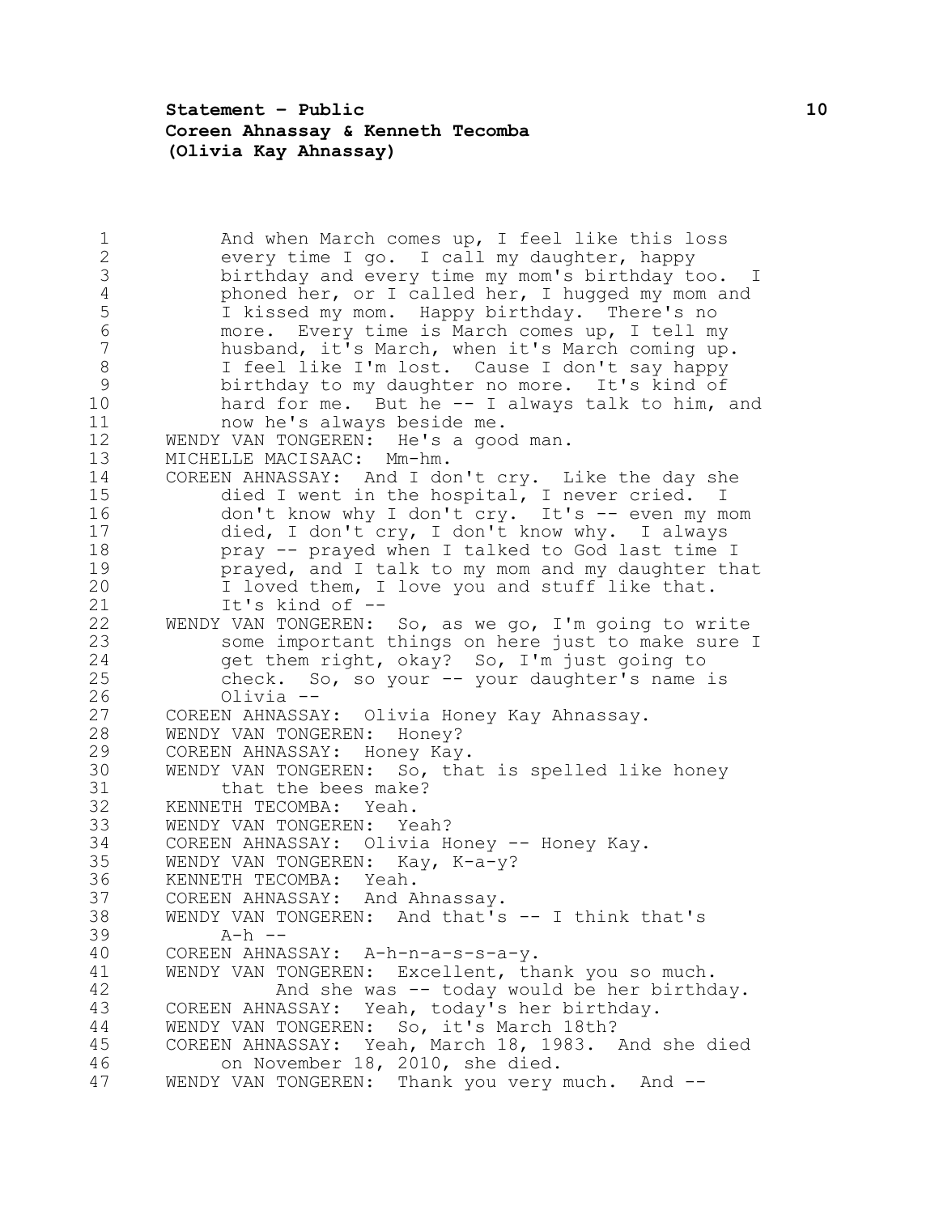And when March comes up, I feel like this loss every time I go. I call my daughter, happy birthday and every time my mom's birthday too. I phoned her, or I called her, I hugged my mom and I kissed my mom. Happy birthday. There's no more. Every time is March comes up, I tell my husband, it's March, when it's March coming up. I feel like I'm lost. Cause I don't say happy birthday to my daughter no more. It's kind of hard for me. But he -- I always talk to him, and now he's always beside me.

WENDY VAN TONGEREN: He's a good man.

MICHELLE MACISAAC: Mm-hm.

COREEN AHNASSAY: And I don't cry. Like the day she died I went in the hospital, I never cried. I don't know why I don't cry. It's -- even my mom died, I don't cry, I don't know why. I always pray -- prayed when I talked to God last time I prayed, and I talk to my mom and my daughter that I loved them, I love you and stuff like that. It's kind of --

WENDY VAN TONGEREN: So, as we go, I'm going to write some important things on here just to make sure I get them right, okay? So, I'm just going to check. So, so your -- your daughter's name is Olivia --

COREEN AHNASSAY: Olivia Honey Kay Ahnassay.

WENDY VAN TONGEREN: Honey?

COREEN AHNASSAY: Honey Kay.

WENDY VAN TONGEREN: So, that is spelled like honey that the bees make?

KENNETH TECOMBA: Yeah.

WENDY VAN TONGEREN: Yeah?

COREEN AHNASSAY: Olivia Honey -- Honey Kay.

WENDY VAN TONGEREN: Kay, K-a-y?

KENNETH TECOMBA: Yeah.

COREEN AHNASSAY: And Ahnassay.

WENDY VAN TONGEREN: And that's -- I think that's A-h --

COREEN AHNASSAY: A-h-n-a-s-s-a-y.

WENDY VAN TONGEREN: Excellent, thank you so much. And she was -- today would be her birthday.

COREEN AHNASSAY: Yeah, today's her birthday.

WENDY VAN TONGEREN: So, it's March 18th?

COREEN AHNASSAY: Yeah, March 18, 1983. And she died on November 18, 2010, she died.

WENDY VAN TONGEREN: Thank you very much. And --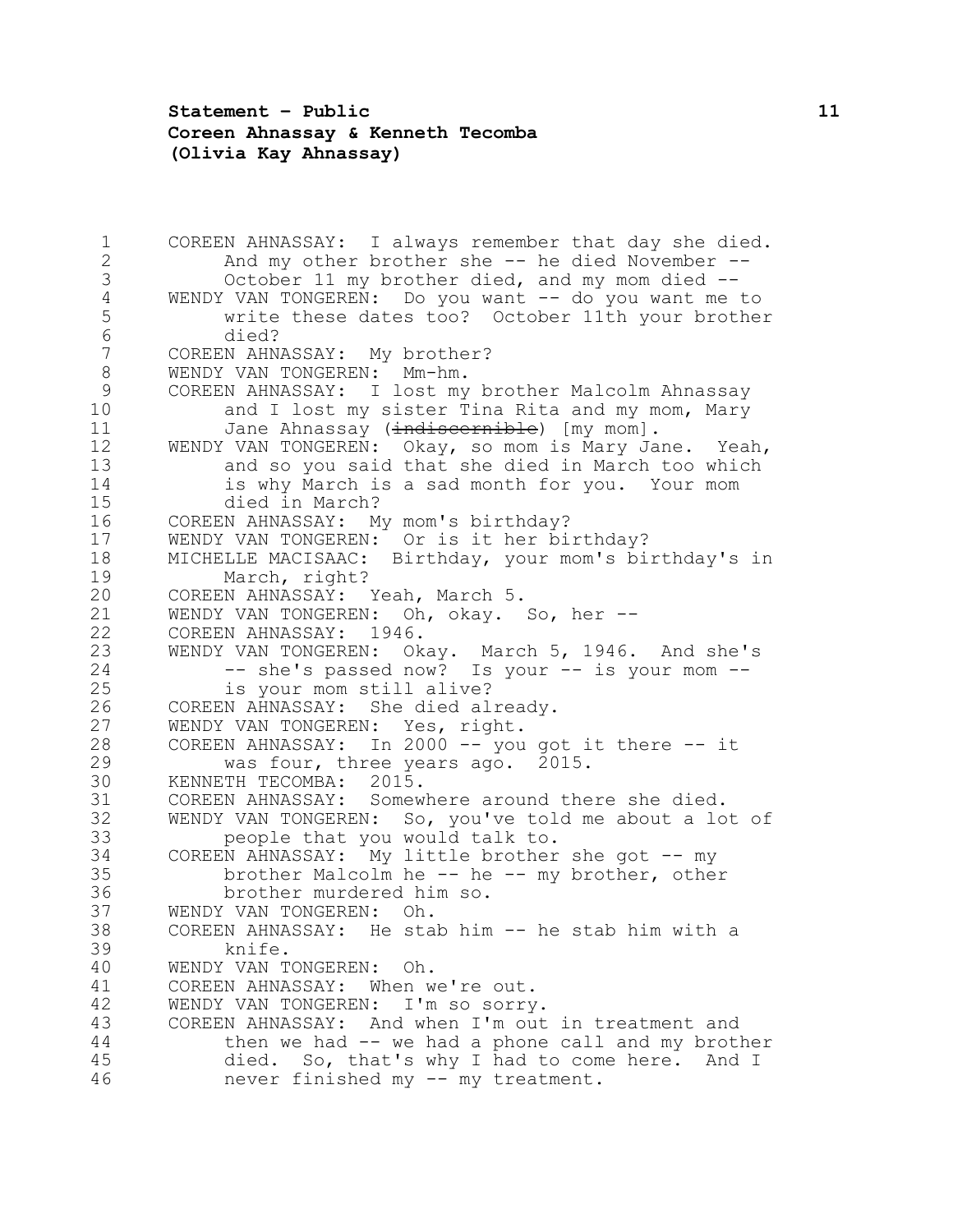COREEN AHNASSAY: I always remember that day she died. And my other brother she -- he died November -- October 11 my brother died, and my mom died --

WENDY VAN TONGEREN: Do you want -- do you want me to write these dates too? October 11th your brother died?

COREEN AHNASSAY: My brother?

WENDY VAN TONGEREN: Mm-hm.

COREEN AHNASSAY: I lost my brother Malcolm Ahnassay and I lost my sister Tina Rita and my mom, Mary Jane Ahnassay (~~indiscernible~~) [my mom].

WENDY VAN TONGEREN: Okay, so mom is Mary Jane. Yeah, and so you said that she died in March too which is why March is a sad month for you. Your mom died in March?

COREEN AHNASSAY: My mom's birthday?

WENDY VAN TONGEREN: Or is it her birthday?

MICHELLE MACISAAC: Birthday, your mom's birthday's in March, right?

COREEN AHNASSAY: Yeah, March 5.

WENDY VAN TONGEREN: Oh, okay. So, her --

COREEN AHNASSAY: 1946.

WENDY VAN TONGEREN: Okay. March 5, 1946. And she's -- she's passed now? Is your -- is your mom -- is your mom still alive?

COREEN AHNASSAY: She died already.

WENDY VAN TONGEREN: Yes, right.

COREEN AHNASSAY: In 2000 -- you got it there -- it was four, three years ago. 2015.

KENNETH TECOMBA: 2015.

COREEN AHNASSAY: Somewhere around there she died.

WENDY VAN TONGEREN: So, you've told me about a lot of people that you would talk to.

COREEN AHNASSAY: My little brother she got -- my brother Malcolm he -- he -- my brother, other brother murdered him so.

WENDY VAN TONGEREN: Oh.

COREEN AHNASSAY: He stab him -- he stab him with a knife.

WENDY VAN TONGEREN: Oh.

COREEN AHNASSAY: When we're out.

WENDY VAN TONGEREN: I'm so sorry.

COREEN AHNASSAY: And when I'm out in treatment and then we had -- we had a phone call and my brother died. So, that's why I had to come here. And I never finished my -- my treatment.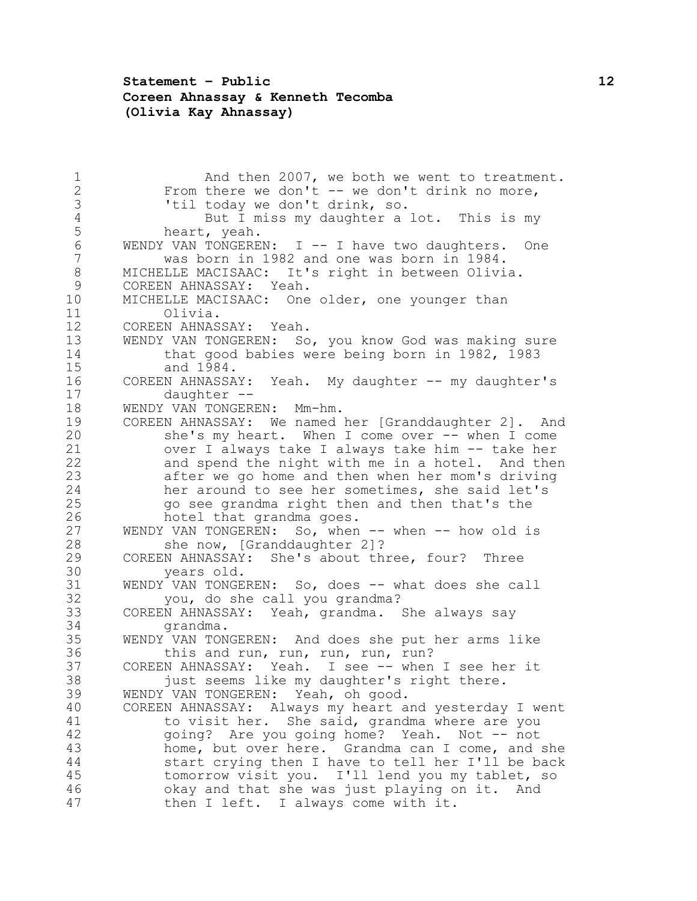And then 2007, we both we went to treatment. From there we don't -- we don't drink no more, 'til today we don't drink, so.

But I miss my daughter a lot. This is my heart, yeah.

WENDY VAN TONGEREN: I -- I have two daughters. One was born in 1982 and one was born in 1984.

MICHELLE MACISAAC: It's right in between Olivia.

COREEN AHNASSAY: Yeah.

MICHELLE MACISAAC: One older, one younger than Olivia.

COREEN AHNASSAY: Yeah.

WENDY VAN TONGEREN: So, you know God was making sure that good babies were being born in 1982, 1983 and 1984.

COREEN AHNASSAY: Yeah. My daughter -- my daughter's daughter --

WENDY VAN TONGEREN: Mm-hm.

COREEN AHNASSAY: We named her [Granddaughter 2]. And she's my heart. When I come over -- when I come over I always take I always take him -- take her and spend the night with me in a hotel. And then after we go home and then when her mom's driving her around to see her sometimes, she said let's go see grandma right then and then that's the hotel that grandma goes.

WENDY VAN TONGEREN: So, when -- when -- how old is she now, [Granddaughter 2]?

COREEN AHNASSAY: She's about three, four? Three years old.

WENDY VAN TONGEREN: So, does -- what does she call you, do she call you grandma?

COREEN AHNASSAY: Yeah, grandma. She always say grandma.

WENDY VAN TONGEREN: And does she put her arms like this and run, run, run, run, run?

COREEN AHNASSAY: Yeah. I see -- when I see her it just seems like my daughter's right there.

WENDY VAN TONGEREN: Yeah, oh good.

COREEN AHNASSAY: Always my heart and yesterday I went to visit her. She said, grandma where are you going? Are you going home? Yeah. Not -- not home, but over here. Grandma can I come, and she start crying then I have to tell her I'll be back tomorrow visit you. I'll lend you my tablet, so okay and that she was just playing on it. And then I left. I always come with it.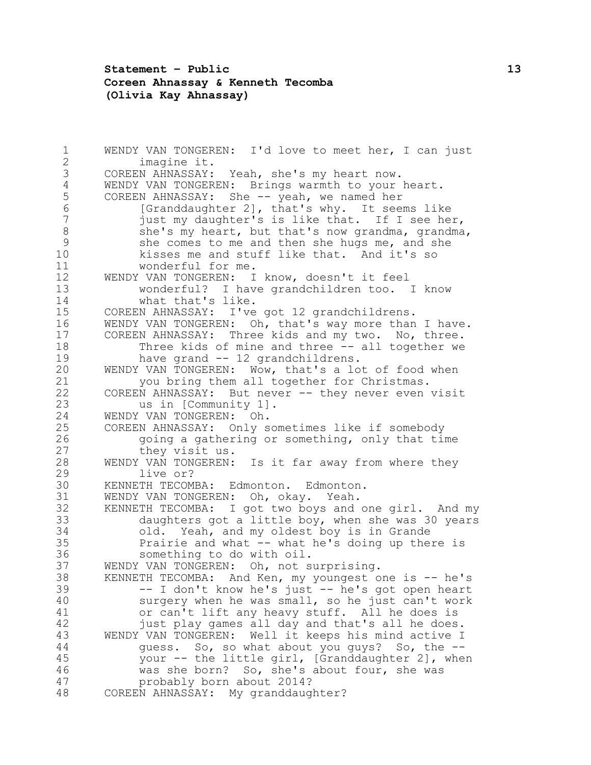WENDY VAN TONGEREN: I'd love to meet her, I can just imagine it.

COREEN AHNASSAY: Yeah, she's my heart now.

WENDY VAN TONGEREN: Brings warmth to your heart.

COREEN AHNASSAY: She -- yeah, we named her [Granddaughter 2], that's why. It seems like just my daughter's is like that. If I see her, she's my heart, but that's now grandma, grandma, she comes to me and then she hugs me, and she kisses me and stuff like that. And it's so wonderful for me.

WENDY VAN TONGEREN: I know, doesn't it feel wonderful? I have grandchildren too. I know what that's like.

COREEN AHNASSAY: I've got 12 grandchildrens.

WENDY VAN TONGEREN: Oh, that's way more than I have.

COREEN AHNASSAY: Three kids and my two. No, three. Three kids of mine and three -- all together we have grand -- 12 grandchildrens.

WENDY VAN TONGEREN: Wow, that's a lot of food when you bring them all together for Christmas.

COREEN AHNASSAY: But never -- they never even visit us in [Community 1].

WENDY VAN TONGEREN: Oh.

COREEN AHNASSAY: Only sometimes like if somebody going a gathering or something, only that time they visit us.

WENDY VAN TONGEREN: Is it far away from where they live or?

KENNETH TECOMBA: Edmonton. Edmonton.

WENDY VAN TONGEREN: Oh, okay. Yeah.

KENNETH TECOMBA: I got two boys and one girl. And my daughters got a little boy, when she was 30 years old. Yeah, and my oldest boy is in Grande Prairie and what -- what he's doing up there is something to do with oil.

WENDY VAN TONGEREN: Oh, not surprising.

KENNETH TECOMBA: And Ken, my youngest one is -- he's -- I don't know he's just -- he's got open heart surgery when he was small, so he just can't work or can't lift any heavy stuff. All he does is just play games all day and that's all he does.

WENDY VAN TONGEREN: Well it keeps his mind active I guess. So, so what about you guys? So, the -- your -- the little girl, [Granddaughter 2], when was she born? So, she's about four, she was probably born about 2014?

COREEN AHNASSAY: My granddaughter?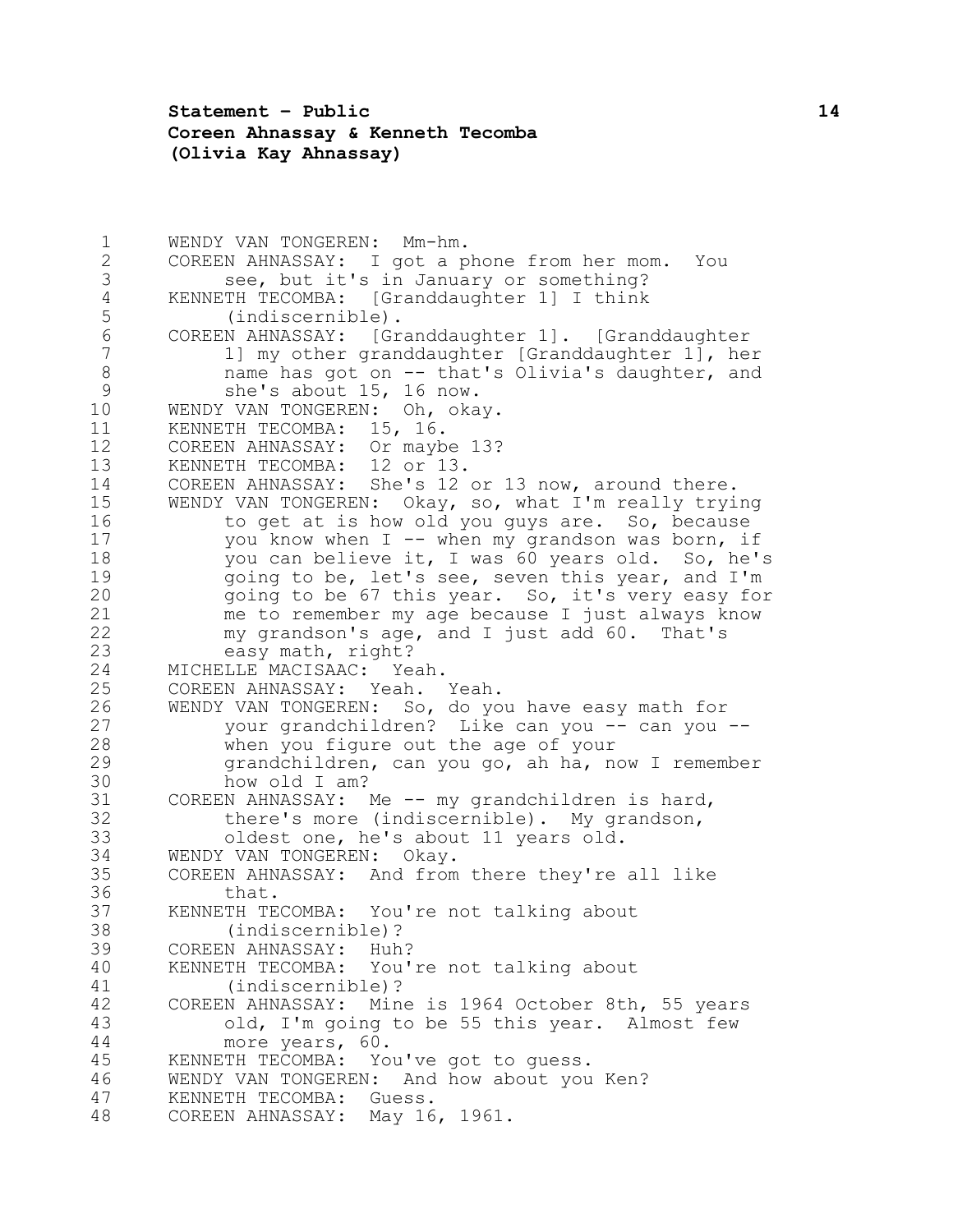WENDY VAN TONGEREN: Mm-hm.
COREEN AHNASSAY: I got a phone from her mom. You see, but it's in January or something?
KENNETH TECOMBA: [Granddaughter 1] I think (indiscernible).
COREEN AHNASSAY: [Granddaughter 1]. [Granddaughter 1] my other granddaughter [Granddaughter 1], her name has got on -- that's Olivia's daughter, and she's about 15, 16 now.
WENDY VAN TONGEREN: Oh, okay.
KENNETH TECOMBA: 15, 16.
COREEN AHNASSAY: Or maybe 13?
KENNETH TECOMBA: 12 or 13.
COREEN AHNASSAY: She's 12 or 13 now, around there.
WENDY VAN TONGEREN: Okay, so, what I'm really trying to get at is how old you guys are. So, because you know when I -- when my grandson was born, if you can believe it, I was 60 years old. So, he's going to be, let's see, seven this year, and I'm going to be 67 this year. So, it's very easy for me to remember my age because I just always know my grandson's age, and I just add 60. That's easy math, right?
MICHELLE MACISAAC: Yeah.
COREEN AHNASSAY: Yeah. Yeah.
WENDY VAN TONGEREN: So, do you have easy math for your grandchildren? Like can you -- can you -- when you figure out the age of your grandchildren, can you go, ah ha, now I remember how old I am?
COREEN AHNASSAY: Me -- my grandchildren is hard, there's more (indiscernible). My grandson, oldest one, he's about 11 years old.
WENDY VAN TONGEREN: Okay.
COREEN AHNASSAY: And from there they're all like that.
KENNETH TECOMBA: You're not talking about (indiscernible)?
COREEN AHNASSAY: Huh?
KENNETH TECOMBA: You're not talking about (indiscernible)?
COREEN AHNASSAY: Mine is 1964 October 8th, 55 years old, I'm going to be 55 this year. Almost few more years, 60.
KENNETH TECOMBA: You've got to guess.
WENDY VAN TONGEREN: And how about you Ken?
KENNETH TECOMBA: Guess.
COREEN AHNASSAY: May 16, 1961.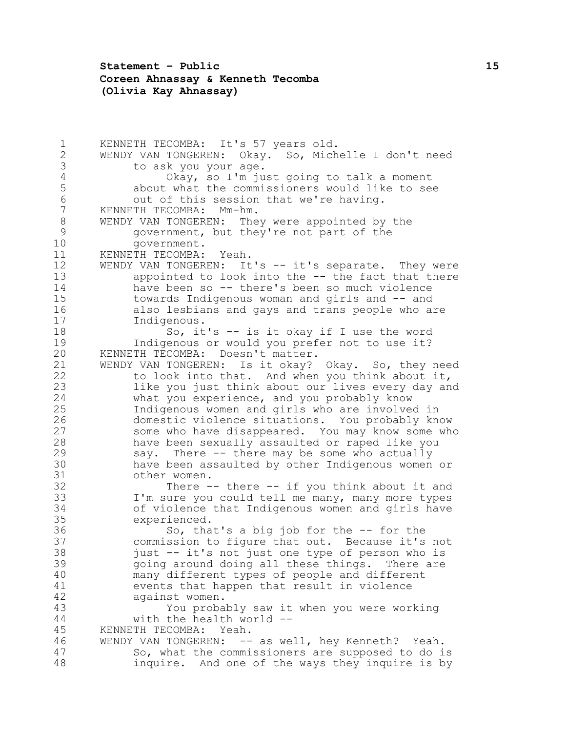KENNETH TECOMBA: It's 57 years old.

WENDY VAN TONGEREN: Okay. So, Michelle I don't need to ask you your age.

Okay, so I'm just going to talk a moment about what the commissioners would like to see out of this session that we're having.

KENNETH TECOMBA: Mm-hm.

WENDY VAN TONGEREN: They were appointed by the government, but they're not part of the government.

KENNETH TECOMBA: Yeah.

WENDY VAN TONGEREN: It's -- it's separate. They were appointed to look into the -- the fact that there have been so -- there's been so much violence towards Indigenous woman and girls and -- and also lesbians and gays and trans people who are Indigenous.

So, it's -- is it okay if I use the word Indigenous or would you prefer not to use it?

KENNETH TECOMBA: Doesn't matter.

WENDY VAN TONGEREN: Is it okay? Okay. So, they need to look into that. And when you think about it, like you just think about our lives every day and what you experience, and you probably know Indigenous women and girls who are involved in domestic violence situations. You probably know some who have disappeared. You may know some who have been sexually assaulted or raped like you say. There -- there may be some who actually have been assaulted by other Indigenous women or other women.

There -- there -- if you think about it and I'm sure you could tell me many, many more types of violence that Indigenous women and girls have experienced.

So, that's a big job for the -- for the commission to figure that out. Because it's not just -- it's not just one type of person who is going around doing all these things. There are many different types of people and different events that happen that result in violence against women.

You probably saw it when you were working with the health world --

KENNETH TECOMBA: Yeah.

WENDY VAN TONGEREN: -- as well, hey Kenneth? Yeah. So, what the commissioners are supposed to do is inquire. And one of the ways they inquire is by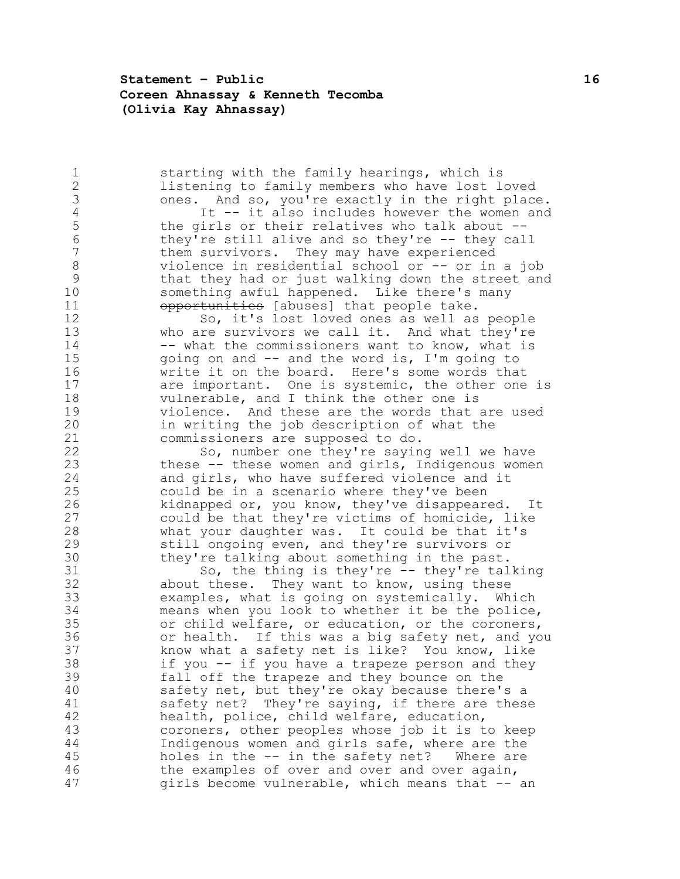starting with the family hearings, which is listening to family members who have lost loved ones. And so, you're exactly in the right place.

It -- it also includes however the women and the girls or their relatives who talk about -- they're still alive and so they're -- they call them survivors. They may have experienced violence in residential school or -- or in a job that they had or just walking down the street and something awful happened. Like there's many ~~opportunities~~ [abuses] that people take.

So, it's lost loved ones as well as people who are survivors we call it. And what they're -- what the commissioners want to know, what is going on and -- and the word is, I'm going to write it on the board. Here's some words that are important. One is systemic, the other one is vulnerable, and I think the other one is violence. And these are the words that are used in writing the job description of what the commissioners are supposed to do.

So, number one they're saying well we have these -- these women and girls, Indigenous women and girls, who have suffered violence and it could be in a scenario where they've been kidnapped or, you know, they've disappeared. It could be that they're victims of homicide, like what your daughter was. It could be that it's still ongoing even, and they're survivors or they're talking about something in the past.

So, the thing is they're -- they're talking about these. They want to know, using these examples, what is going on systemically. Which means when you look to whether it be the police, or child welfare, or education, or the coroners, or health. If this was a big safety net, and you know what a safety net is like? You know, like if you -- if you have a trapeze person and they fall off the trapeze and they bounce on the safety net, but they're okay because there's a safety net? They're saying, if there are these health, police, child welfare, education, coroners, other peoples whose job it is to keep Indigenous women and girls safe, where are the holes in the -- in the safety net? Where are the examples of over and over and over again, girls become vulnerable, which means that -- an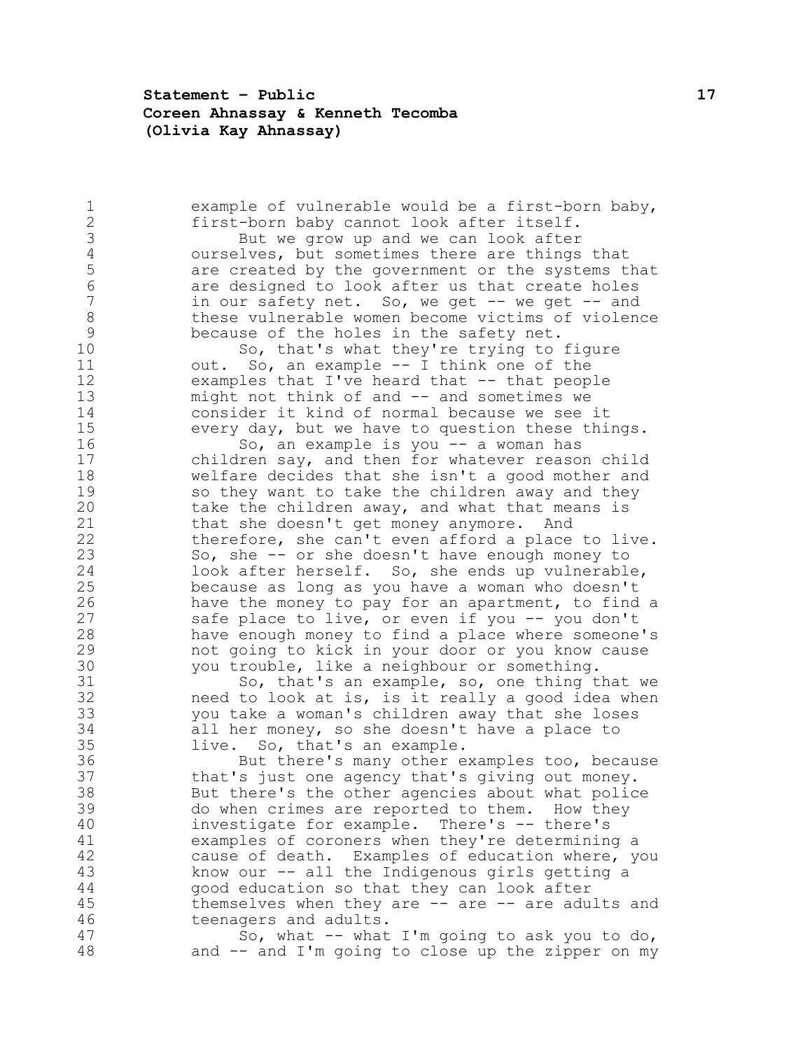example of vulnerable would be a first-born baby, first-born baby cannot look after itself.

But we grow up and we can look after ourselves, but sometimes there are things that are created by the government or the systems that are designed to look after us that create holes in our safety net. So, we get -- we get -- and these vulnerable women become victims of violence because of the holes in the safety net.

So, that's what they're trying to figure out. So, an example -- I think one of the examples that I've heard that -- that people might not think of and -- and sometimes we consider it kind of normal because we see it every day, but we have to question these things.

So, an example is you -- a woman has children say, and then for whatever reason child welfare decides that she isn't a good mother and so they want to take the children away and they take the children away, and what that means is that she doesn't get money anymore. And therefore, she can't even afford a place to live. So, she -- or she doesn't have enough money to look after herself. So, she ends up vulnerable, because as long as you have a woman who doesn't have the money to pay for an apartment, to find a safe place to live, or even if you -- you don't have enough money to find a place where someone's not going to kick in your door or you know cause you trouble, like a neighbour or something.

So, that's an example, so, one thing that we need to look at is, is it really a good idea when you take a woman's children away that she loses all her money, so she doesn't have a place to live. So, that's an example.

But there's many other examples too, because that's just one agency that's giving out money. But there's the other agencies about what police do when crimes are reported to them. How they investigate for example. There's -- there's examples of coroners when they're determining a cause of death. Examples of education where, you know our -- all the Indigenous girls getting a good education so that they can look after themselves when they are -- are -- are adults and teenagers and adults.

So, what -- what I'm going to ask you to do, and -- and I'm going to close up the zipper on my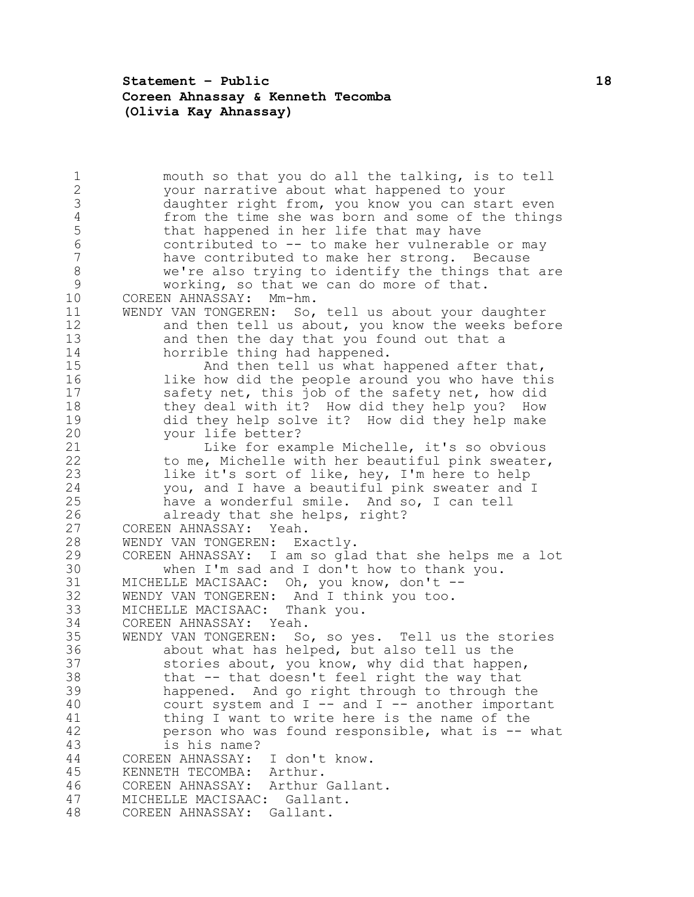mouth so that you do all the talking, is to tell your narrative about what happened to your daughter right from, you know you can start even from the time she was born and some of the things that happened in her life that may have contributed to -- to make her vulnerable or may have contributed to make her strong. Because we're also trying to identify the things that are working, so that we can do more of that.

COREEN AHNASSAY: Mm-hm.

WENDY VAN TONGEREN: So, tell us about your daughter and then tell us about, you know the weeks before and then the day that you found out that a horrible thing had happened.

And then tell us what happened after that, like how did the people around you who have this safety net, this job of the safety net, how did they deal with it? How did they help you? How did they help solve it? How did they help make your life better?

Like for example Michelle, it's so obvious to me, Michelle with her beautiful pink sweater, like it's sort of like, hey, I'm here to help you, and I have a beautiful pink sweater and I have a wonderful smile. And so, I can tell already that she helps, right?

COREEN AHNASSAY: Yeah.

WENDY VAN TONGEREN: Exactly.

COREEN AHNASSAY: I am so glad that she helps me a lot when I'm sad and I don't how to thank you.

MICHELLE MACISAAC: Oh, you know, don't --

WENDY VAN TONGEREN: And I think you too.

MICHELLE MACISAAC: Thank you.

COREEN AHNASSAY: Yeah.

WENDY VAN TONGEREN: So, so yes. Tell us the stories about what has helped, but also tell us the stories about, you know, why did that happen, that -- that doesn't feel right the way that happened. And go right through to through the court system and I -- and I -- another important thing I want to write here is the name of the person who was found responsible, what is -- what is his name?

COREEN AHNASSAY: I don't know.

KENNETH TECOMBA: Arthur.

COREEN AHNASSAY: Arthur Gallant.

MICHELLE MACISAAC: Gallant.

COREEN AHNASSAY: Gallant.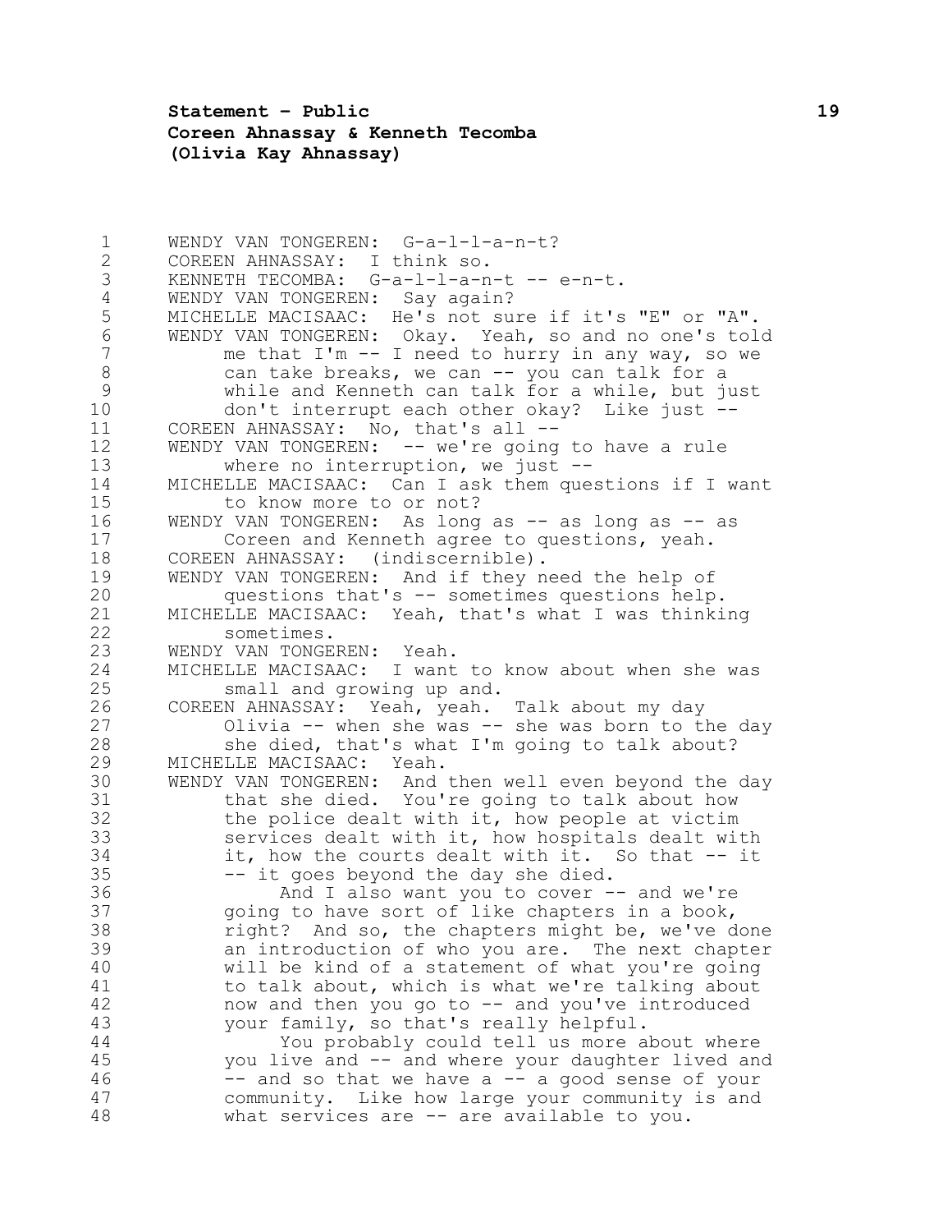WENDY VAN TONGEREN: G-a-l-l-a-n-t?

COREEN AHNASSAY: I think so.

KENNETH TECOMBA: G-a-l-l-a-n-t -- e-n-t.

WENDY VAN TONGEREN: Say again?

MICHELLE MACISAAC: He's not sure if it's "E" or "A".

WENDY VAN TONGEREN: Okay. Yeah, so and no one's told me that I'm -- I need to hurry in any way, so we can take breaks, we can -- you can talk for a while and Kenneth can talk for a while, but just don't interrupt each other okay? Like just --

COREEN AHNASSAY: No, that's all --

WENDY VAN TONGEREN: -- we're going to have a rule where no interruption, we just --

MICHELLE MACISAAC: Can I ask them questions if I want to know more to or not?

WENDY VAN TONGEREN: As long as -- as long as -- as Coreen and Kenneth agree to questions, yeah.

COREEN AHNASSAY: (indiscernible).

WENDY VAN TONGEREN: And if they need the help of questions that's -- sometimes questions help.

MICHELLE MACISAAC: Yeah, that's what I was thinking sometimes.

WENDY VAN TONGEREN: Yeah.

MICHELLE MACISAAC: I want to know about when she was small and growing up and.

COREEN AHNASSAY: Yeah, yeah. Talk about my day Olivia -- when she was -- she was born to the day she died, that's what I'm going to talk about?

MICHELLE MACISAAC: Yeah.

WENDY VAN TONGEREN: And then well even beyond the day that she died. You're going to talk about how the police dealt with it, how people at victim services dealt with it, how hospitals dealt with it, how the courts dealt with it. So that -- it -- it goes beyond the day she died.

And I also want you to cover -- and we're going to have sort of like chapters in a book, right? And so, the chapters might be, we've done an introduction of who you are. The next chapter will be kind of a statement of what you're going to talk about, which is what we're talking about now and then you go to -- and you've introduced your family, so that's really helpful.

You probably could tell us more about where you live and -- and where your daughter lived and -- and so that we have a -- a good sense of your community. Like how large your community is and what services are -- are available to you.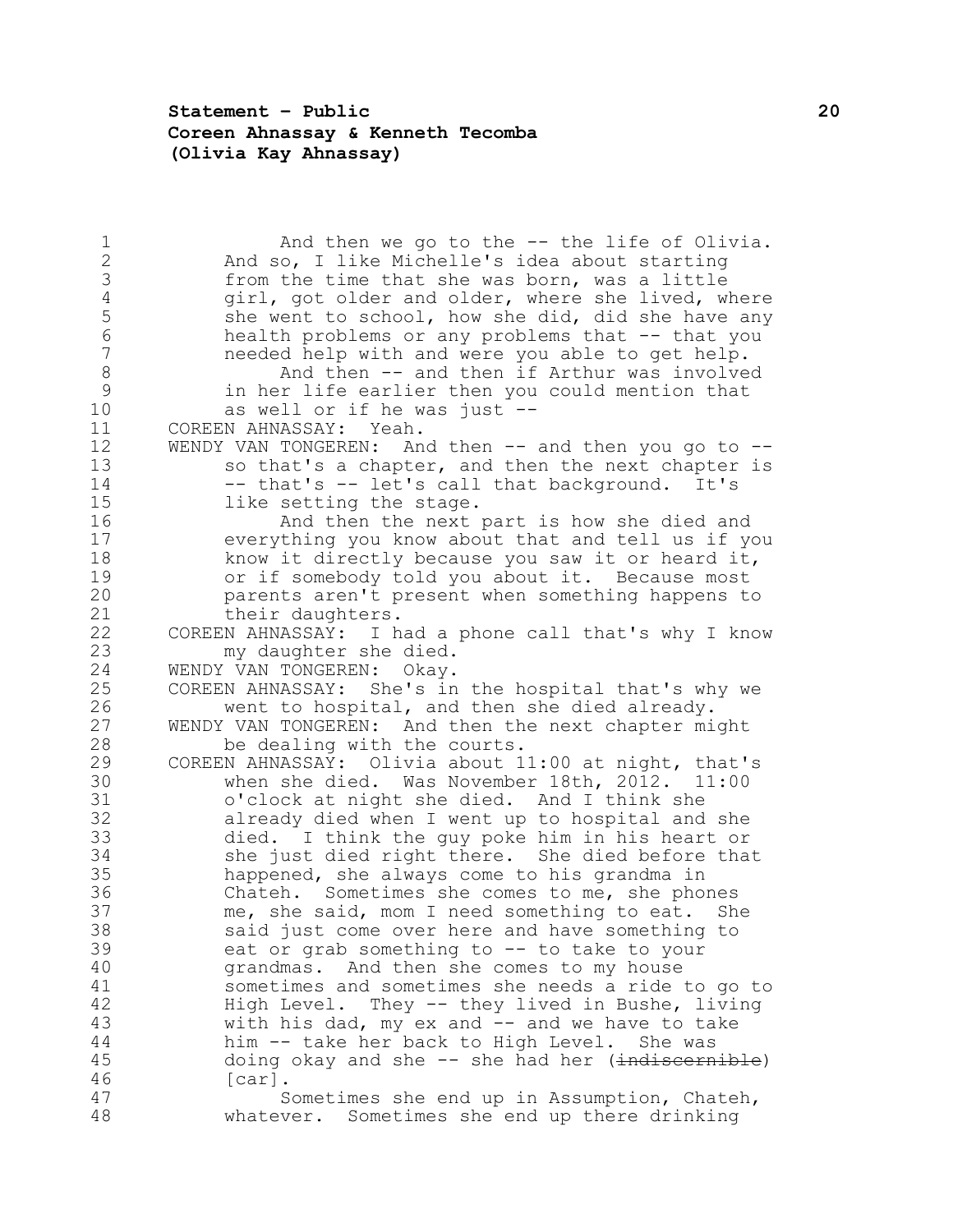And then we go to the -- the life of Olivia. And so, I like Michelle's idea about starting from the time that she was born, was a little girl, got older and older, where she lived, where she went to school, how she did, did she have any health problems or any problems that -- that you needed help with and were you able to get help.

And then -- and then if Arthur was involved in her life earlier then you could mention that as well or if he was just --

COREEN AHNASSAY: Yeah.

WENDY VAN TONGEREN: And then -- and then you go to -- so that's a chapter, and then the next chapter is -- that's -- let's call that background. It's like setting the stage.

And then the next part is how she died and everything you know about that and tell us if you know it directly because you saw it or heard it, or if somebody told you about it. Because most parents aren't present when something happens to their daughters.

COREEN AHNASSAY: I had a phone call that's why I know my daughter she died.

WENDY VAN TONGEREN: Okay.

COREEN AHNASSAY: She's in the hospital that's why we went to hospital, and then she died already.

WENDY VAN TONGEREN: And then the next chapter might be dealing with the courts.

COREEN AHNASSAY: Olivia about 11:00 at night, that's when she died. Was November 18th, 2012. 11:00 o'clock at night she died. And I think she already died when I went up to hospital and she died. I think the guy poke him in his heart or she just died right there. She died before that happened, she always come to his grandma in Chateh. Sometimes she comes to me, she phones me, she said, mom I need something to eat. She said just come over here and have something to eat or grab something to -- to take to your grandmas. And then she comes to my house sometimes and sometimes she needs a ride to go to High Level. They -- they lived in Bushe, living with his dad, my ex and -- and we have to take him -- take her back to High Level. She was doing okay and she -- she had her (~~indiscernible~~) [car].

Sometimes she end up in Assumption, Chateh, whatever. Sometimes she end up there drinking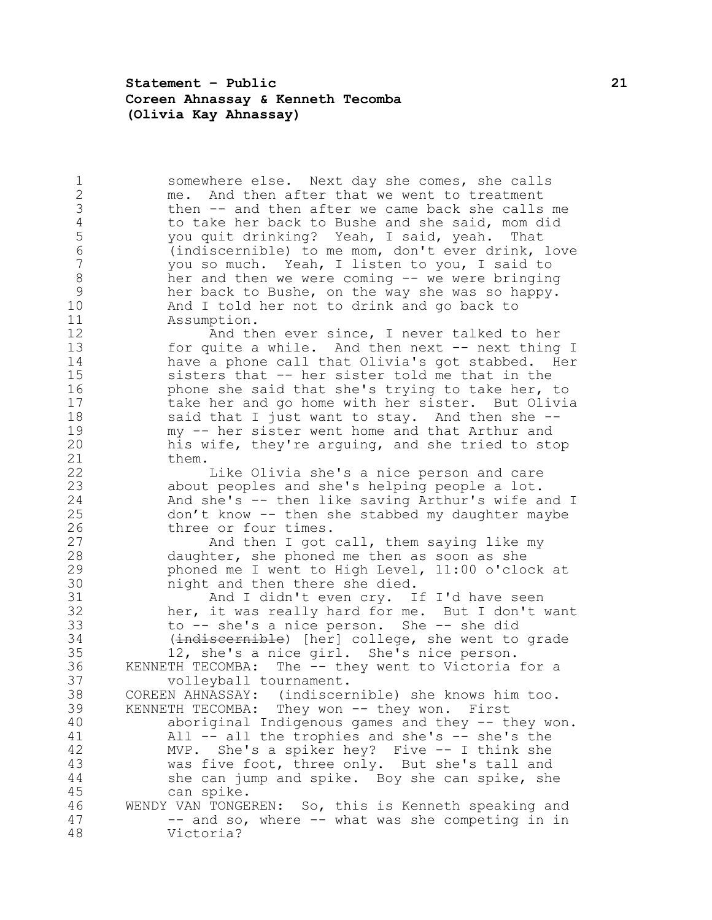somewhere else. Next day she comes, she calls me. And then after that we went to treatment then -- and then after we came back she calls me to take her back to Bushe and she said, mom did you quit drinking? Yeah, I said, yeah. That (indiscernible) to me mom, don't ever drink, love you so much. Yeah, I listen to you, I said to her and then we were coming -- we were bringing her back to Bushe, on the way she was so happy. And I told her not to drink and go back to Assumption.

And then ever since, I never talked to her for quite a while. And then next -- next thing I have a phone call that Olivia's got stabbed. Her sisters that -- her sister told me that in the phone she said that she's trying to take her, to take her and go home with her sister. But Olivia said that I just want to stay. And then she -- my -- her sister went home and that Arthur and his wife, they're arguing, and she tried to stop them.

Like Olivia she's a nice person and care about peoples and she's helping people a lot. And she's -- then like saving Arthur's wife and I don't know -- then she stabbed my daughter maybe three or four times.

And then I got call, them saying like my daughter, she phoned me then as soon as she phoned me I went to High Level, 11:00 o'clock at night and then there she died.

And I didn't even cry. If I'd have seen her, it was really hard for me. But I don't want to -- she's a nice person. She -- she did (~~indiscernible~~) [her] college, she went to grade 12, she's a nice girl. She's nice person.

KENNETH TECOMBA: The -- they went to Victoria for a volleyball tournament.

COREEN AHNASSAY: (indiscernible) she knows him too.

KENNETH TECOMBA: They won -- they won. First aboriginal Indigenous games and they -- they won. All -- all the trophies and she's -- she's the MVP. She's a spiker hey? Five -- I think she was five foot, three only. But she's tall and she can jump and spike. Boy she can spike, she can spike.

WENDY VAN TONGEREN: So, this is Kenneth speaking and -- and so, where -- what was she competing in in Victoria?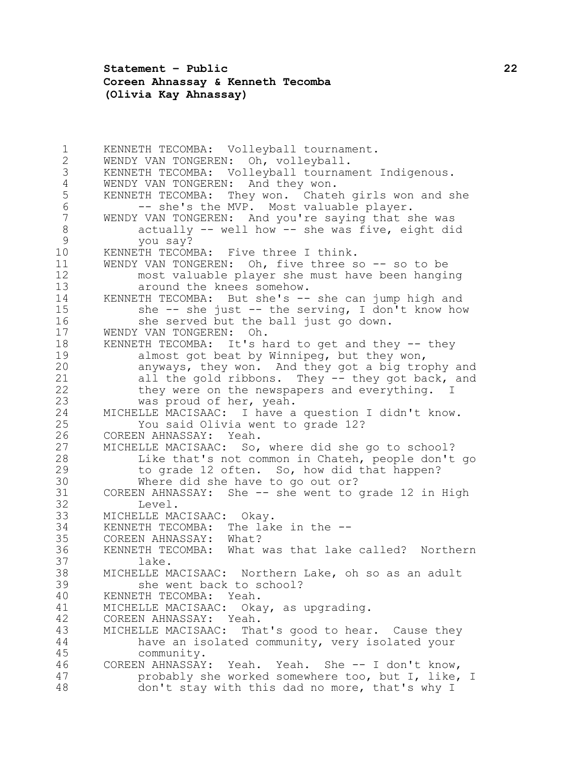KENNETH TECOMBA: Volleyball tournament.

WENDY VAN TONGEREN: Oh, volleyball.

KENNETH TECOMBA: Volleyball tournament Indigenous.

WENDY VAN TONGEREN: And they won.

KENNETH TECOMBA: They won. Chateh girls won and she -- she's the MVP. Most valuable player.

WENDY VAN TONGEREN: And you're saying that she was actually -- well how -- she was five, eight did you say?

KENNETH TECOMBA: Five three I think.

WENDY VAN TONGEREN: Oh, five three so -- so to be most valuable player she must have been hanging around the knees somehow.

KENNETH TECOMBA: But she's -- she can jump high and she -- she just -- the serving, I don't know how she served but the ball just go down.

WENDY VAN TONGEREN: Oh.

KENNETH TECOMBA: It's hard to get and they -- they almost got beat by Winnipeg, but they won, anyways, they won. And they got a big trophy and all the gold ribbons. They -- they got back, and they were on the newspapers and everything. I was proud of her, yeah.

MICHELLE MACISAAC: I have a question I didn't know. You said Olivia went to grade 12?

COREEN AHNASSAY: Yeah.

MICHELLE MACISAAC: So, where did she go to school? Like that's not common in Chateh, people don't go to grade 12 often. So, how did that happen? Where did she have to go out or?

COREEN AHNASSAY: She -- she went to grade 12 in High Level.

MICHELLE MACISAAC: Okay.

KENNETH TECOMBA: The lake in the --

COREEN AHNASSAY: What?

KENNETH TECOMBA: What was that lake called? Northern lake.

MICHELLE MACISAAC: Northern Lake, oh so as an adult she went back to school?

KENNETH TECOMBA: Yeah.

MICHELLE MACISAAC: Okay, as upgrading.

COREEN AHNASSAY: Yeah.

MICHELLE MACISAAC: That's good to hear. Cause they have an isolated community, very isolated your community.

COREEN AHNASSAY: Yeah. Yeah. She -- I don't know, probably she worked somewhere too, but I, like, I don't stay with this dad no more, that's why I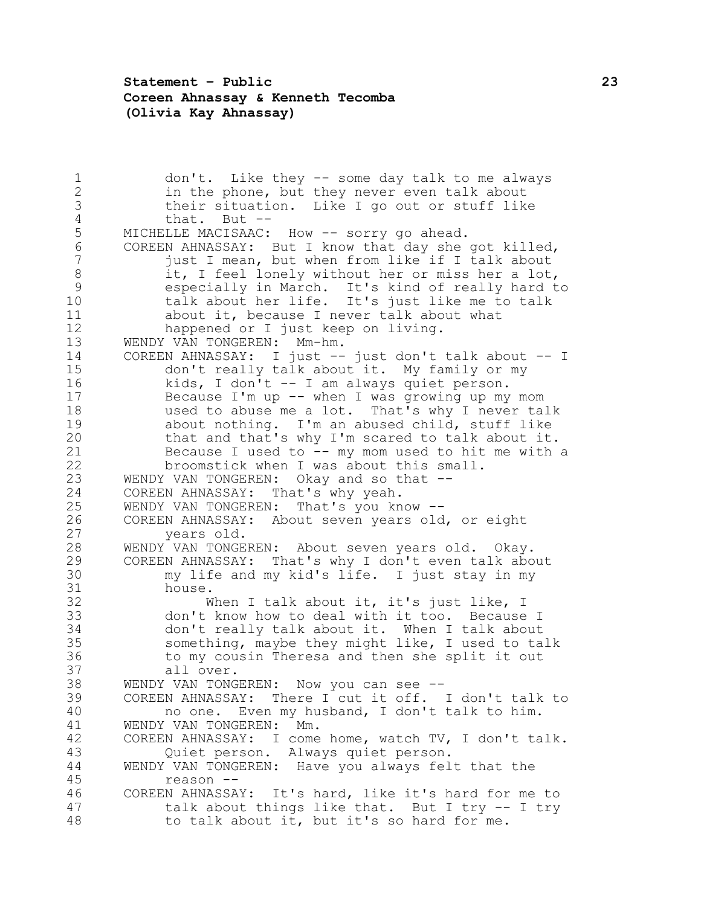don't. Like they -- some day talk to me always in the phone, but they never even talk about their situation. Like I go out or stuff like that. But --

MICHELLE MACISAAC: How -- sorry go ahead.

COREEN AHNASSAY: But I know that day she got killed, just I mean, but when from like if I talk about it, I feel lonely without her or miss her a lot, especially in March. It's kind of really hard to talk about her life. It's just like me to talk about it, because I never talk about what happened or I just keep on living.

WENDY VAN TONGEREN: Mm-hm.

COREEN AHNASSAY: I just -- just don't talk about -- I don't really talk about it. My family or my kids, I don't -- I am always quiet person. Because I'm up -- when I was growing up my mom used to abuse me a lot. That's why I never talk about nothing. I'm an abused child, stuff like that and that's why I'm scared to talk about it. Because I used to -- my mom used to hit me with a broomstick when I was about this small.

WENDY VAN TONGEREN: Okay and so that --

COREEN AHNASSAY: That's why yeah.

WENDY VAN TONGEREN: That's you know --

COREEN AHNASSAY: About seven years old, or eight years old.

WENDY VAN TONGEREN: About seven years old. Okay.

COREEN AHNASSAY: That's why I don't even talk about my life and my kid's life. I just stay in my house.

When I talk about it, it's just like, I don't know how to deal with it too. Because I don't really talk about it. When I talk about something, maybe they might like, I used to talk to my cousin Theresa and then she split it out all over.

WENDY VAN TONGEREN: Now you can see --

COREEN AHNASSAY: There I cut it off. I don't talk to no one. Even my husband, I don't talk to him.

WENDY VAN TONGEREN: Mm.

COREEN AHNASSAY: I come home, watch TV, I don't talk. Quiet person. Always quiet person.

WENDY VAN TONGEREN: Have you always felt that the reason --

COREEN AHNASSAY: It's hard, like it's hard for me to talk about things like that. But I try -- I try to talk about it, but it's so hard for me.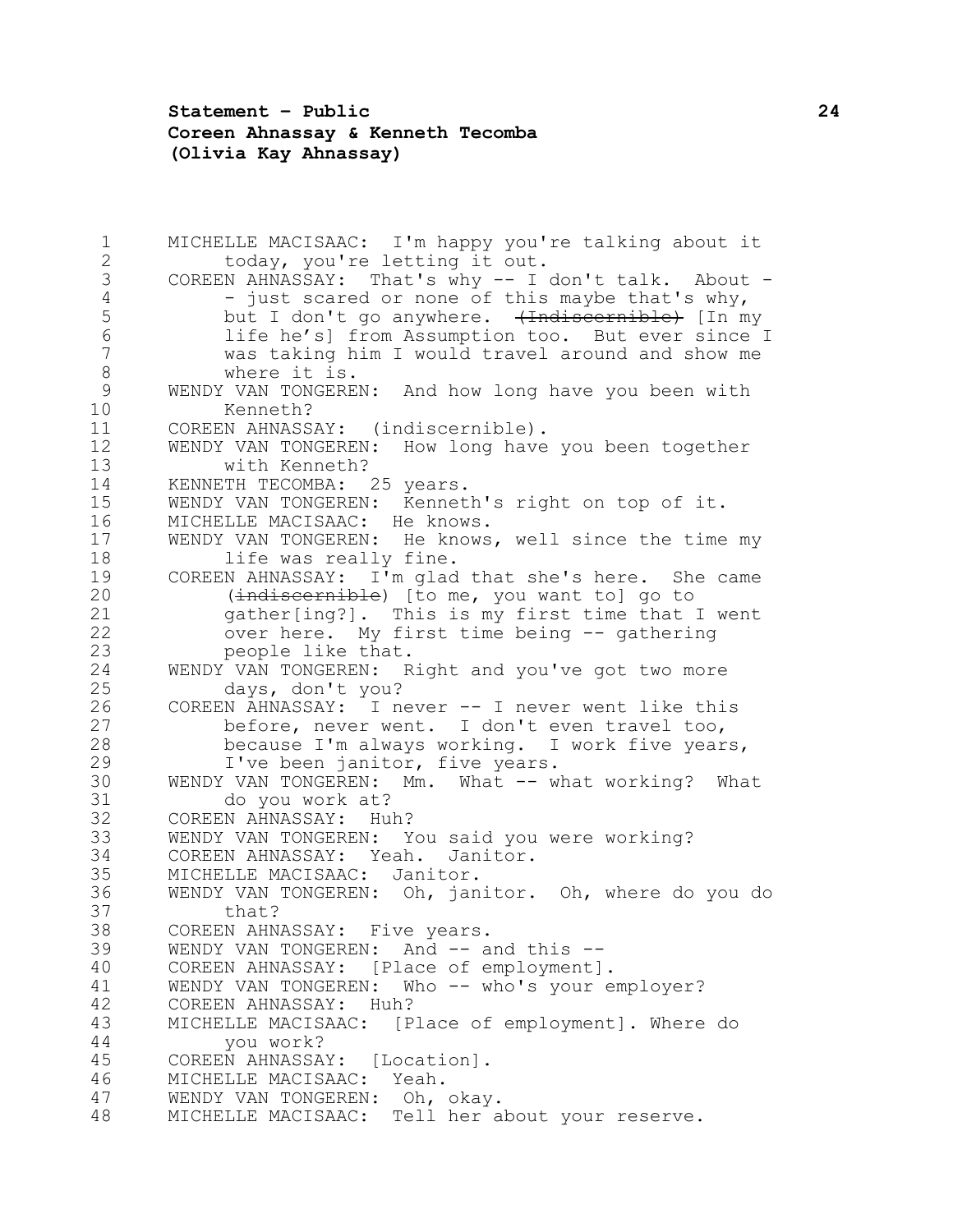MICHELLE MACISAAC: I'm happy you're talking about it today, you're letting it out.

COREEN AHNASSAY: That's why -- I don't talk. About -- just scared or none of this maybe that's why, but I don't go anywhere. ~~(Indiscernible)~~ [In my life he's] from Assumption too. But ever since I was taking him I would travel around and show me where it is.

WENDY VAN TONGEREN: And how long have you been with Kenneth?

COREEN AHNASSAY: (indiscernible).

WENDY VAN TONGEREN: How long have you been together with Kenneth?

KENNETH TECOMBA: 25 years.

WENDY VAN TONGEREN: Kenneth's right on top of it.

MICHELLE MACISAAC: He knows.

WENDY VAN TONGEREN: He knows, well since the time my life was really fine.

COREEN AHNASSAY: I'm glad that she's here. She came (~~indiscernible~~) [to me, you want to] go to gather[ing?]. This is my first time that I went over here. My first time being -- gathering people like that.

WENDY VAN TONGEREN: Right and you've got two more days, don't you?

COREEN AHNASSAY: I never -- I never went like this before, never went. I don't even travel too, because I'm always working. I work five years, I've been janitor, five years.

WENDY VAN TONGEREN: Mm. What -- what working? What do you work at?

COREEN AHNASSAY: Huh?

WENDY VAN TONGEREN: You said you were working?

COREEN AHNASSAY: Yeah. Janitor.

MICHELLE MACISAAC: Janitor.

WENDY VAN TONGEREN: Oh, janitor. Oh, where do you do that?

COREEN AHNASSAY: Five years.

WENDY VAN TONGEREN: And -- and this --

COREEN AHNASSAY: [Place of employment].

WENDY VAN TONGEREN: Who -- who's your employer?

COREEN AHNASSAY: Huh?

MICHELLE MACISAAC: [Place of employment]. Where do you work?

COREEN AHNASSAY: [Location].

MICHELLE MACISAAC: Yeah.

WENDY VAN TONGEREN: Oh, okay.

MICHELLE MACISAAC: Tell her about your reserve.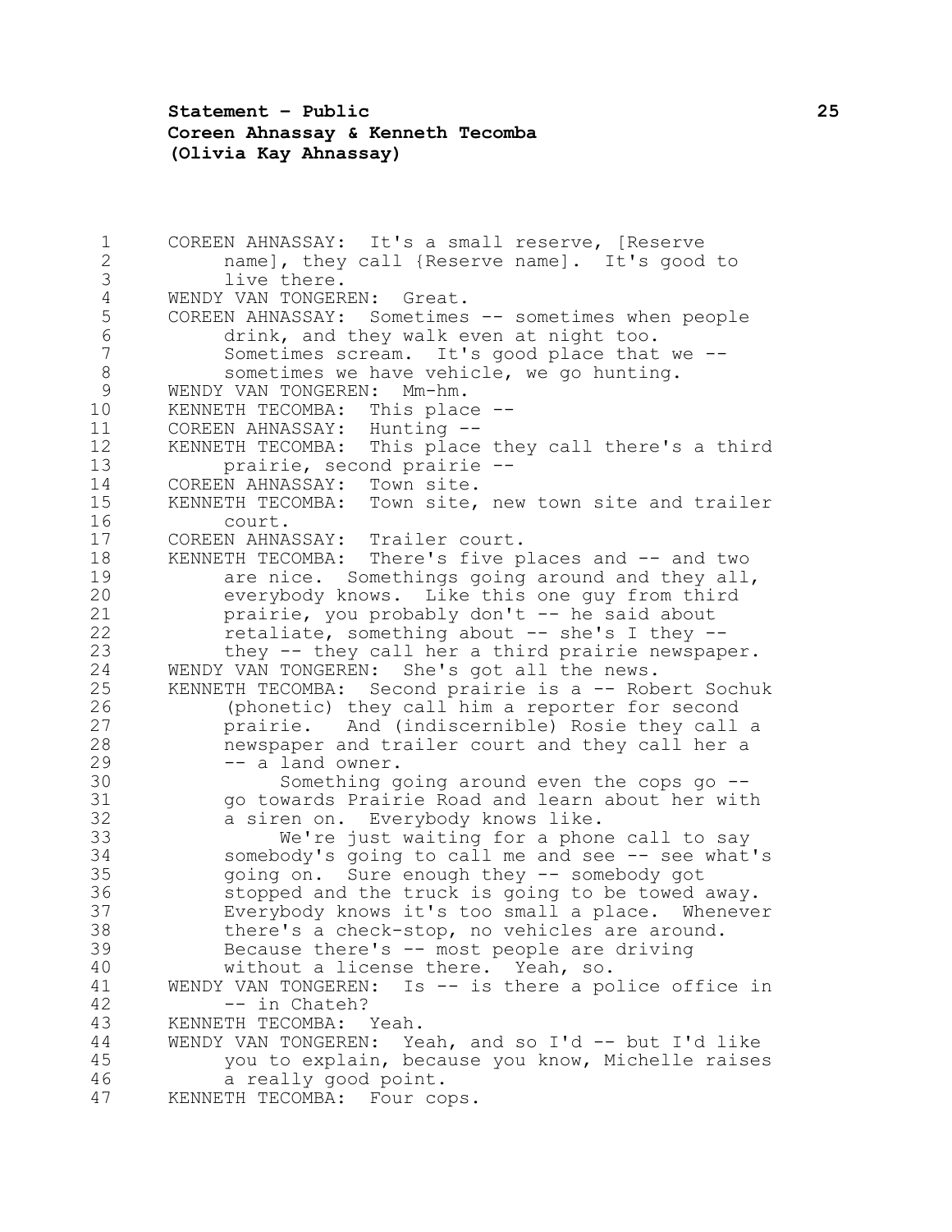COREEN AHNASSAY: It's a small reserve, [Reserve name], they call {Reserve name]. It's good to live there.

WENDY VAN TONGEREN: Great.

COREEN AHNASSAY: Sometimes -- sometimes when people drink, and they walk even at night too. Sometimes scream. It's good place that we -- sometimes we have vehicle, we go hunting.

WENDY VAN TONGEREN: Mm-hm.

KENNETH TECOMBA: This place --

COREEN AHNASSAY: Hunting --

KENNETH TECOMBA: This place they call there's a third prairie, second prairie --

COREEN AHNASSAY: Town site.

KENNETH TECOMBA: Town site, new town site and trailer court.

COREEN AHNASSAY: Trailer court.

KENNETH TECOMBA: There's five places and -- and two are nice. Somethings going around and they all, everybody knows. Like this one guy from third prairie, you probably don't -- he said about retaliate, something about -- she's I they -- they -- they call her a third prairie newspaper.

WENDY VAN TONGEREN: She's got all the news.

KENNETH TECOMBA: Second prairie is a -- Robert Sochuk (phonetic) they call him a reporter for second prairie. And (indiscernible) Rosie they call a newspaper and trailer court and they call her a -- a land owner.

Something going around even the cops go -- go towards Prairie Road and learn about her with a siren on. Everybody knows like.

We're just waiting for a phone call to say somebody's going to call me and see -- see what's going on. Sure enough they -- somebody got stopped and the truck is going to be towed away. Everybody knows it's too small a place. Whenever there's a check-stop, no vehicles are around. Because there's -- most people are driving without a license there. Yeah, so.

WENDY VAN TONGEREN: Is -- is there a police office in -- in Chateh?

KENNETH TECOMBA: Yeah.

WENDY VAN TONGEREN: Yeah, and so I'd -- but I'd like you to explain, because you know, Michelle raises a really good point.

KENNETH TECOMBA: Four cops.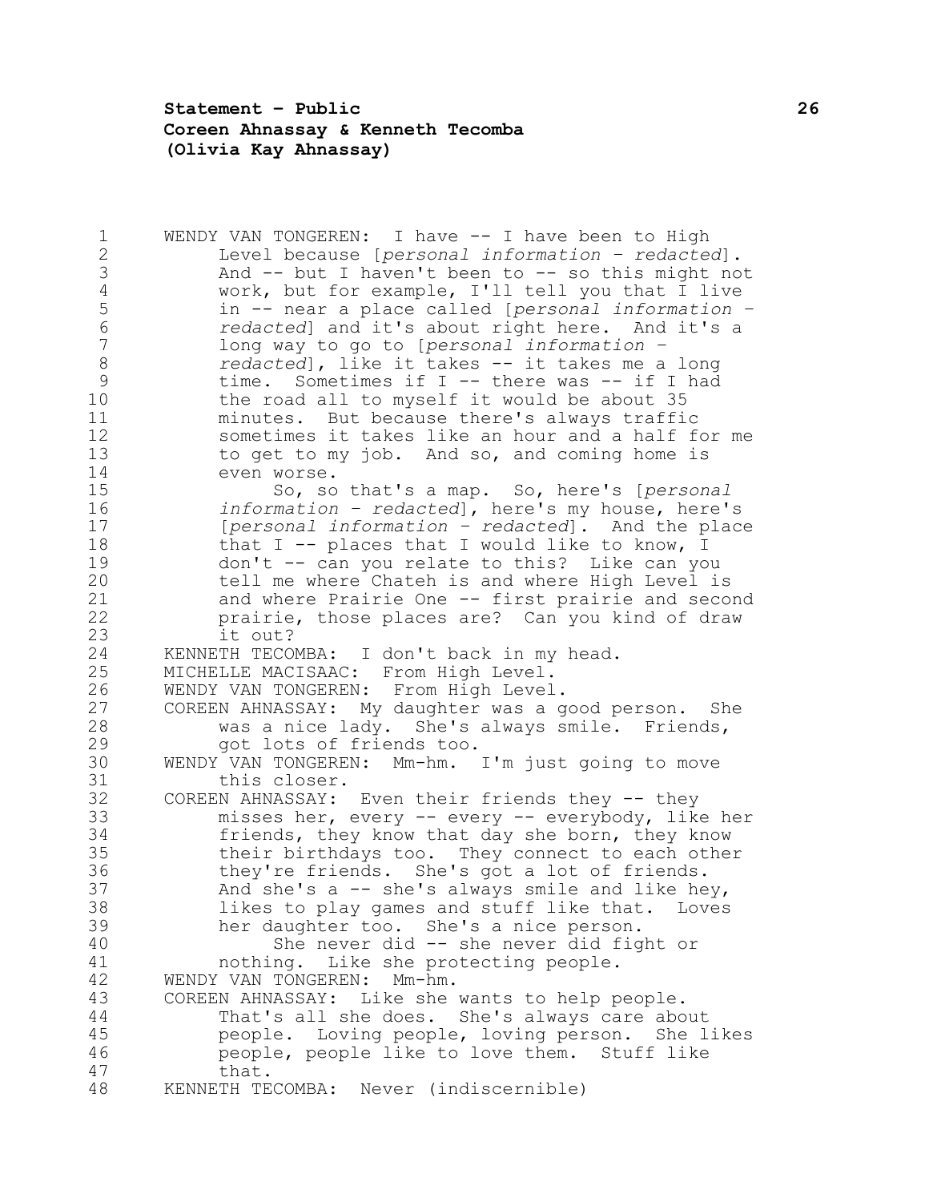WENDY VAN TONGEREN: I have -- I have been to High Level because [*personal information – redacted*]. And -- but I haven't been to -- so this might not work, but for example, I'll tell you that I live in -- near a place called [*personal information – redacted*] and it's about right here. And it's a long way to go to [*personal information – redacted*], like it takes -- it takes me a long time. Sometimes if I -- there was -- if I had the road all to myself it would be about 35 minutes. But because there's always traffic sometimes it takes like an hour and a half for me to get to my job. And so, and coming home is even worse.

So, so that's a map. So, here's [*personal information – redacted*], here's my house, here's [*personal information – redacted*]. And the place that I -- places that I would like to know, I don't -- can you relate to this? Like can you tell me where Chateh is and where High Level is and where Prairie One -- first prairie and second prairie, those places are? Can you kind of draw it out?

KENNETH TECOMBA: I don't back in my head.

MICHELLE MACISAAC: From High Level.

WENDY VAN TONGEREN: From High Level.

COREEN AHNASSAY: My daughter was a good person. She was a nice lady. She's always smile. Friends, got lots of friends too.

WENDY VAN TONGEREN: Mm-hm. I'm just going to move this closer.

COREEN AHNASSAY: Even their friends they -- they misses her, every -- every -- everybody, like her friends, they know that day she born, they know their birthdays too. They connect to each other they're friends. She's got a lot of friends. And she's a -- she's always smile and like hey, likes to play games and stuff like that. Loves her daughter too. She's a nice person.

She never did -- she never did fight or nothing. Like she protecting people.

WENDY VAN TONGEREN: Mm-hm.

COREEN AHNASSAY: Like she wants to help people. That's all she does. She's always care about people. Loving people, loving person. She likes people, people like to love them. Stuff like that.

KENNETH TECOMBA: Never (indiscernible)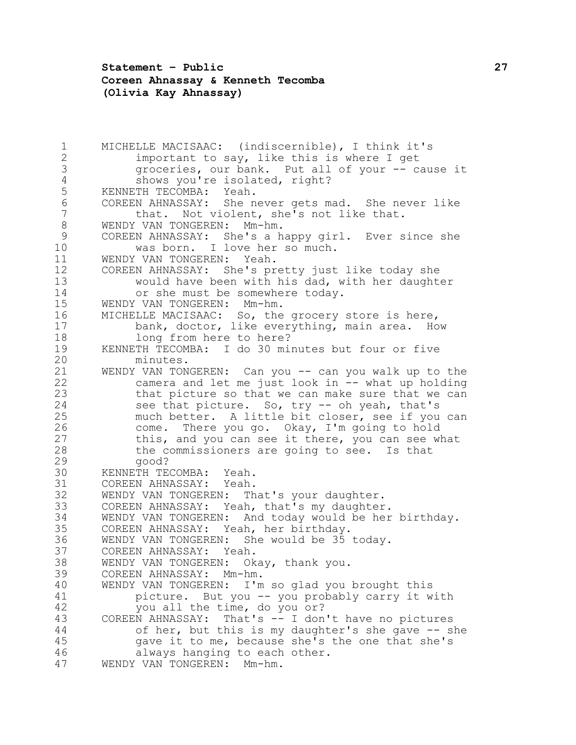MICHELLE MACISAAC: (indiscernible), I think it's important to say, like this is where I get groceries, our bank. Put all of your -- cause it shows you're isolated, right?

KENNETH TECOMBA: Yeah.

COREEN AHNASSAY: She never gets mad. She never like that. Not violent, she's not like that.

WENDY VAN TONGEREN: Mm-hm.

COREEN AHNASSAY: She's a happy girl. Ever since she was born. I love her so much.

WENDY VAN TONGEREN: Yeah.

COREEN AHNASSAY: She's pretty just like today she would have been with his dad, with her daughter or she must be somewhere today.

WENDY VAN TONGEREN: Mm-hm.

MICHELLE MACISAAC: So, the grocery store is here, bank, doctor, like everything, main area. How long from here to here?

KENNETH TECOMBA: I do 30 minutes but four or five minutes.

WENDY VAN TONGEREN: Can you -- can you walk up to the camera and let me just look in -- what up holding that picture so that we can make sure that we can see that picture. So, try -- oh yeah, that's much better. A little bit closer, see if you can come. There you go. Okay, I'm going to hold this, and you can see it there, you can see what the commissioners are going to see. Is that good?

KENNETH TECOMBA: Yeah.

COREEN AHNASSAY: Yeah.

WENDY VAN TONGEREN: That's your daughter.

COREEN AHNASSAY: Yeah, that's my daughter.

WENDY VAN TONGEREN: And today would be her birthday.

COREEN AHNASSAY: Yeah, her birthday.

WENDY VAN TONGEREN: She would be 35 today.

COREEN AHNASSAY: Yeah.

WENDY VAN TONGEREN: Okay, thank you.

COREEN AHNASSAY: Mm-hm.

WENDY VAN TONGEREN: I'm so glad you brought this picture. But you -- you probably carry it with you all the time, do you or?

COREEN AHNASSAY: That's -- I don't have no pictures of her, but this is my daughter's she gave -- she gave it to me, because she's the one that she's always hanging to each other.

WENDY VAN TONGEREN: Mm-hm.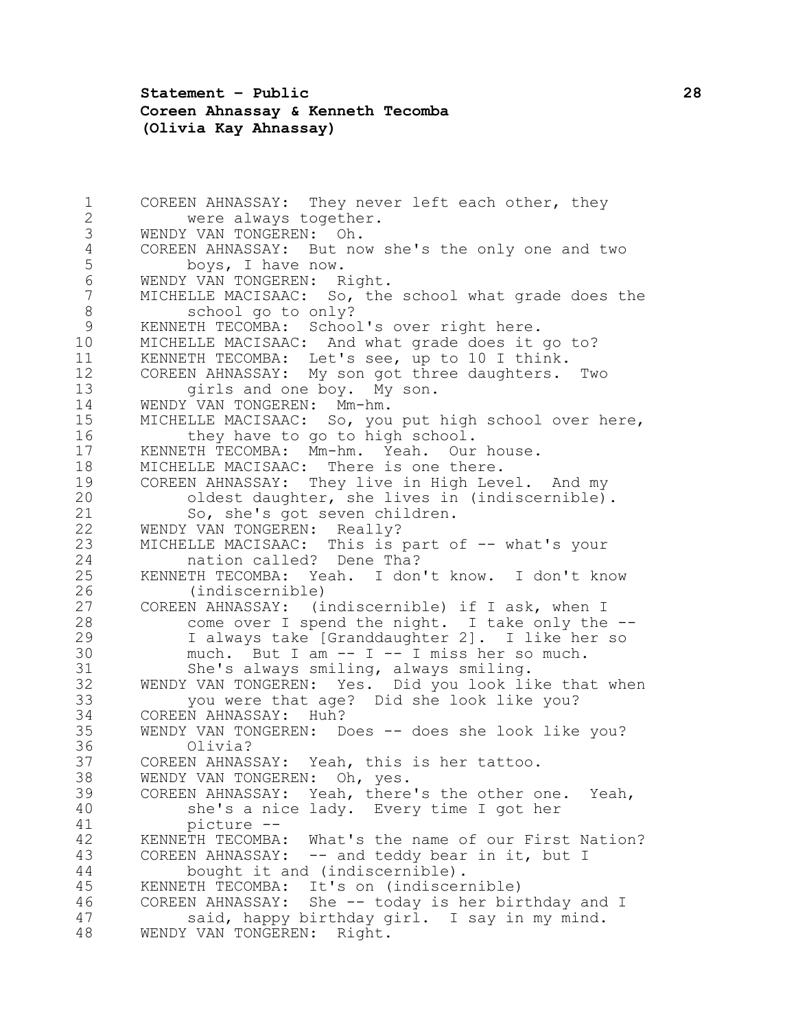COREEN AHNASSAY: They never left each other, they were always together.

WENDY VAN TONGEREN: Oh.

COREEN AHNASSAY: But now she's the only one and two boys, I have now.

WENDY VAN TONGEREN: Right.

MICHELLE MACISAAC: So, the school what grade does the school go to only?

KENNETH TECOMBA: School's over right here.

MICHELLE MACISAAC: And what grade does it go to?

KENNETH TECOMBA: Let's see, up to 10 I think.

COREEN AHNASSAY: My son got three daughters. Two girls and one boy. My son.

WENDY VAN TONGEREN: Mm-hm.

MICHELLE MACISAAC: So, you put high school over here, they have to go to high school.

KENNETH TECOMBA: Mm-hm. Yeah. Our house.

MICHELLE MACISAAC: There is one there.

COREEN AHNASSAY: They live in High Level. And my oldest daughter, she lives in (indiscernible). So, she's got seven children.

WENDY VAN TONGEREN: Really?

MICHELLE MACISAAC: This is part of -- what's your nation called? Dene Tha?

KENNETH TECOMBA: Yeah. I don't know. I don't know (indiscernible)

COREEN AHNASSAY: (indiscernible) if I ask, when I come over I spend the night. I take only the -- I always take [Granddaughter 2]. I like her so much. But I am -- I -- I miss her so much. She's always smiling, always smiling.

WENDY VAN TONGEREN: Yes. Did you look like that when you were that age? Did she look like you?

COREEN AHNASSAY: Huh?

WENDY VAN TONGEREN: Does -- does she look like you? Olivia?

COREEN AHNASSAY: Yeah, this is her tattoo.

WENDY VAN TONGEREN: Oh, yes.

COREEN AHNASSAY: Yeah, there's the other one. Yeah, she's a nice lady. Every time I got her picture --

KENNETH TECOMBA: What's the name of our First Nation?

COREEN AHNASSAY: -- and teddy bear in it, but I bought it and (indiscernible).

KENNETH TECOMBA: It's on (indiscernible)

COREEN AHNASSAY: She -- today is her birthday and I said, happy birthday girl. I say in my mind.

WENDY VAN TONGEREN: Right.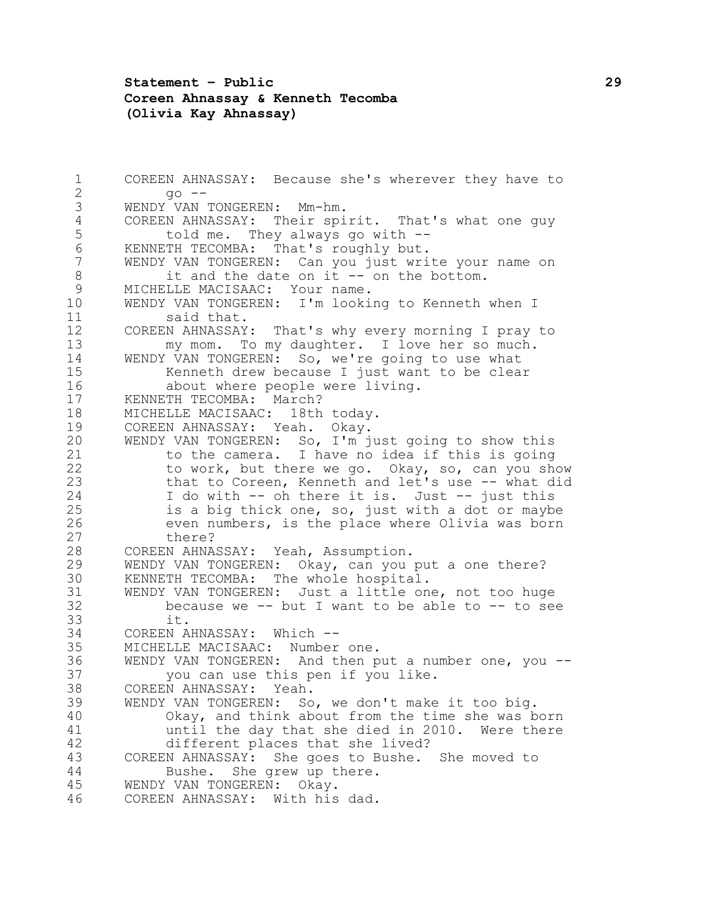COREEN AHNASSAY: Because she's wherever they have to go --

WENDY VAN TONGEREN: Mm-hm.

COREEN AHNASSAY: Their spirit. That's what one guy told me. They always go with --

KENNETH TECOMBA: That's roughly but.

WENDY VAN TONGEREN: Can you just write your name on it and the date on it -- on the bottom.

MICHELLE MACISAAC: Your name.

WENDY VAN TONGEREN: I'm looking to Kenneth when I said that.

COREEN AHNASSAY: That's why every morning I pray to my mom. To my daughter. I love her so much.

WENDY VAN TONGEREN: So, we're going to use what Kenneth drew because I just want to be clear about where people were living.

KENNETH TECOMBA: March?

MICHELLE MACISAAC: 18th today.

COREEN AHNASSAY: Yeah. Okay.

WENDY VAN TONGEREN: So, I'm just going to show this to the camera. I have no idea if this is going to work, but there we go. Okay, so, can you show that to Coreen, Kenneth and let's use -- what did I do with -- oh there it is. Just -- just this is a big thick one, so, just with a dot or maybe even numbers, is the place where Olivia was born there?

COREEN AHNASSAY: Yeah, Assumption.

WENDY VAN TONGEREN: Okay, can you put a one there?

KENNETH TECOMBA: The whole hospital.

WENDY VAN TONGEREN: Just a little one, not too huge because we -- but I want to be able to -- to see it.

COREEN AHNASSAY: Which --

MICHELLE MACISAAC: Number one.

WENDY VAN TONGEREN: And then put a number one, you -- you can use this pen if you like.

COREEN AHNASSAY: Yeah.

WENDY VAN TONGEREN: So, we don't make it too big. Okay, and think about from the time she was born until the day that she died in 2010. Were there different places that she lived?

COREEN AHNASSAY: She goes to Bushe. She moved to Bushe. She grew up there.

WENDY VAN TONGEREN: Okay.

COREEN AHNASSAY: With his dad.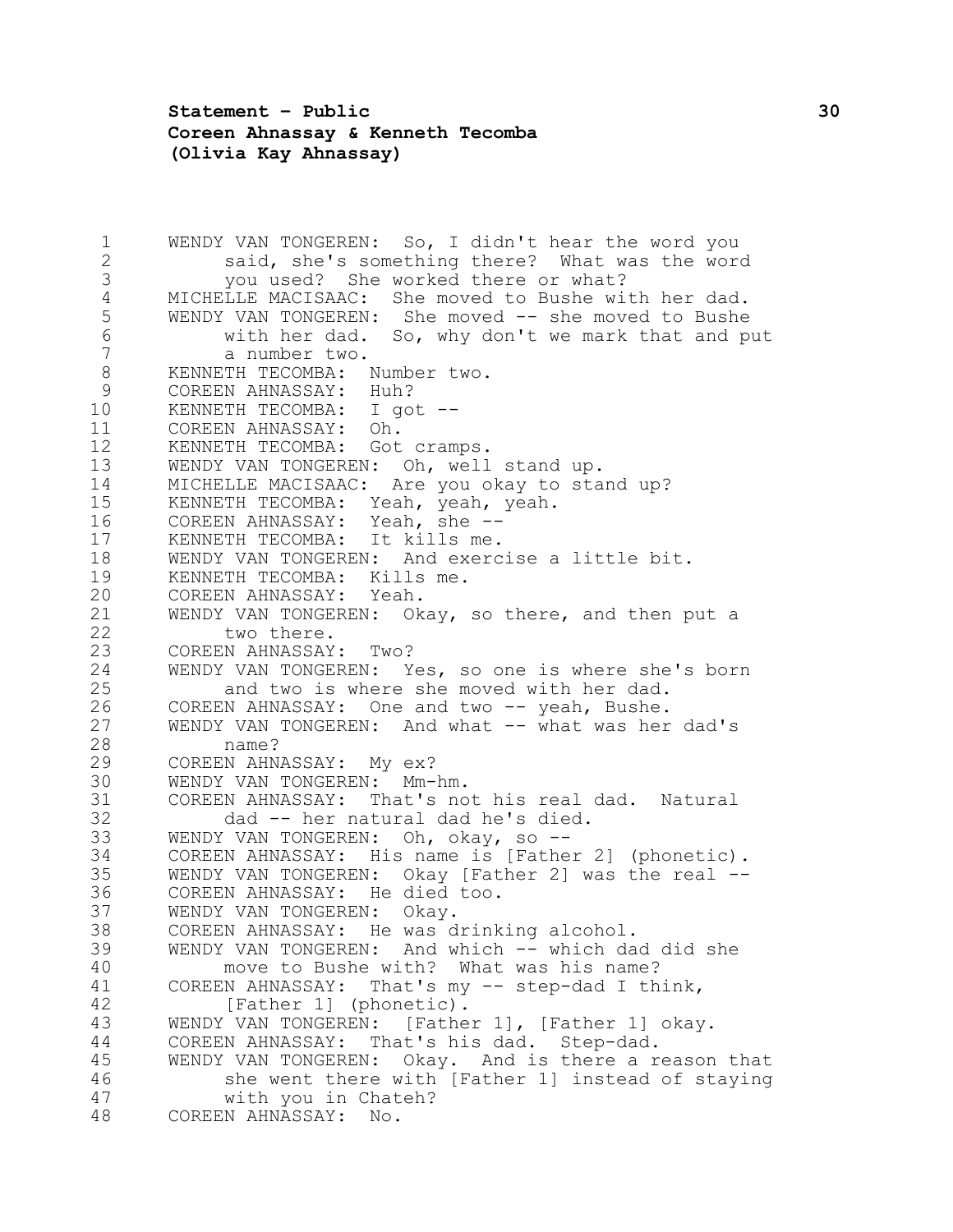WENDY VAN TONGEREN: So, I didn't hear the word you said, she's something there? What was the word you used? She worked there or what?

MICHELLE MACISAAC: She moved to Bushe with her dad.

WENDY VAN TONGEREN: She moved -- she moved to Bushe with her dad. So, why don't we mark that and put a number two.

KENNETH TECOMBA: Number two.

COREEN AHNASSAY: Huh?

KENNETH TECOMBA: I got --

COREEN AHNASSAY: Oh.

KENNETH TECOMBA: Got cramps.

WENDY VAN TONGEREN: Oh, well stand up.

MICHELLE MACISAAC: Are you okay to stand up?

KENNETH TECOMBA: Yeah, yeah, yeah.

COREEN AHNASSAY: Yeah, she --

KENNETH TECOMBA: It kills me.

WENDY VAN TONGEREN: And exercise a little bit.

KENNETH TECOMBA: Kills me.

COREEN AHNASSAY: Yeah.

WENDY VAN TONGEREN: Okay, so there, and then put a two there.

COREEN AHNASSAY: Two?

WENDY VAN TONGEREN: Yes, so one is where she's born and two is where she moved with her dad.

COREEN AHNASSAY: One and two -- yeah, Bushe.

WENDY VAN TONGEREN: And what -- what was her dad's name?

COREEN AHNASSAY: My ex?

WENDY VAN TONGEREN: Mm-hm.

COREEN AHNASSAY: That's not his real dad. Natural dad -- her natural dad he's died.

WENDY VAN TONGEREN: Oh, okay, so --

COREEN AHNASSAY: His name is [Father 2] (phonetic).

WENDY VAN TONGEREN: Okay [Father 2] was the real --

COREEN AHNASSAY: He died too.

WENDY VAN TONGEREN: Okay.

COREEN AHNASSAY: He was drinking alcohol.

WENDY VAN TONGEREN: And which -- which dad did she move to Bushe with? What was his name?

COREEN AHNASSAY: That's my -- step-dad I think, [Father 1] (phonetic).

WENDY VAN TONGEREN: [Father 1], [Father 1] okay.

COREEN AHNASSAY: That's his dad. Step-dad.

WENDY VAN TONGEREN: Okay. And is there a reason that she went there with [Father 1] instead of staying with you in Chateh?

COREEN AHNASSAY: No.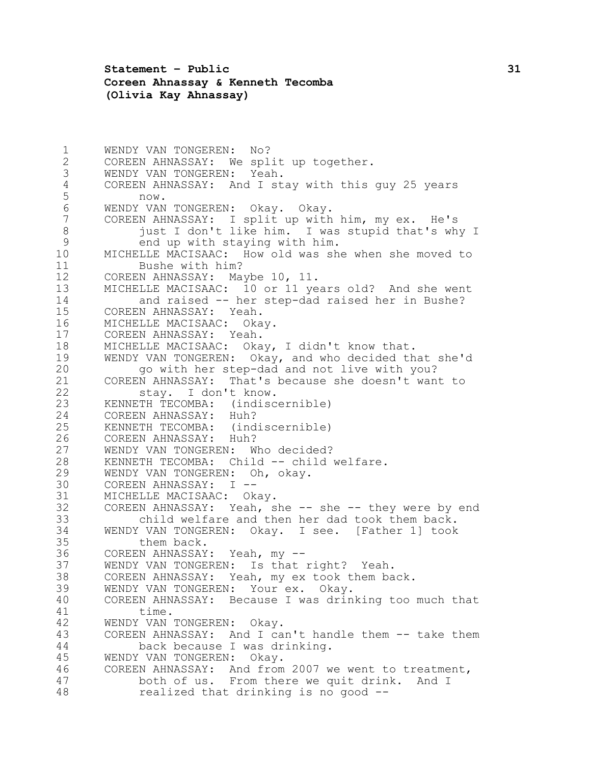WENDY VAN TONGEREN: No?

COREEN AHNASSAY: We split up together.

WENDY VAN TONGEREN: Yeah.

COREEN AHNASSAY: And I stay with this guy 25 years now.

WENDY VAN TONGEREN: Okay. Okay.

COREEN AHNASSAY: I split up with him, my ex. He's just I don't like him. I was stupid that's why I end up with staying with him.

MICHELLE MACISAAC: How old was she when she moved to Bushe with him?

COREEN AHNASSAY: Maybe 10, 11.

MICHELLE MACISAAC: 10 or 11 years old? And she went and raised -- her step-dad raised her in Bushe?

COREEN AHNASSAY: Yeah.

MICHELLE MACISAAC: Okay.

COREEN AHNASSAY: Yeah.

MICHELLE MACISAAC: Okay, I didn't know that.

WENDY VAN TONGEREN: Okay, and who decided that she'd go with her step-dad and not live with you?

COREEN AHNASSAY: That's because she doesn't want to stay. I don't know.

KENNETH TECOMBA: (indiscernible)

COREEN AHNASSAY: Huh?

KENNETH TECOMBA: (indiscernible)

COREEN AHNASSAY: Huh?

WENDY VAN TONGEREN: Who decided?

KENNETH TECOMBA: Child -- child welfare.

WENDY VAN TONGEREN: Oh, okay.

COREEN AHNASSAY: I --

MICHELLE MACISAAC: Okay.

COREEN AHNASSAY: Yeah, she -- she -- they were by end child welfare and then her dad took them back.

WENDY VAN TONGEREN: Okay. I see. [Father 1] took them back.

COREEN AHNASSAY: Yeah, my --

WENDY VAN TONGEREN: Is that right? Yeah.

COREEN AHNASSAY: Yeah, my ex took them back.

WENDY VAN TONGEREN: Your ex. Okay.

COREEN AHNASSAY: Because I was drinking too much that time.

WENDY VAN TONGEREN: Okay.

COREEN AHNASSAY: And I can't handle them -- take them back because I was drinking.

WENDY VAN TONGEREN: Okay.

COREEN AHNASSAY: And from 2007 we went to treatment, both of us. From there we quit drink. And I realized that drinking is no good --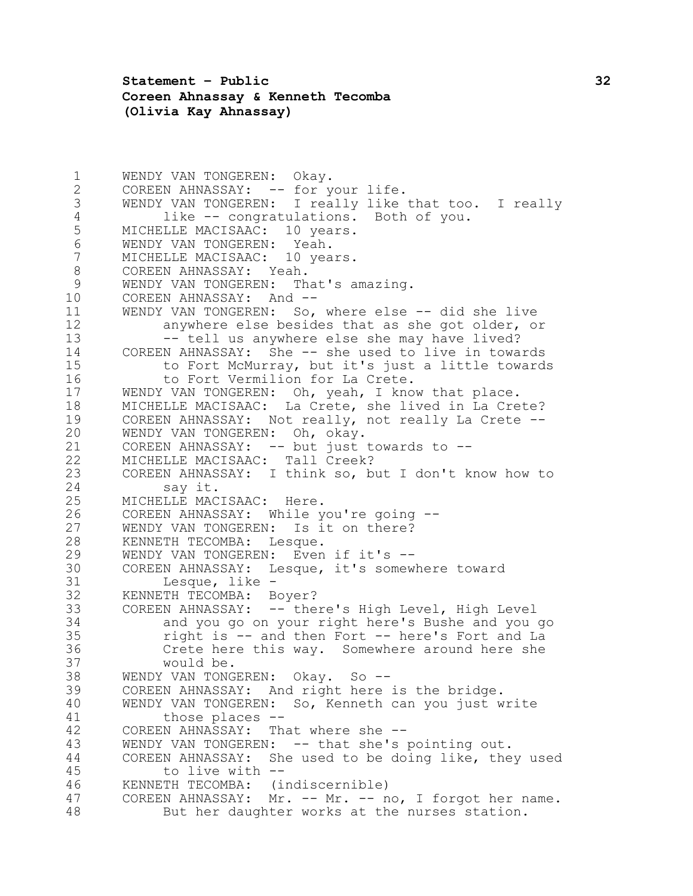WENDY VAN TONGEREN: Okay.
COREEN AHNASSAY: -- for your life.
WENDY VAN TONGEREN: I really like that too. I really like -- congratulations. Both of you.
MICHELLE MACISAAC: 10 years.
WENDY VAN TONGEREN: Yeah.
MICHELLE MACISAAC: 10 years.
COREEN AHNASSAY: Yeah.
WENDY VAN TONGEREN: That's amazing.
COREEN AHNASSAY: And --
WENDY VAN TONGEREN: So, where else -- did she live anywhere else besides that as she got older, or -- tell us anywhere else she may have lived?
COREEN AHNASSAY: She -- she used to live in towards to Fort McMurray, but it's just a little towards to Fort Vermilion for La Crete.
WENDY VAN TONGEREN: Oh, yeah, I know that place.
MICHELLE MACISAAC: La Crete, she lived in La Crete?
COREEN AHNASSAY: Not really, not really La Crete --
WENDY VAN TONGEREN: Oh, okay.
COREEN AHNASSAY: -- but just towards to --
MICHELLE MACISAAC: Tall Creek?
COREEN AHNASSAY: I think so, but I don't know how to say it.
MICHELLE MACISAAC: Here.
COREEN AHNASSAY: While you're going --
WENDY VAN TONGEREN: Is it on there?
KENNETH TECOMBA: Lesque.
WENDY VAN TONGEREN: Even if it's --
COREEN AHNASSAY: Lesque, it's somewhere toward Lesque, like -
KENNETH TECOMBA: Boyer?
COREEN AHNASSAY: -- there's High Level, High Level and you go on your right here's Bushe and you go right is -- and then Fort -- here's Fort and La Crete here this way. Somewhere around here she would be.
WENDY VAN TONGEREN: Okay. So --
COREEN AHNASSAY: And right here is the bridge.
WENDY VAN TONGEREN: So, Kenneth can you just write those places --
COREEN AHNASSAY: That where she --
WENDY VAN TONGEREN: -- that she's pointing out.
COREEN AHNASSAY: She used to be doing like, they used to live with --
KENNETH TECOMBA: (indiscernible)
COREEN AHNASSAY: Mr. -- Mr. -- no, I forgot her name. But her daughter works at the nurses station.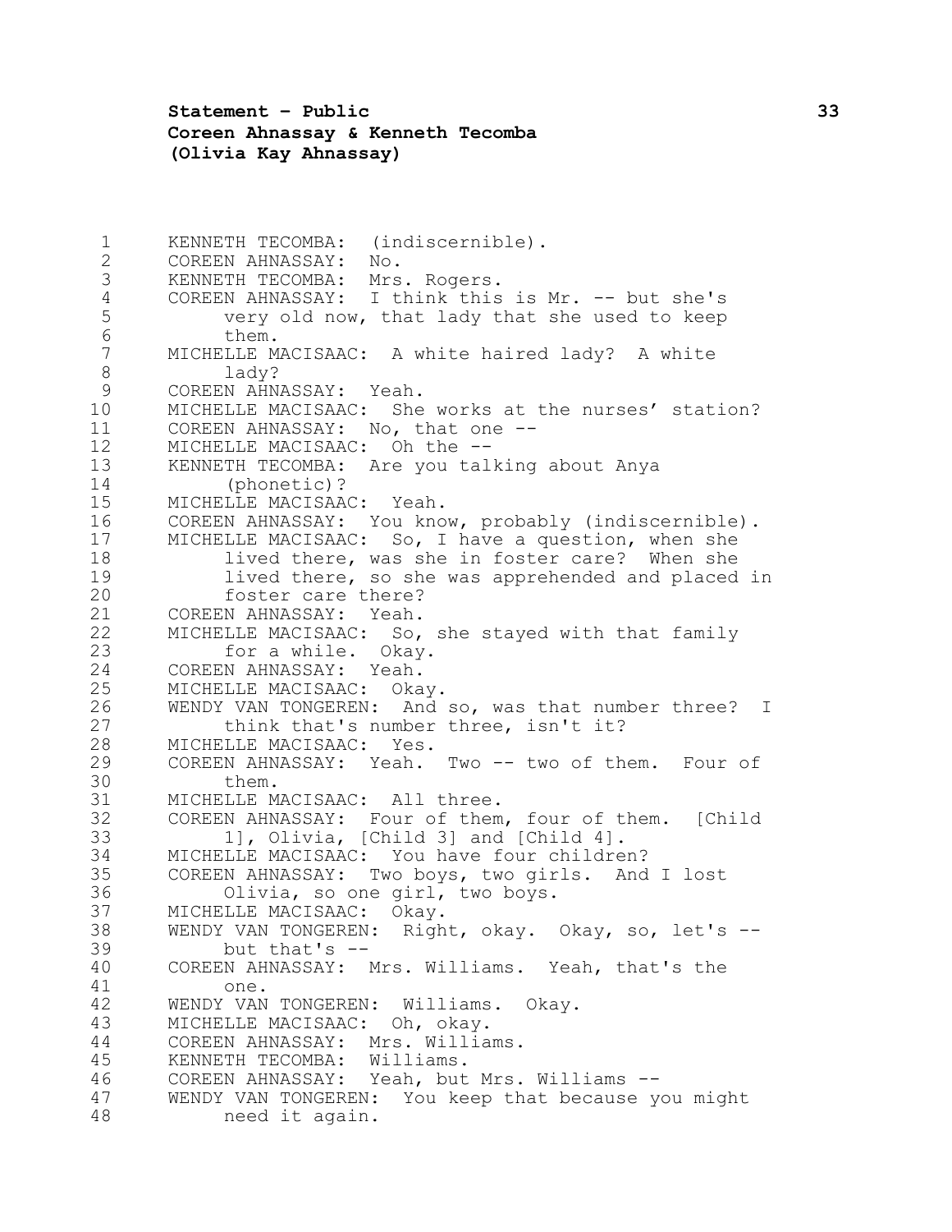KENNETH TECOMBA: (indiscernible).

COREEN AHNASSAY: No.

KENNETH TECOMBA: Mrs. Rogers.

COREEN AHNASSAY: I think this is Mr. -- but she's very old now, that lady that she used to keep them.

MICHELLE MACISAAC: A white haired lady? A white lady?

COREEN AHNASSAY: Yeah.

MICHELLE MACISAAC: She works at the nurses' station?

COREEN AHNASSAY: No, that one --

MICHELLE MACISAAC: Oh the --

KENNETH TECOMBA: Are you talking about Anya (phonetic)?

MICHELLE MACISAAC: Yeah.

COREEN AHNASSAY: You know, probably (indiscernible).

MICHELLE MACISAAC: So, I have a question, when she lived there, was she in foster care? When she lived there, so she was apprehended and placed in foster care there?

COREEN AHNASSAY: Yeah.

MICHELLE MACISAAC: So, she stayed with that family for a while. Okay.

COREEN AHNASSAY: Yeah.

MICHELLE MACISAAC: Okay.

WENDY VAN TONGEREN: And so, was that number three? I think that's number three, isn't it?

MICHELLE MACISAAC: Yes.

COREEN AHNASSAY: Yeah. Two -- two of them. Four of them.

MICHELLE MACISAAC: All three.

COREEN AHNASSAY: Four of them, four of them. [Child 1], Olivia, [Child 3] and [Child 4].

MICHELLE MACISAAC: You have four children?

COREEN AHNASSAY: Two boys, two girls. And I lost Olivia, so one girl, two boys.

MICHELLE MACISAAC: Okay.

WENDY VAN TONGEREN: Right, okay. Okay, so, let's -- but that's --

COREEN AHNASSAY: Mrs. Williams. Yeah, that's the one.

WENDY VAN TONGEREN: Williams. Okay.

MICHELLE MACISAAC: Oh, okay.

COREEN AHNASSAY: Mrs. Williams.

KENNETH TECOMBA: Williams.

COREEN AHNASSAY: Yeah, but Mrs. Williams --

WENDY VAN TONGEREN: You keep that because you might need it again.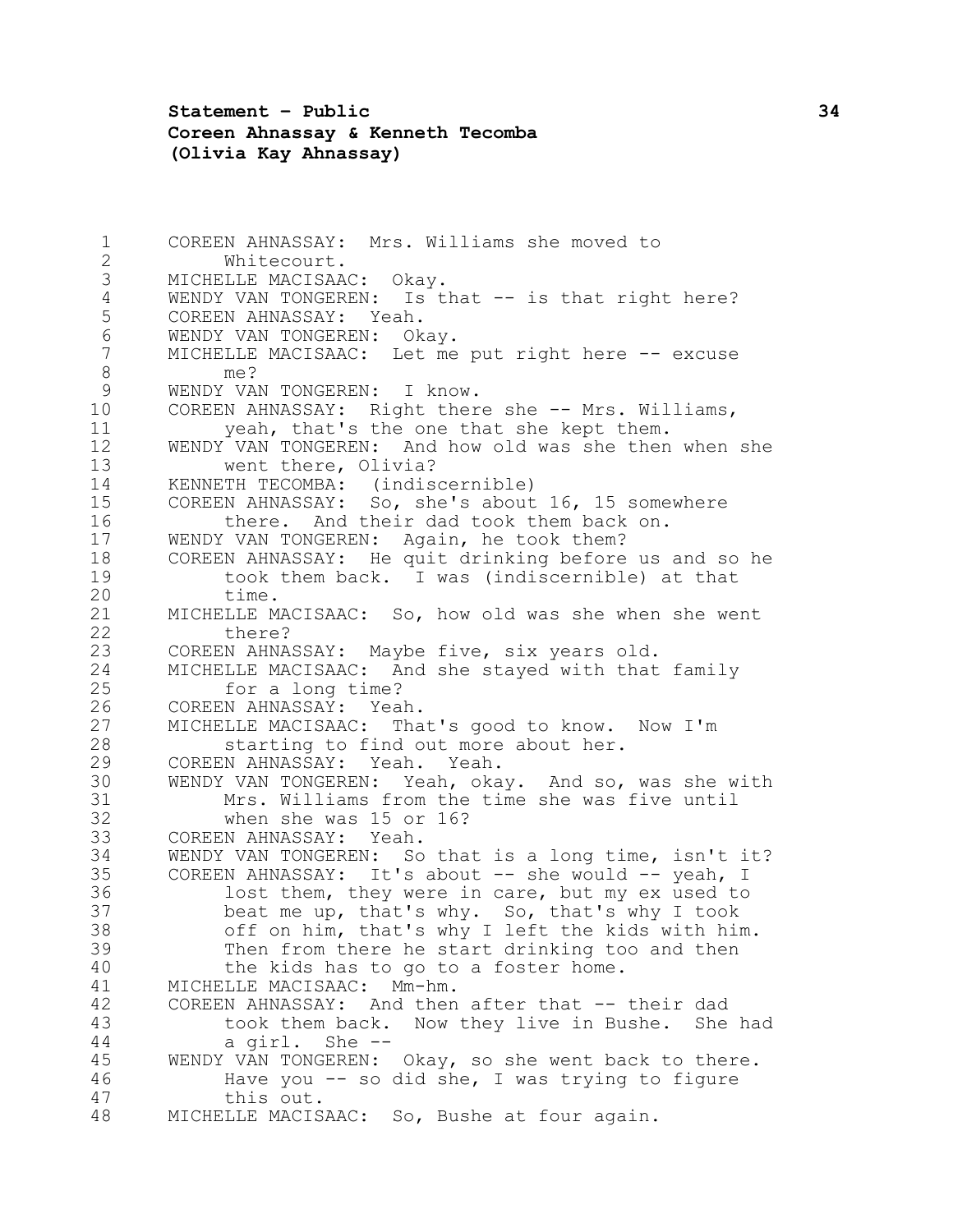COREEN AHNASSAY: Mrs. Williams she moved to Whitecourt.

MICHELLE MACISAAC: Okay.

WENDY VAN TONGEREN: Is that -- is that right here?

COREEN AHNASSAY: Yeah.

WENDY VAN TONGEREN: Okay.

MICHELLE MACISAAC: Let me put right here -- excuse me?

WENDY VAN TONGEREN: I know.

COREEN AHNASSAY: Right there she -- Mrs. Williams, yeah, that's the one that she kept them.

WENDY VAN TONGEREN: And how old was she then when she went there, Olivia?

KENNETH TECOMBA: (indiscernible)

COREEN AHNASSAY: So, she's about 16, 15 somewhere there. And their dad took them back on.

WENDY VAN TONGEREN: Again, he took them?

COREEN AHNASSAY: He quit drinking before us and so he took them back. I was (indiscernible) at that time.

MICHELLE MACISAAC: So, how old was she when she went there?

COREEN AHNASSAY: Maybe five, six years old.

MICHELLE MACISAAC: And she stayed with that family for a long time?

COREEN AHNASSAY: Yeah.

MICHELLE MACISAAC: That's good to know. Now I'm starting to find out more about her.

COREEN AHNASSAY: Yeah. Yeah.

WENDY VAN TONGEREN: Yeah, okay. And so, was she with Mrs. Williams from the time she was five until when she was 15 or 16?

COREEN AHNASSAY: Yeah.

WENDY VAN TONGEREN: So that is a long time, isn't it?

COREEN AHNASSAY: It's about -- she would -- yeah, I lost them, they were in care, but my ex used to beat me up, that's why. So, that's why I took off on him, that's why I left the kids with him. Then from there he start drinking too and then the kids has to go to a foster home.

MICHELLE MACISAAC: Mm-hm.

COREEN AHNASSAY: And then after that -- their dad took them back. Now they live in Bushe. She had a girl. She --

WENDY VAN TONGEREN: Okay, so she went back to there. Have you -- so did she, I was trying to figure this out.

MICHELLE MACISAAC: So, Bushe at four again.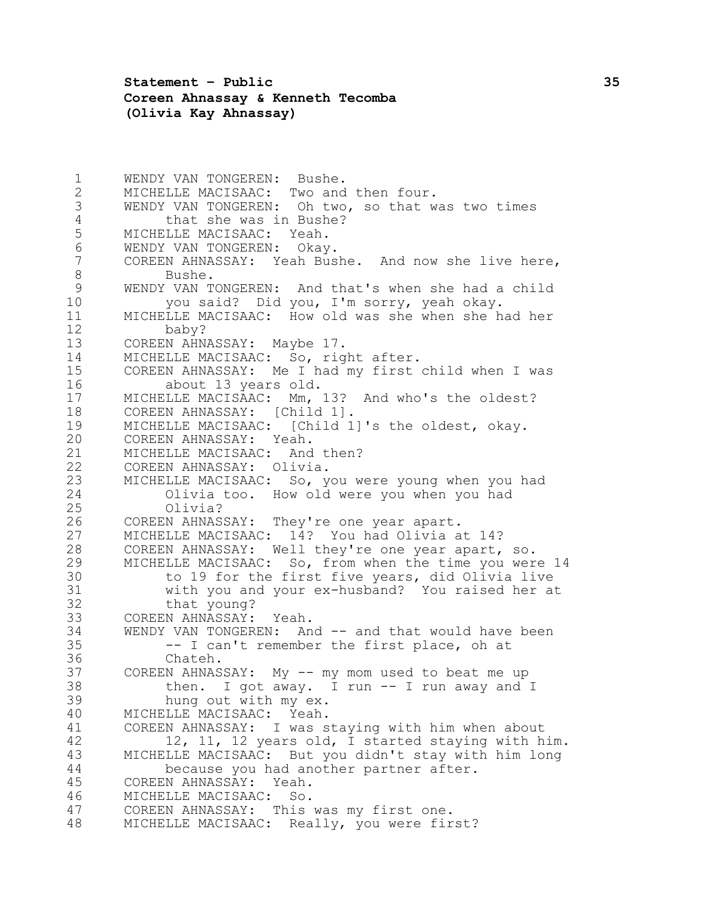WENDY VAN TONGEREN: Bushe.
MICHELLE MACISAAC: Two and then four.
WENDY VAN TONGEREN: Oh two, so that was two times that she was in Bushe?
MICHELLE MACISAAC: Yeah.
WENDY VAN TONGEREN: Okay.
COREEN AHNASSAY: Yeah Bushe. And now she live here, Bushe.
WENDY VAN TONGEREN: And that's when she had a child you said? Did you, I'm sorry, yeah okay.
MICHELLE MACISAAC: How old was she when she had her baby?
COREEN AHNASSAY: Maybe 17.
MICHELLE MACISAAC: So, right after.
COREEN AHNASSAY: Me I had my first child when I was about 13 years old.
MICHELLE MACISAAC: Mm, 13? And who's the oldest?
COREEN AHNASSAY: [Child 1].
MICHELLE MACISAAC: [Child 1]'s the oldest, okay.
COREEN AHNASSAY: Yeah.
MICHELLE MACISAAC: And then?
COREEN AHNASSAY: Olivia.
MICHELLE MACISAAC: So, you were young when you had Olivia too. How old were you when you had Olivia?
COREEN AHNASSAY: They're one year apart.
MICHELLE MACISAAC: 14? You had Olivia at 14?
COREEN AHNASSAY: Well they're one year apart, so.
MICHELLE MACISAAC: So, from when the time you were 14 to 19 for the first five years, did Olivia live with you and your ex-husband? You raised her at that young?
COREEN AHNASSAY: Yeah.
WENDY VAN TONGEREN: And -- and that would have been -- I can't remember the first place, oh at Chateh.
COREEN AHNASSAY: My -- my mom used to beat me up then. I got away. I run -- I run away and I hung out with my ex.
MICHELLE MACISAAC: Yeah.
COREEN AHNASSAY: I was staying with him when about 12, 11, 12 years old, I started staying with him.
MICHELLE MACISAAC: But you didn't stay with him long because you had another partner after.
COREEN AHNASSAY: Yeah.
MICHELLE MACISAAC: So.
COREEN AHNASSAY: This was my first one.
MICHELLE MACISAAC: Really, you were first?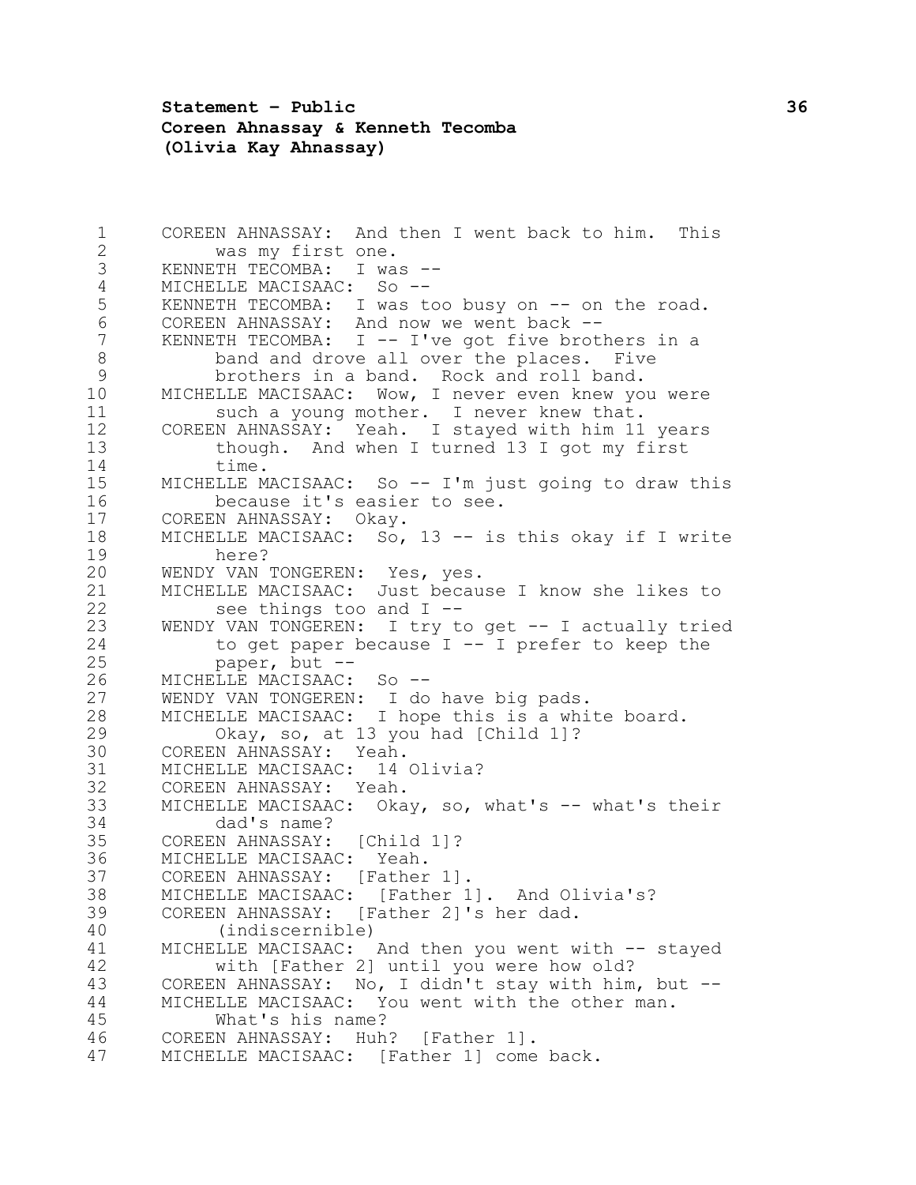COREEN AHNASSAY: And then I went back to him. This was my first one.

KENNETH TECOMBA: I was --

MICHELLE MACISAAC: So --

KENNETH TECOMBA: I was too busy on -- on the road.

COREEN AHNASSAY: And now we went back --

KENNETH TECOMBA: I -- I've got five brothers in a band and drove all over the places. Five brothers in a band. Rock and roll band.

MICHELLE MACISAAC: Wow, I never even knew you were such a young mother. I never knew that.

COREEN AHNASSAY: Yeah. I stayed with him 11 years though. And when I turned 13 I got my first time.

MICHELLE MACISAAC: So -- I'm just going to draw this because it's easier to see.

COREEN AHNASSAY: Okay.

MICHELLE MACISAAC: So, 13 -- is this okay if I write here?

WENDY VAN TONGEREN: Yes, yes.

MICHELLE MACISAAC: Just because I know she likes to see things too and I --

WENDY VAN TONGEREN: I try to get -- I actually tried to get paper because I -- I prefer to keep the paper, but --

MICHELLE MACISAAC: So --

WENDY VAN TONGEREN: I do have big pads.

MICHELLE MACISAAC: I hope this is a white board. Okay, so, at 13 you had [Child 1]?

COREEN AHNASSAY: Yeah.

MICHELLE MACISAAC: 14 Olivia?

COREEN AHNASSAY: Yeah.

MICHELLE MACISAAC: Okay, so, what's -- what's their dad's name?

COREEN AHNASSAY: [Child 1]?

MICHELLE MACISAAC: Yeah.

COREEN AHNASSAY: [Father 1].

MICHELLE MACISAAC: [Father 1]. And Olivia's?

COREEN AHNASSAY: [Father 2]'s her dad. (indiscernible)

MICHELLE MACISAAC: And then you went with -- stayed with [Father 2] until you were how old?

COREEN AHNASSAY: No, I didn't stay with him, but --

MICHELLE MACISAAC: You went with the other man. What's his name?

COREEN AHNASSAY: Huh? [Father 1].

MICHELLE MACISAAC: [Father 1] come back.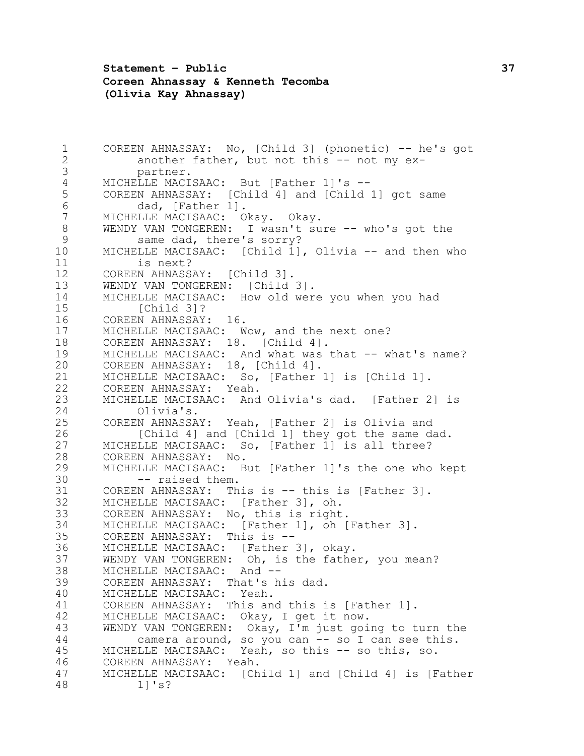COREEN AHNASSAY: No, [Child 3] (phonetic) -- he's got another father, but not this -- not my ex-partner.

MICHELLE MACISAAC: But [Father 1]'s --

COREEN AHNASSAY: [Child 4] and [Child 1] got same dad, [Father 1].

MICHELLE MACISAAC: Okay. Okay.

WENDY VAN TONGEREN: I wasn't sure -- who's got the same dad, there's sorry?

MICHELLE MACISAAC: [Child 1], Olivia -- and then who is next?

COREEN AHNASSAY: [Child 3].

WENDY VAN TONGEREN: [Child 3].

MICHELLE MACISAAC: How old were you when you had [Child 3]?

COREEN AHNASSAY: 16.

MICHELLE MACISAAC: Wow, and the next one?

COREEN AHNASSAY: 18. [Child 4].

MICHELLE MACISAAC: And what was that -- what's name?

COREEN AHNASSAY: 18, [Child 4].

MICHELLE MACISAAC: So, [Father 1] is [Child 1].

COREEN AHNASSAY: Yeah.

MICHELLE MACISAAC: And Olivia's dad. [Father 2] is Olivia's.

COREEN AHNASSAY: Yeah, [Father 2] is Olivia and [Child 4] and [Child 1] they got the same dad.

MICHELLE MACISAAC: So, [Father 1] is all three?

COREEN AHNASSAY: No.

MICHELLE MACISAAC: But [Father 1]'s the one who kept -- raised them.

COREEN AHNASSAY: This is -- this is [Father 3].

MICHELLE MACISAAC: [Father 3], oh.

COREEN AHNASSAY: No, this is right.

MICHELLE MACISAAC: [Father 1], oh [Father 3].

COREEN AHNASSAY: This is --

MICHELLE MACISAAC: [Father 3], okay.

WENDY VAN TONGEREN: Oh, is the father, you mean?

MICHELLE MACISAAC: And --

COREEN AHNASSAY: That's his dad.

MICHELLE MACISAAC: Yeah.

COREEN AHNASSAY: This and this is [Father 1].

MICHELLE MACISAAC: Okay, I get it now.

WENDY VAN TONGEREN: Okay, I'm just going to turn the camera around, so you can -- so I can see this.

MICHELLE MACISAAC: Yeah, so this -- so this, so.

COREEN AHNASSAY: Yeah.

MICHELLE MACISAAC: [Child 1] and [Child 4] is [Father 1]'s?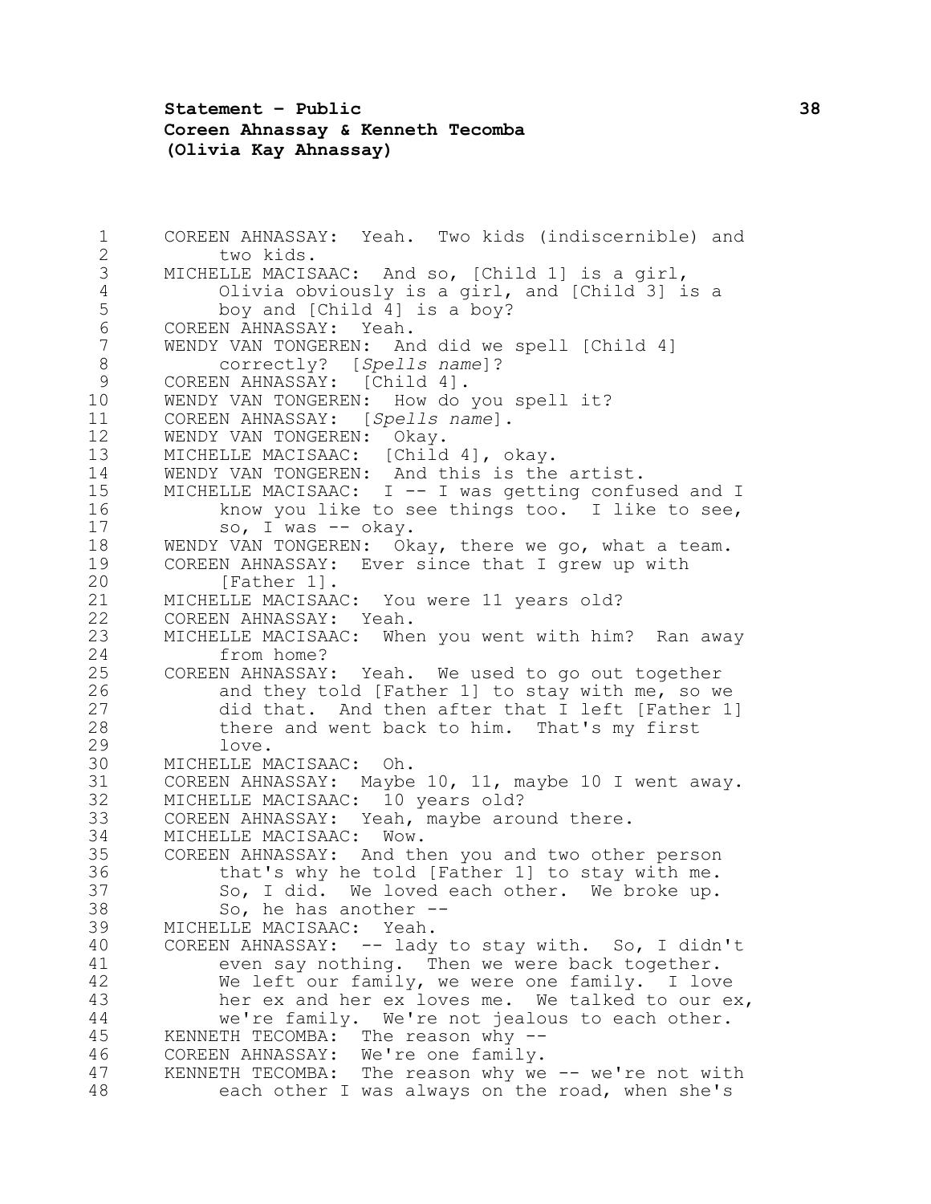COREEN AHNASSAY: Yeah. Two kids (indiscernible) and two kids.

MICHELLE MACISAAC: And so, [Child 1] is a girl, Olivia obviously is a girl, and [Child 3] is a boy and [Child 4] is a boy?

COREEN AHNASSAY: Yeah.

WENDY VAN TONGEREN: And did we spell [Child 4] correctly? [*Spells name*]?

COREEN AHNASSAY: [Child 4].

WENDY VAN TONGEREN: How do you spell it?

COREEN AHNASSAY: [*Spells name*].

WENDY VAN TONGEREN: Okay.

MICHELLE MACISAAC: [Child 4], okay.

WENDY VAN TONGEREN: And this is the artist.

MICHELLE MACISAAC: I -- I was getting confused and I know you like to see things too. I like to see, so, I was -- okay.

WENDY VAN TONGEREN: Okay, there we go, what a team.

COREEN AHNASSAY: Ever since that I grew up with [Father 1].

MICHELLE MACISAAC: You were 11 years old?

COREEN AHNASSAY: Yeah.

MICHELLE MACISAAC: When you went with him? Ran away from home?

COREEN AHNASSAY: Yeah. We used to go out together and they told [Father 1] to stay with me, so we did that. And then after that I left [Father 1] there and went back to him. That's my first love.

MICHELLE MACISAAC: Oh.

COREEN AHNASSAY: Maybe 10, 11, maybe 10 I went away.

MICHELLE MACISAAC: 10 years old?

COREEN AHNASSAY: Yeah, maybe around there.

MICHELLE MACISAAC: Wow.

COREEN AHNASSAY: And then you and two other person that's why he told [Father 1] to stay with me. So, I did. We loved each other. We broke up. So, he has another --

MICHELLE MACISAAC: Yeah.

COREEN AHNASSAY: -- lady to stay with. So, I didn't even say nothing. Then we were back together. We left our family, we were one family. I love her ex and her ex loves me. We talked to our ex, we're family. We're not jealous to each other.

KENNETH TECOMBA: The reason why --

COREEN AHNASSAY: We're one family.

KENNETH TECOMBA: The reason why we -- we're not with each other I was always on the road, when she's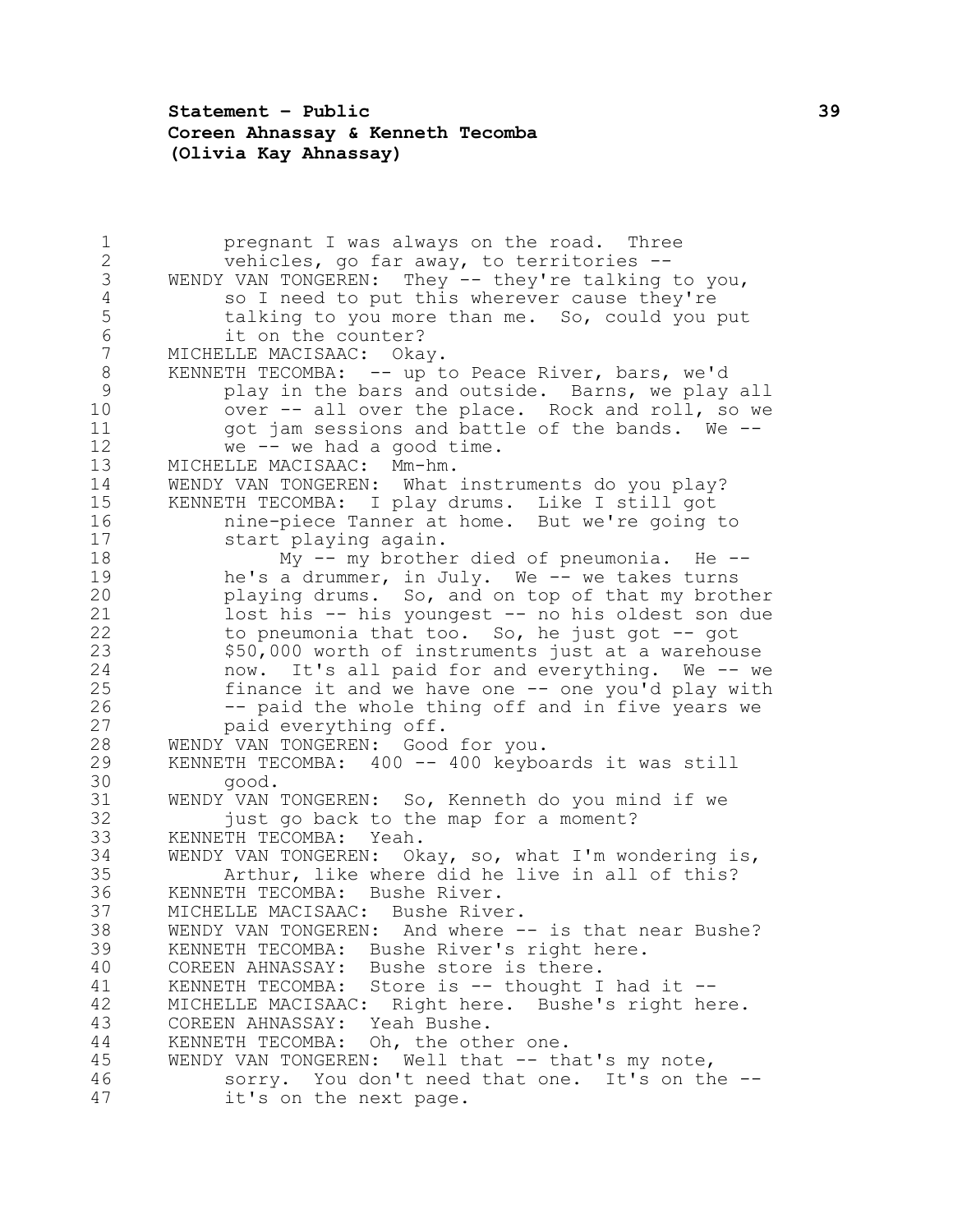pregnant I was always on the road. Three vehicles, go far away, to territories --

WENDY VAN TONGEREN: They -- they're talking to you, so I need to put this wherever cause they're talking to you more than me. So, could you put it on the counter?

MICHELLE MACISAAC: Okay.

KENNETH TECOMBA: -- up to Peace River, bars, we'd play in the bars and outside. Barns, we play all over -- all over the place. Rock and roll, so we got jam sessions and battle of the bands. We -- we -- we had a good time.

MICHELLE MACISAAC: Mm-hm.

WENDY VAN TONGEREN: What instruments do you play?

KENNETH TECOMBA: I play drums. Like I still got nine-piece Tanner at home. But we're going to start playing again.

My -- my brother died of pneumonia. He -- he's a drummer, in July. We -- we takes turns playing drums. So, and on top of that my brother lost his -- his youngest -- no his oldest son due to pneumonia that too. So, he just got -- got $50,000 worth of instruments just at a warehouse now. It's all paid for and everything. We -- we finance it and we have one -- one you'd play with -- paid the whole thing off and in five years we paid everything off.

WENDY VAN TONGEREN: Good for you.

KENNETH TECOMBA: 400 -- 400 keyboards it was still good.

WENDY VAN TONGEREN: So, Kenneth do you mind if we just go back to the map for a moment?

KENNETH TECOMBA: Yeah.

WENDY VAN TONGEREN: Okay, so, what I'm wondering is, Arthur, like where did he live in all of this?

KENNETH TECOMBA: Bushe River.

MICHELLE MACISAAC: Bushe River.

WENDY VAN TONGEREN: And where -- is that near Bushe?

KENNETH TECOMBA: Bushe River's right here.

COREEN AHNASSAY: Bushe store is there.

KENNETH TECOMBA: Store is -- thought I had it --

MICHELLE MACISAAC: Right here. Bushe's right here.

COREEN AHNASSAY: Yeah Bushe.

KENNETH TECOMBA: Oh, the other one.

WENDY VAN TONGEREN: Well that -- that's my note, sorry. You don't need that one. It's on the -- it's on the next page.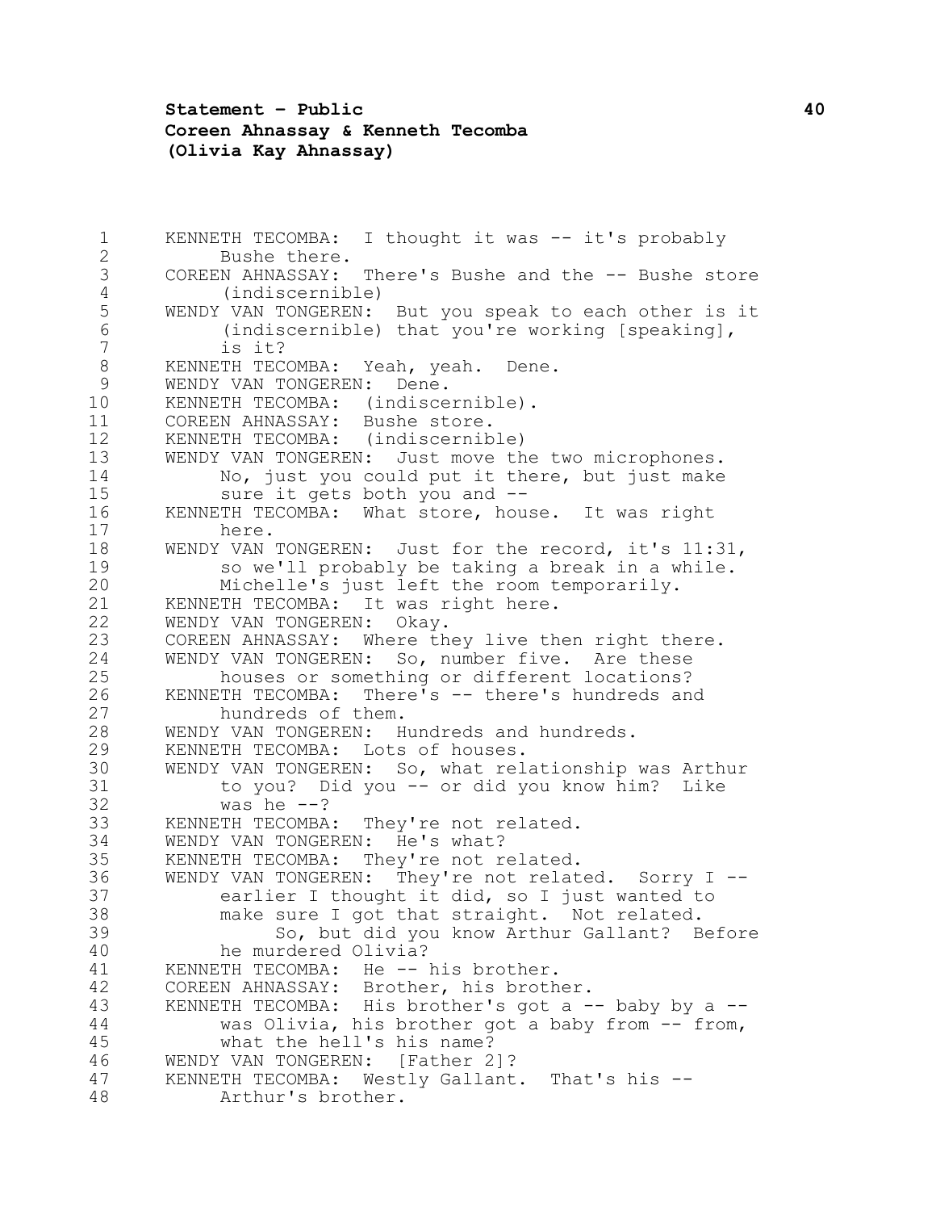KENNETH TECOMBA: I thought it was -- it's probably Bushe there.

COREEN AHNASSAY: There's Bushe and the -- Bushe store (indiscernible)

WENDY VAN TONGEREN: But you speak to each other is it (indiscernible) that you're working [speaking], is it?

KENNETH TECOMBA: Yeah, yeah. Dene.

WENDY VAN TONGEREN: Dene.

KENNETH TECOMBA: (indiscernible).

COREEN AHNASSAY: Bushe store.

KENNETH TECOMBA: (indiscernible)

WENDY VAN TONGEREN: Just move the two microphones. No, just you could put it there, but just make sure it gets both you and --

KENNETH TECOMBA: What store, house. It was right here.

WENDY VAN TONGEREN: Just for the record, it's 11:31, so we'll probably be taking a break in a while. Michelle's just left the room temporarily.

KENNETH TECOMBA: It was right here.

WENDY VAN TONGEREN: Okay.

COREEN AHNASSAY: Where they live then right there.

WENDY VAN TONGEREN: So, number five. Are these houses or something or different locations?

KENNETH TECOMBA: There's -- there's hundreds and hundreds of them.

WENDY VAN TONGEREN: Hundreds and hundreds.

KENNETH TECOMBA: Lots of houses.

WENDY VAN TONGEREN: So, what relationship was Arthur to you? Did you -- or did you know him? Like was he --?

KENNETH TECOMBA: They're not related.

WENDY VAN TONGEREN: He's what?

KENNETH TECOMBA: They're not related.

WENDY VAN TONGEREN: They're not related. Sorry I -- earlier I thought it did, so I just wanted to make sure I got that straight. Not related.

So, but did you know Arthur Gallant? Before he murdered Olivia?

KENNETH TECOMBA: He -- his brother.

COREEN AHNASSAY: Brother, his brother.

KENNETH TECOMBA: His brother's got a -- baby by a -- was Olivia, his brother got a baby from -- from, what the hell's his name?

WENDY VAN TONGEREN: [Father 2]?

KENNETH TECOMBA: Westly Gallant. That's his -- Arthur's brother.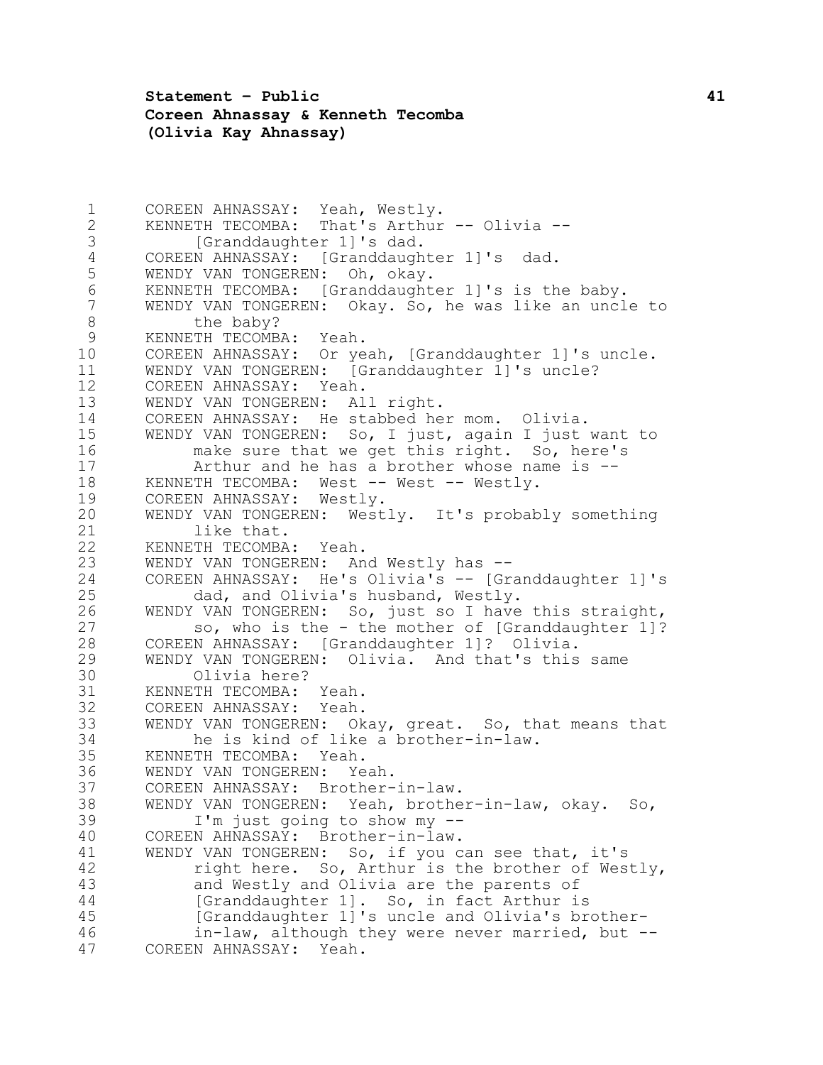COREEN AHNASSAY: Yeah, Westly.

KENNETH TECOMBA: That's Arthur -- Olivia -- [Granddaughter 1]'s dad.

COREEN AHNASSAY: [Granddaughter 1]'s dad.

WENDY VAN TONGEREN: Oh, okay.

KENNETH TECOMBA: [Granddaughter 1]'s is the baby.

WENDY VAN TONGEREN: Okay. So, he was like an uncle to the baby?

KENNETH TECOMBA: Yeah.

COREEN AHNASSAY: Or yeah, [Granddaughter 1]'s uncle.

WENDY VAN TONGEREN: [Granddaughter 1]'s uncle?

COREEN AHNASSAY: Yeah.

WENDY VAN TONGEREN: All right.

COREEN AHNASSAY: He stabbed her mom. Olivia.

WENDY VAN TONGEREN: So, I just, again I just want to make sure that we get this right. So, here's Arthur and he has a brother whose name is --

KENNETH TECOMBA: West -- West -- Westly.

COREEN AHNASSAY: Westly.

WENDY VAN TONGEREN: Westly. It's probably something like that.

KENNETH TECOMBA: Yeah.

WENDY VAN TONGEREN: And Westly has --

COREEN AHNASSAY: He's Olivia's -- [Granddaughter 1]'s dad, and Olivia's husband, Westly.

WENDY VAN TONGEREN: So, just so I have this straight, so, who is the - the mother of [Granddaughter 1]?

COREEN AHNASSAY: [Granddaughter 1]? Olivia.

WENDY VAN TONGEREN: Olivia. And that's this same Olivia here?

KENNETH TECOMBA: Yeah.

COREEN AHNASSAY: Yeah.

WENDY VAN TONGEREN: Okay, great. So, that means that he is kind of like a brother-in-law.

KENNETH TECOMBA: Yeah.

WENDY VAN TONGEREN: Yeah.

COREEN AHNASSAY: Brother-in-law.

WENDY VAN TONGEREN: Yeah, brother-in-law, okay. So, I'm just going to show my --

COREEN AHNASSAY: Brother-in-law.

WENDY VAN TONGEREN: So, if you can see that, it's right here. So, Arthur is the brother of Westly, and Westly and Olivia are the parents of [Granddaughter 1]. So, in fact Arthur is [Granddaughter 1]'s uncle and Olivia's brother-in-law, although they were never married, but --

COREEN AHNASSAY: Yeah.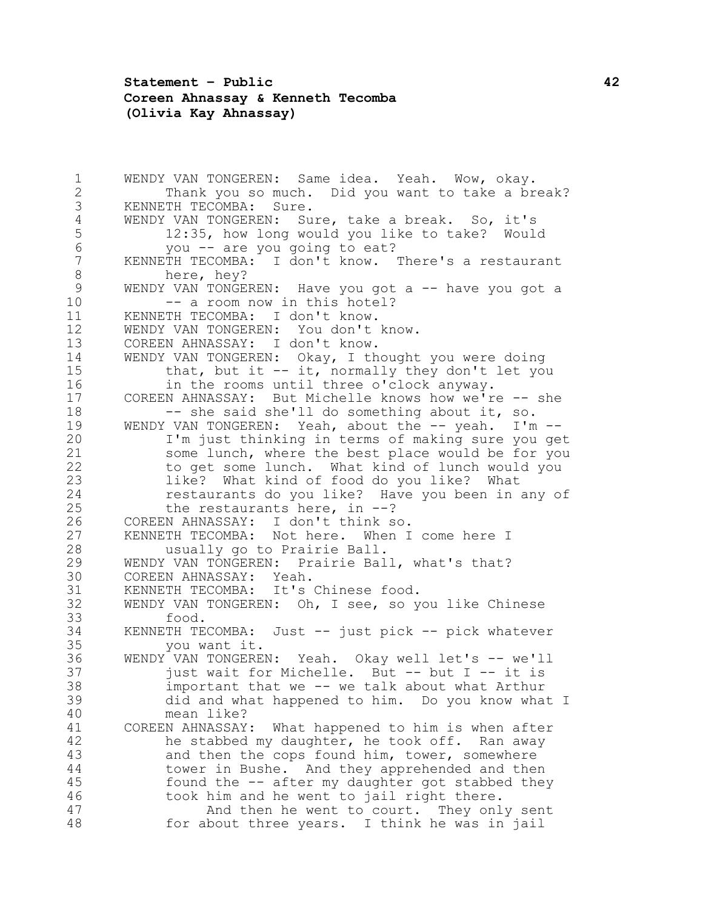WENDY VAN TONGEREN: Same idea. Yeah. Wow, okay. Thank you so much. Did you want to take a break?

KENNETH TECOMBA: Sure.

WENDY VAN TONGEREN: Sure, take a break. So, it's 12:35, how long would you like to take? Would you -- are you going to eat?

KENNETH TECOMBA: I don't know. There's a restaurant here, hey?

WENDY VAN TONGEREN: Have you got a -- have you got a -- a room now in this hotel?

KENNETH TECOMBA: I don't know.

WENDY VAN TONGEREN: You don't know.

COREEN AHNASSAY: I don't know.

WENDY VAN TONGEREN: Okay, I thought you were doing that, but it -- it, normally they don't let you in the rooms until three o'clock anyway.

COREEN AHNASSAY: But Michelle knows how we're -- she -- she said she'll do something about it, so.

WENDY VAN TONGEREN: Yeah, about the -- yeah. I'm -- I'm just thinking in terms of making sure you get some lunch, where the best place would be for you to get some lunch. What kind of lunch would you like? What kind of food do you like? What restaurants do you like? Have you been in any of the restaurants here, in --?

COREEN AHNASSAY: I don't think so.

KENNETH TECOMBA: Not here. When I come here I usually go to Prairie Ball.

WENDY VAN TONGEREN: Prairie Ball, what's that?

COREEN AHNASSAY: Yeah.

KENNETH TECOMBA: It's Chinese food.

WENDY VAN TONGEREN: Oh, I see, so you like Chinese food.

KENNETH TECOMBA: Just -- just pick -- pick whatever you want it.

WENDY VAN TONGEREN: Yeah. Okay well let's -- we'll just wait for Michelle. But -- but I -- it is important that we -- we talk about what Arthur did and what happened to him. Do you know what I mean like?

COREEN AHNASSAY: What happened to him is when after he stabbed my daughter, he took off. Ran away and then the cops found him, tower, somewhere tower in Bushe. And they apprehended and then found the -- after my daughter got stabbed they took him and he went to jail right there.

And then he went to court. They only sent for about three years. I think he was in jail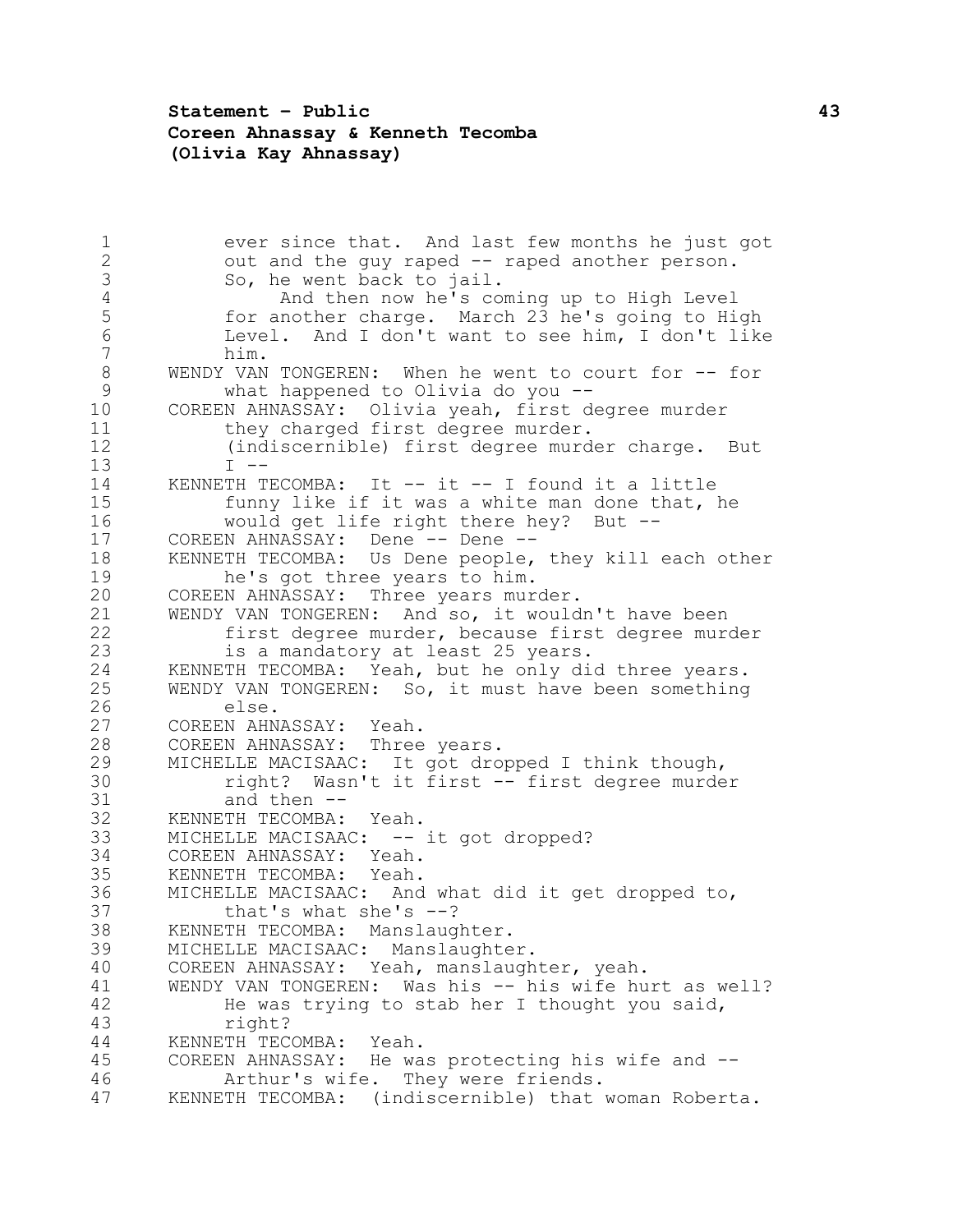ever since that. And last few months he just got out and the guy raped -- raped another person. So, he went back to jail.

And then now he's coming up to High Level for another charge. March 23 he's going to High Level. And I don't want to see him, I don't like him.

WENDY VAN TONGEREN: When he went to court for -- for what happened to Olivia do you --

COREEN AHNASSAY: Olivia yeah, first degree murder they charged first degree murder. (indiscernible) first degree murder charge. But I --

KENNETH TECOMBA: It -- it -- I found it a little funny like if it was a white man done that, he would get life right there hey? But --

COREEN AHNASSAY: Dene -- Dene --

KENNETH TECOMBA: Us Dene people, they kill each other he's got three years to him.

COREEN AHNASSAY: Three years murder.

WENDY VAN TONGEREN: And so, it wouldn't have been first degree murder, because first degree murder is a mandatory at least 25 years.

KENNETH TECOMBA: Yeah, but he only did three years.

WENDY VAN TONGEREN: So, it must have been something else.

COREEN AHNASSAY: Yeah.

COREEN AHNASSAY: Three years.

MICHELLE MACISAAC: It got dropped I think though, right? Wasn't it first -- first degree murder and then --

KENNETH TECOMBA: Yeah.

MICHELLE MACISAAC: -- it got dropped?

COREEN AHNASSAY: Yeah.

KENNETH TECOMBA: Yeah.

MICHELLE MACISAAC: And what did it get dropped to, that's what she's --?

KENNETH TECOMBA: Manslaughter.

MICHELLE MACISAAC: Manslaughter.

COREEN AHNASSAY: Yeah, manslaughter, yeah.

WENDY VAN TONGEREN: Was his -- his wife hurt as well? He was trying to stab her I thought you said, right?

KENNETH TECOMBA: Yeah.

COREEN AHNASSAY: He was protecting his wife and -- Arthur's wife. They were friends.

KENNETH TECOMBA: (indiscernible) that woman Roberta.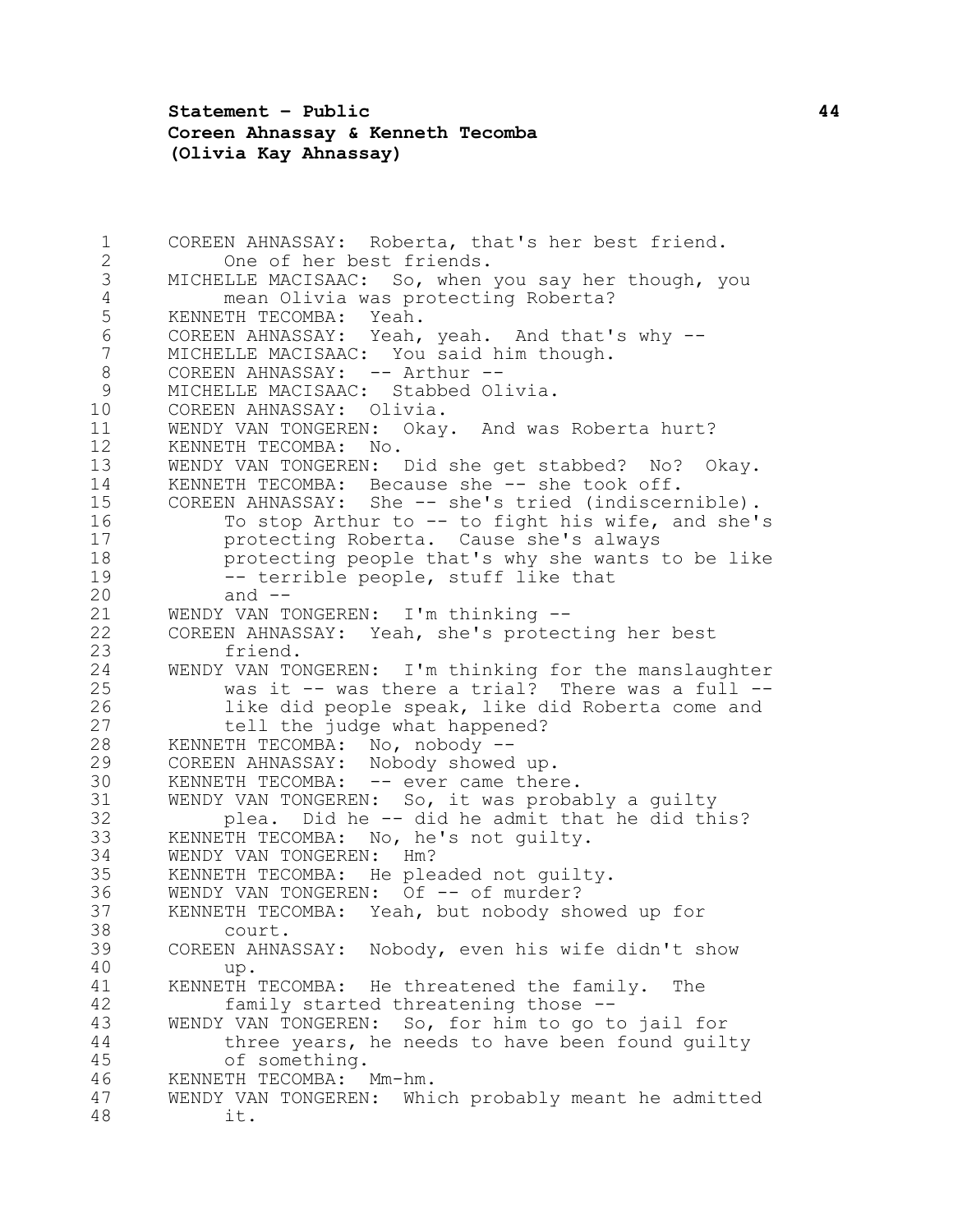COREEN AHNASSAY: Roberta, that's her best friend. One of her best friends.

MICHELLE MACISAAC: So, when you say her though, you mean Olivia was protecting Roberta?

KENNETH TECOMBA: Yeah.

COREEN AHNASSAY: Yeah, yeah. And that's why --

MICHELLE MACISAAC: You said him though.

COREEN AHNASSAY: -- Arthur --

MICHELLE MACISAAC: Stabbed Olivia.

COREEN AHNASSAY: Olivia.

WENDY VAN TONGEREN: Okay. And was Roberta hurt?

KENNETH TECOMBA: No.

WENDY VAN TONGEREN: Did she get stabbed? No? Okay.

KENNETH TECOMBA: Because she -- she took off.

COREEN AHNASSAY: She -- she's tried (indiscernible). To stop Arthur to -- to fight his wife, and she's protecting Roberta. Cause she's always protecting people that's why she wants to be like -- terrible people, stuff like that and --

WENDY VAN TONGEREN: I'm thinking --

COREEN AHNASSAY: Yeah, she's protecting her best friend.

WENDY VAN TONGEREN: I'm thinking for the manslaughter was it -- was there a trial? There was a full -- like did people speak, like did Roberta come and tell the judge what happened?

KENNETH TECOMBA: No, nobody --

COREEN AHNASSAY: Nobody showed up.

KENNETH TECOMBA: -- ever came there.

WENDY VAN TONGEREN: So, it was probably a guilty plea. Did he -- did he admit that he did this?

KENNETH TECOMBA: No, he's not guilty.

WENDY VAN TONGEREN: Hm?

KENNETH TECOMBA: He pleaded not guilty.

WENDY VAN TONGEREN: Of -- of murder?

KENNETH TECOMBA: Yeah, but nobody showed up for court.

COREEN AHNASSAY: Nobody, even his wife didn't show up.

KENNETH TECOMBA: He threatened the family. The family started threatening those --

WENDY VAN TONGEREN: So, for him to go to jail for three years, he needs to have been found guilty of something.

KENNETH TECOMBA: Mm-hm.

WENDY VAN TONGEREN: Which probably meant he admitted it.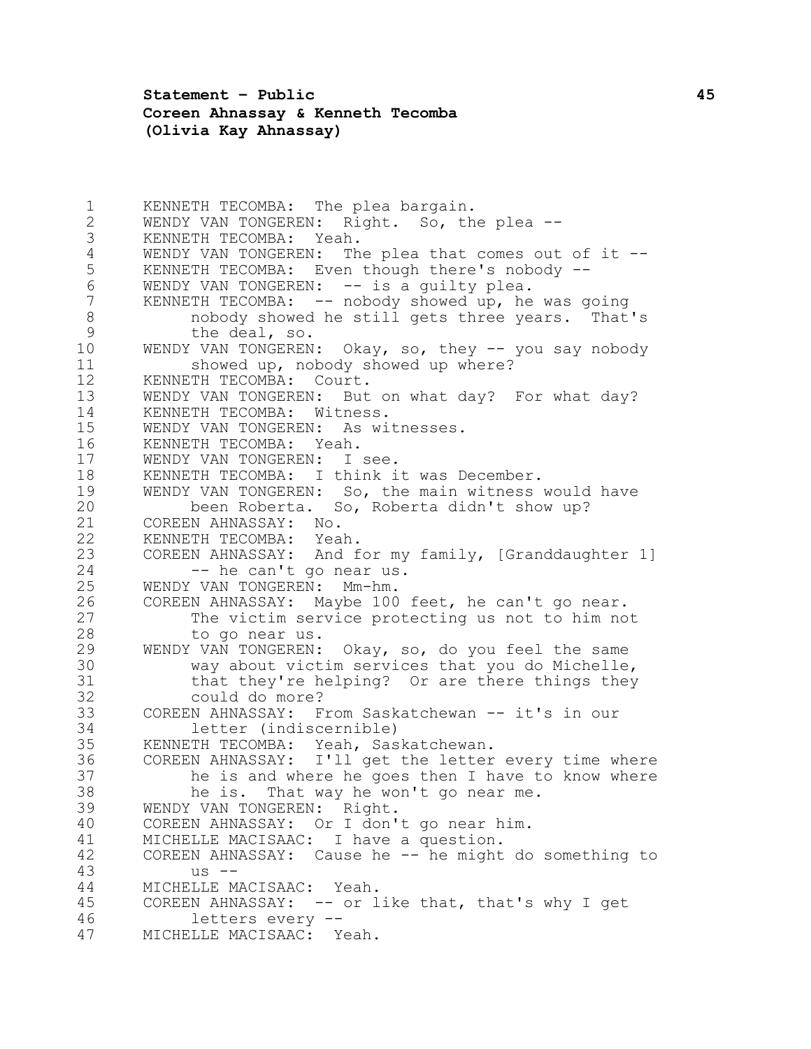KENNETH TECOMBA: The plea bargain.
WENDY VAN TONGEREN: Right. So, the plea --
KENNETH TECOMBA: Yeah.
WENDY VAN TONGEREN: The plea that comes out of it --
KENNETH TECOMBA: Even though there's nobody --
WENDY VAN TONGEREN: -- is a guilty plea.
KENNETH TECOMBA: -- nobody showed up, he was going nobody showed he still gets three years. That's the deal, so.
WENDY VAN TONGEREN: Okay, so, they -- you say nobody showed up, nobody showed up where?
KENNETH TECOMBA: Court.
WENDY VAN TONGEREN: But on what day? For what day?
KENNETH TECOMBA: Witness.
WENDY VAN TONGEREN: As witnesses.
KENNETH TECOMBA: Yeah.
WENDY VAN TONGEREN: I see.
KENNETH TECOMBA: I think it was December.
WENDY VAN TONGEREN: So, the main witness would have been Roberta. So, Roberta didn't show up?
COREEN AHNASSAY: No.
KENNETH TECOMBA: Yeah.
COREEN AHNASSAY: And for my family, [Granddaughter 1] -- he can't go near us.
WENDY VAN TONGEREN: Mm-hm.
COREEN AHNASSAY: Maybe 100 feet, he can't go near. The victim service protecting us not to him not to go near us.
WENDY VAN TONGEREN: Okay, so, do you feel the same way about victim services that you do Michelle, that they're helping? Or are there things they could do more?
COREEN AHNASSAY: From Saskatchewan -- it's in our letter (indiscernible)
KENNETH TECOMBA: Yeah, Saskatchewan.
COREEN AHNASSAY: I'll get the letter every time where he is and where he goes then I have to know where he is. That way he won't go near me.
WENDY VAN TONGEREN: Right.
COREEN AHNASSAY: Or I don't go near him.
MICHELLE MACISAAC: I have a question.
COREEN AHNASSAY: Cause he -- he might do something to us --
MICHELLE MACISAAC: Yeah.
COREEN AHNASSAY: -- or like that, that's why I get letters every --
MICHELLE MACISAAC: Yeah.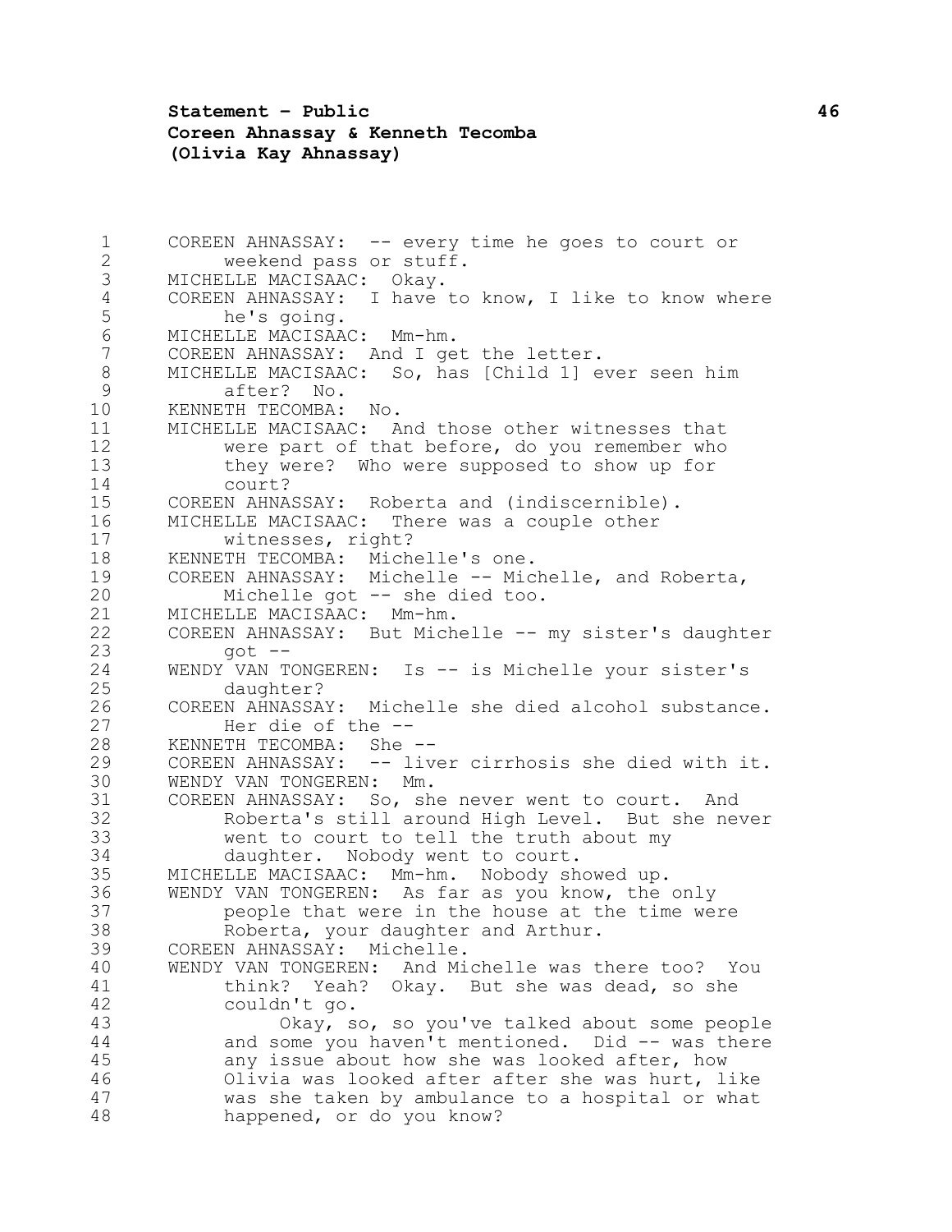COREEN AHNASSAY: -- every time he goes to court or weekend pass or stuff.

MICHELLE MACISAAC: Okay.

COREEN AHNASSAY: I have to know, I like to know where he's going.

MICHELLE MACISAAC: Mm-hm.

COREEN AHNASSAY: And I get the letter.

MICHELLE MACISAAC: So, has [Child 1] ever seen him after? No.

KENNETH TECOMBA: No.

MICHELLE MACISAAC: And those other witnesses that were part of that before, do you remember who they were? Who were supposed to show up for court?

COREEN AHNASSAY: Roberta and (indiscernible).

MICHELLE MACISAAC: There was a couple other witnesses, right?

KENNETH TECOMBA: Michelle's one.

COREEN AHNASSAY: Michelle -- Michelle, and Roberta, Michelle got -- she died too.

MICHELLE MACISAAC: Mm-hm.

COREEN AHNASSAY: But Michelle -- my sister's daughter got --

WENDY VAN TONGEREN: Is -- is Michelle your sister's daughter?

COREEN AHNASSAY: Michelle she died alcohol substance. Her die of the --

KENNETH TECOMBA: She --

COREEN AHNASSAY: -- liver cirrhosis she died with it.

WENDY VAN TONGEREN: Mm.

COREEN AHNASSAY: So, she never went to court. And Roberta's still around High Level. But she never went to court to tell the truth about my daughter. Nobody went to court.

MICHELLE MACISAAC: Mm-hm. Nobody showed up.

WENDY VAN TONGEREN: As far as you know, the only people that were in the house at the time were Roberta, your daughter and Arthur.

COREEN AHNASSAY: Michelle.

WENDY VAN TONGEREN: And Michelle was there too? You think? Yeah? Okay. But she was dead, so she couldn't go.

Okay, so, so you've talked about some people and some you haven't mentioned. Did -- was there any issue about how she was looked after, how Olivia was looked after after she was hurt, like was she taken by ambulance to a hospital or what happened, or do you know?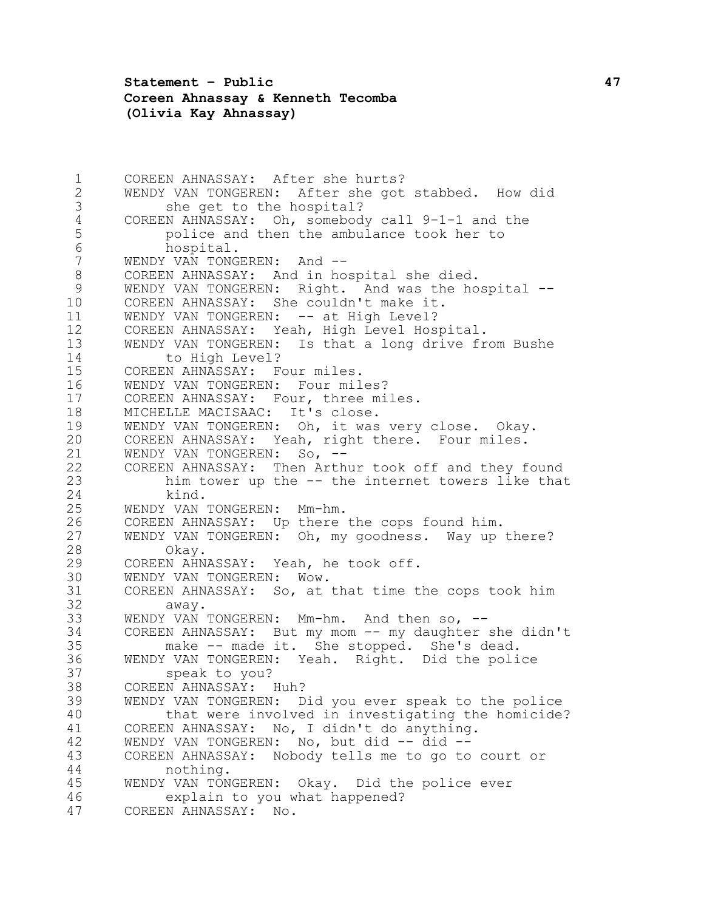COREEN AHNASSAY: After she hurts?
WENDY VAN TONGEREN: After she got stabbed. How did she get to the hospital?
COREEN AHNASSAY: Oh, somebody call 9-1-1 and the police and then the ambulance took her to hospital.
WENDY VAN TONGEREN: And --
COREEN AHNASSAY: And in hospital she died.
WENDY VAN TONGEREN: Right. And was the hospital --
COREEN AHNASSAY: She couldn't make it.
WENDY VAN TONGEREN: -- at High Level?
COREEN AHNASSAY: Yeah, High Level Hospital.
WENDY VAN TONGEREN: Is that a long drive from Bushe to High Level?
COREEN AHNASSAY: Four miles.
WENDY VAN TONGEREN: Four miles?
COREEN AHNASSAY: Four, three miles.
MICHELLE MACISAAC: It's close.
WENDY VAN TONGEREN: Oh, it was very close. Okay.
COREEN AHNASSAY: Yeah, right there. Four miles.
WENDY VAN TONGEREN: So, --
COREEN AHNASSAY: Then Arthur took off and they found him tower up the -- the internet towers like that kind.
WENDY VAN TONGEREN: Mm-hm.
COREEN AHNASSAY: Up there the cops found him.
WENDY VAN TONGEREN: Oh, my goodness. Way up there? Okay.
COREEN AHNASSAY: Yeah, he took off.
WENDY VAN TONGEREN: Wow.
COREEN AHNASSAY: So, at that time the cops took him away.
WENDY VAN TONGEREN: Mm-hm. And then so, --
COREEN AHNASSAY: But my mom -- my daughter she didn't make -- made it. She stopped. She's dead.
WENDY VAN TONGEREN: Yeah. Right. Did the police speak to you?
COREEN AHNASSAY: Huh?
WENDY VAN TONGEREN: Did you ever speak to the police that were involved in investigating the homicide?
COREEN AHNASSAY: No, I didn't do anything.
WENDY VAN TONGEREN: No, but did -- did --
COREEN AHNASSAY: Nobody tells me to go to court or nothing.
WENDY VAN TONGEREN: Okay. Did the police ever explain to you what happened?
COREEN AHNASSAY: No.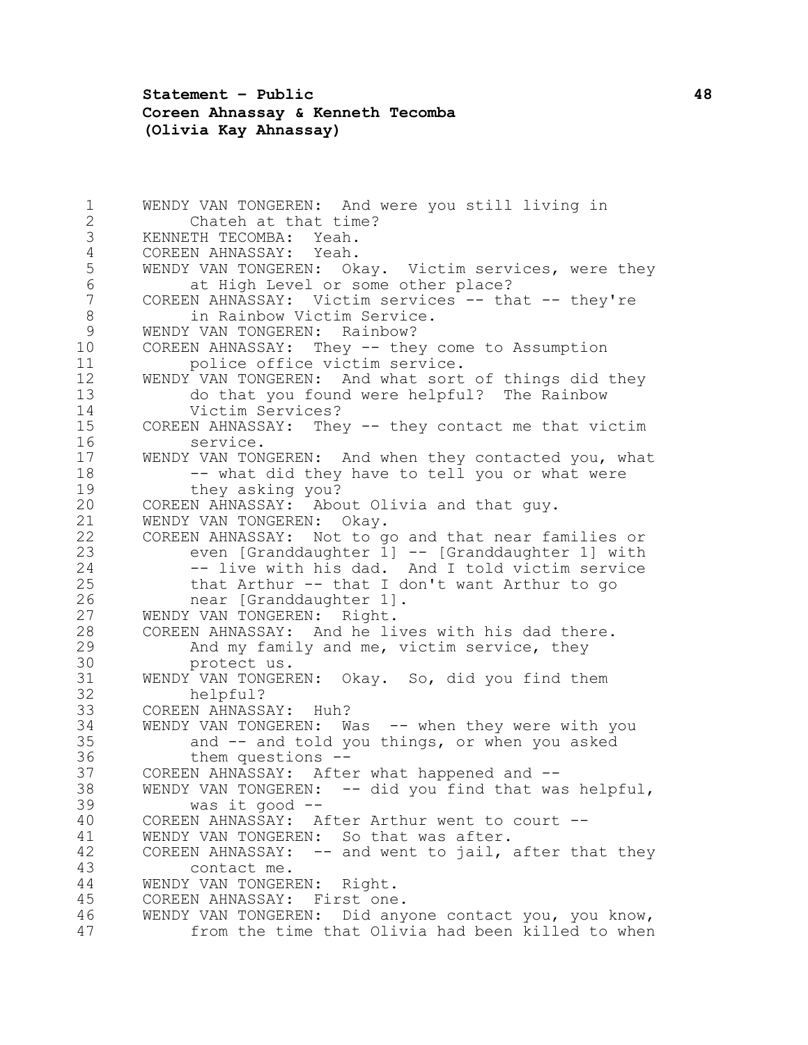WENDY VAN TONGEREN: And were you still living in Chateh at that time?

KENNETH TECOMBA: Yeah.

COREEN AHNASSAY: Yeah.

WENDY VAN TONGEREN: Okay. Victim services, were they at High Level or some other place?

COREEN AHNASSAY: Victim services -- that -- they're in Rainbow Victim Service.

WENDY VAN TONGEREN: Rainbow?

COREEN AHNASSAY: They -- they come to Assumption police office victim service.

WENDY VAN TONGEREN: And what sort of things did they do that you found were helpful? The Rainbow Victim Services?

COREEN AHNASSAY: They -- they contact me that victim service.

WENDY VAN TONGEREN: And when they contacted you, what -- what did they have to tell you or what were they asking you?

COREEN AHNASSAY: About Olivia and that guy.

WENDY VAN TONGEREN: Okay.

COREEN AHNASSAY: Not to go and that near families or even [Granddaughter 1] -- [Granddaughter 1] with -- live with his dad. And I told victim service that Arthur -- that I don't want Arthur to go near [Granddaughter 1].

WENDY VAN TONGEREN: Right.

COREEN AHNASSAY: And he lives with his dad there. And my family and me, victim service, they protect us.

WENDY VAN TONGEREN: Okay. So, did you find them helpful?

COREEN AHNASSAY: Huh?

WENDY VAN TONGEREN: Was -- when they were with you and -- and told you things, or when you asked them questions --

COREEN AHNASSAY: After what happened and --

WENDY VAN TONGEREN: -- did you find that was helpful, was it good --

COREEN AHNASSAY: After Arthur went to court --

WENDY VAN TONGEREN: So that was after.

COREEN AHNASSAY: -- and went to jail, after that they contact me.

WENDY VAN TONGEREN: Right.

COREEN AHNASSAY: First one.

WENDY VAN TONGEREN: Did anyone contact you, you know, from the time that Olivia had been killed to when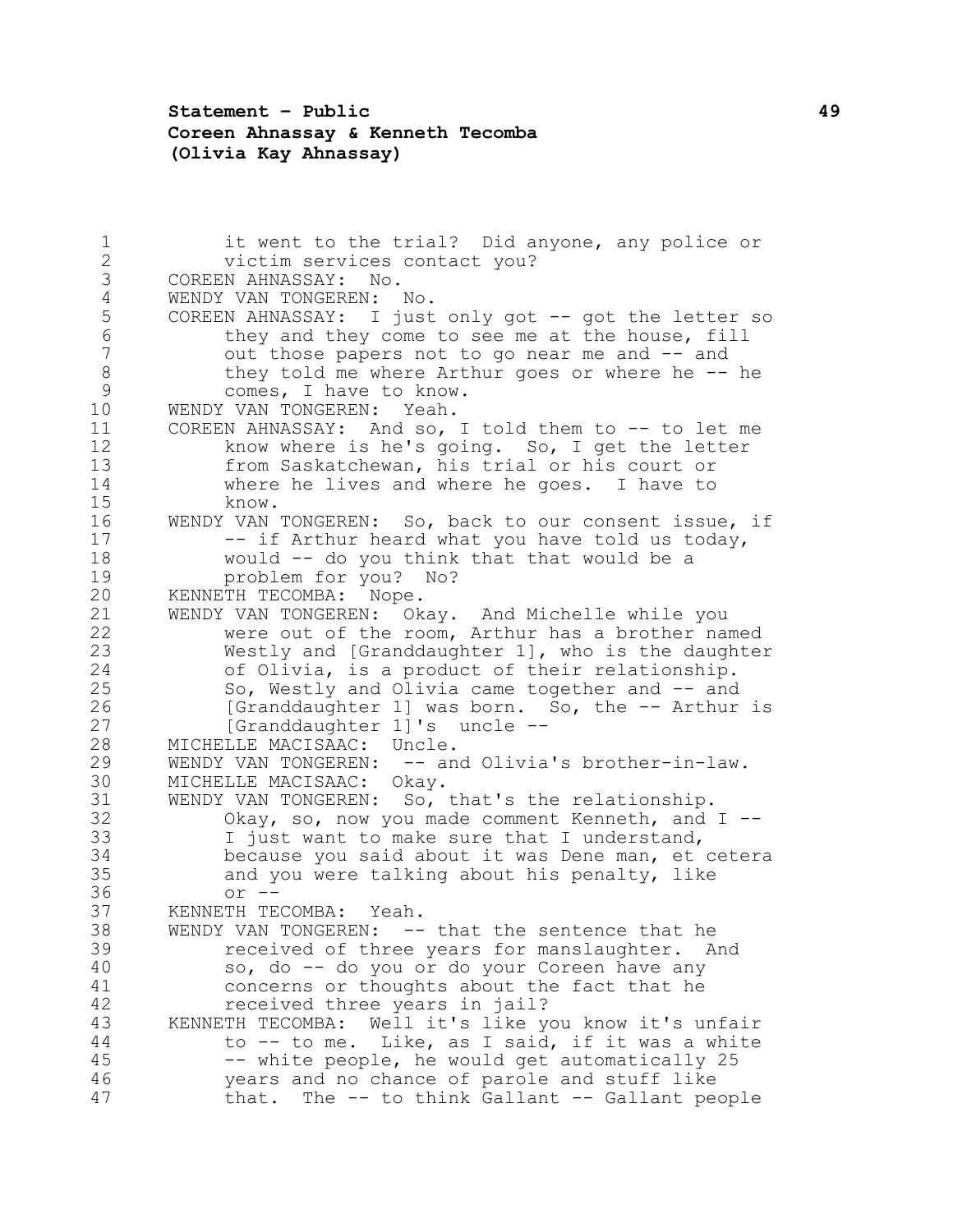it went to the trial? Did anyone, any police or victim services contact you?

COREEN AHNASSAY: No.

WENDY VAN TONGEREN: No.

COREEN AHNASSAY: I just only got -- got the letter so they and they come to see me at the house, fill out those papers not to go near me and -- and they told me where Arthur goes or where he -- he comes, I have to know.

WENDY VAN TONGEREN: Yeah.

COREEN AHNASSAY: And so, I told them to -- to let me know where is he's going. So, I get the letter from Saskatchewan, his trial or his court or where he lives and where he goes. I have to know.

WENDY VAN TONGEREN: So, back to our consent issue, if -- if Arthur heard what you have told us today, would -- do you think that that would be a problem for you? No?

KENNETH TECOMBA: Nope.

WENDY VAN TONGEREN: Okay. And Michelle while you were out of the room, Arthur has a brother named Westly and [Granddaughter 1], who is the daughter of Olivia, is a product of their relationship. So, Westly and Olivia came together and -- and [Granddaughter 1] was born. So, the -- Arthur is [Granddaughter 1]'s uncle --

MICHELLE MACISAAC: Uncle.

WENDY VAN TONGEREN: -- and Olivia's brother-in-law.

MICHELLE MACISAAC: Okay.

WENDY VAN TONGEREN: So, that's the relationship. Okay, so, now you made comment Kenneth, and I -- I just want to make sure that I understand, because you said about it was Dene man, et cetera and you were talking about his penalty, like or --

KENNETH TECOMBA: Yeah.

WENDY VAN TONGEREN: -- that the sentence that he received of three years for manslaughter. And so, do -- do you or do your Coreen have any concerns or thoughts about the fact that he received three years in jail?

KENNETH TECOMBA: Well it's like you know it's unfair to -- to me. Like, as I said, if it was a white -- white people, he would get automatically 25 years and no chance of parole and stuff like that. The -- to think Gallant -- Gallant people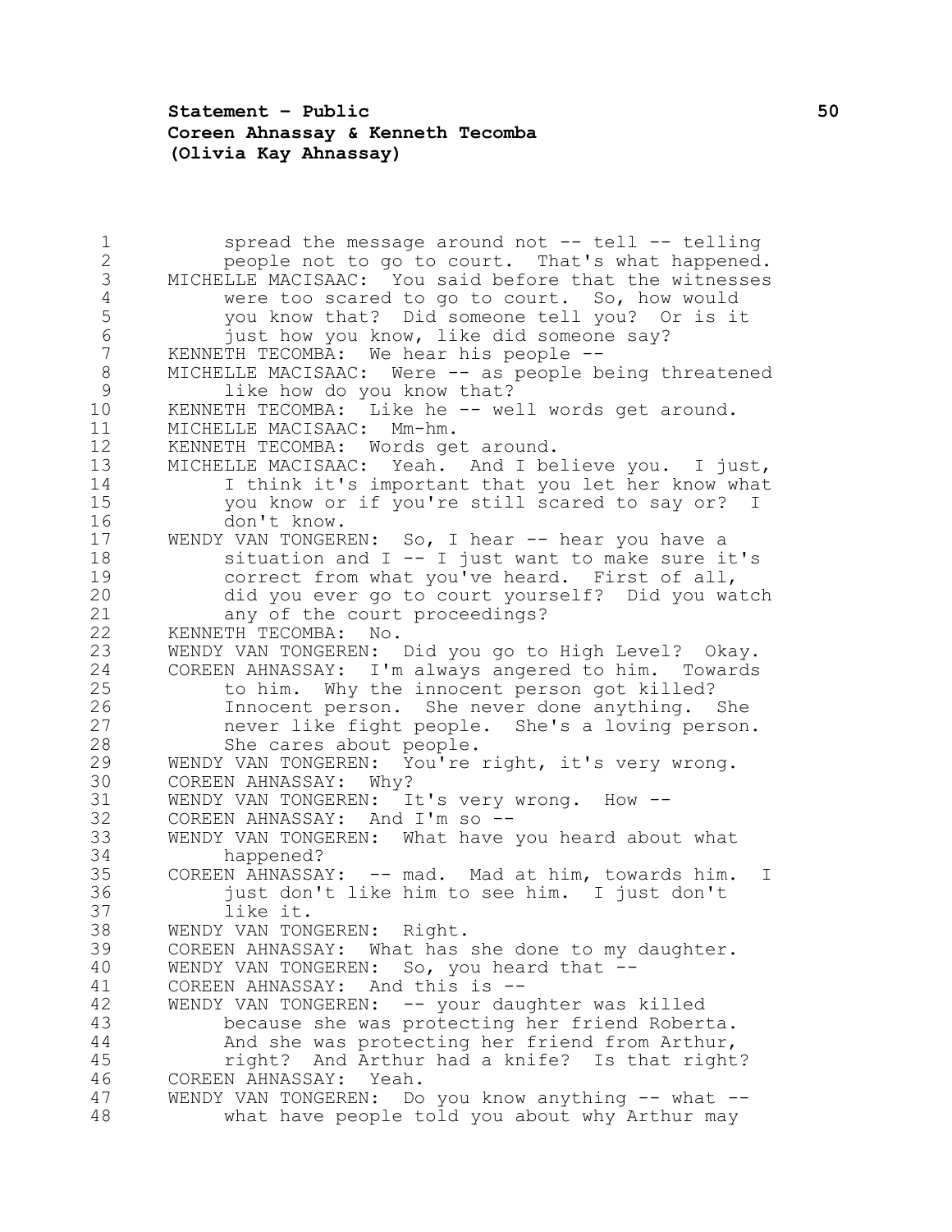spread the message around not -- tell -- telling people not to go to court. That's what happened.

MICHELLE MACISAAC: You said before that the witnesses were too scared to go to court. So, how would you know that? Did someone tell you? Or is it just how you know, like did someone say?

KENNETH TECOMBA: We hear his people --

MICHELLE MACISAAC: Were -- as people being threatened like how do you know that?

KENNETH TECOMBA: Like he -- well words get around.

MICHELLE MACISAAC: Mm-hm.

KENNETH TECOMBA: Words get around.

MICHELLE MACISAAC: Yeah. And I believe you. I just, I think it's important that you let her know what you know or if you're still scared to say or? I don't know.

WENDY VAN TONGEREN: So, I hear -- hear you have a situation and I -- I just want to make sure it's correct from what you've heard. First of all, did you ever go to court yourself? Did you watch any of the court proceedings?

KENNETH TECOMBA: No.

WENDY VAN TONGEREN: Did you go to High Level? Okay.

COREEN AHNASSAY: I'm always angered to him. Towards to him. Why the innocent person got killed? Innocent person. She never done anything. She never like fight people. She's a loving person. She cares about people.

WENDY VAN TONGEREN: You're right, it's very wrong.

COREEN AHNASSAY: Why?

WENDY VAN TONGEREN: It's very wrong. How --

COREEN AHNASSAY: And I'm so --

WENDY VAN TONGEREN: What have you heard about what happened?

COREEN AHNASSAY: -- mad. Mad at him, towards him. I just don't like him to see him. I just don't like it.

WENDY VAN TONGEREN: Right.

COREEN AHNASSAY: What has she done to my daughter.

WENDY VAN TONGEREN: So, you heard that --

COREEN AHNASSAY: And this is --

WENDY VAN TONGEREN: -- your daughter was killed because she was protecting her friend Roberta. And she was protecting her friend from Arthur, right? And Arthur had a knife? Is that right?

COREEN AHNASSAY: Yeah.

WENDY VAN TONGEREN: Do you know anything -- what -- what have people told you about why Arthur may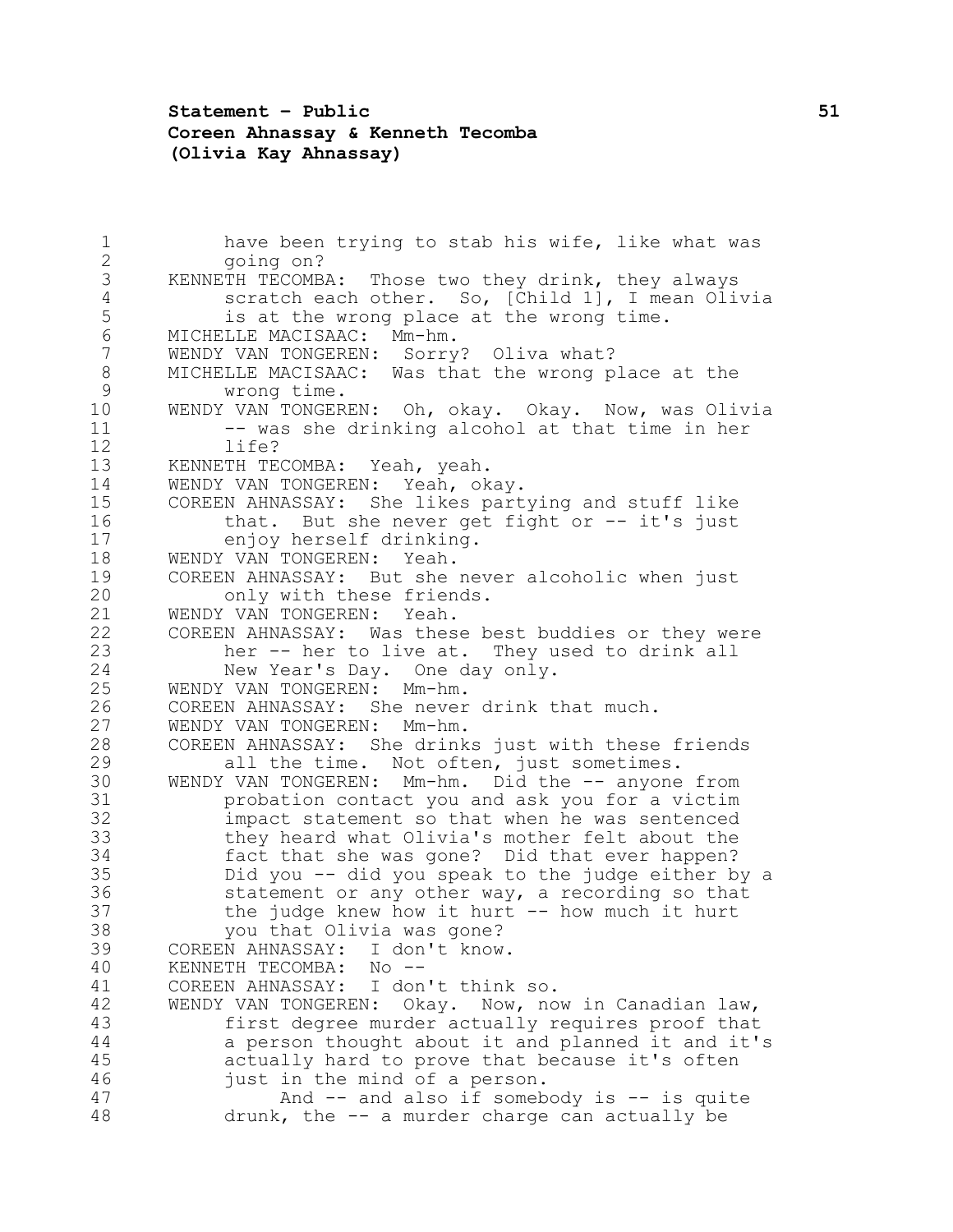have been trying to stab his wife, like what was going on?

KENNETH TECOMBA: Those two they drink, they always scratch each other. So, [Child 1], I mean Olivia is at the wrong place at the wrong time.

MICHELLE MACISAAC: Mm-hm.

WENDY VAN TONGEREN: Sorry? Oliva what?

MICHELLE MACISAAC: Was that the wrong place at the wrong time.

WENDY VAN TONGEREN: Oh, okay. Okay. Now, was Olivia -- was she drinking alcohol at that time in her life?

KENNETH TECOMBA: Yeah, yeah.

WENDY VAN TONGEREN: Yeah, okay.

COREEN AHNASSAY: She likes partying and stuff like that. But she never get fight or -- it's just enjoy herself drinking.

WENDY VAN TONGEREN: Yeah.

COREEN AHNASSAY: But she never alcoholic when just only with these friends.

WENDY VAN TONGEREN: Yeah.

COREEN AHNASSAY: Was these best buddies or they were her -- her to live at. They used to drink all New Year's Day. One day only.

WENDY VAN TONGEREN: Mm-hm.

COREEN AHNASSAY: She never drink that much.

WENDY VAN TONGEREN: Mm-hm.

COREEN AHNASSAY: She drinks just with these friends all the time. Not often, just sometimes.

WENDY VAN TONGEREN: Mm-hm. Did the -- anyone from probation contact you and ask you for a victim impact statement so that when he was sentenced they heard what Olivia's mother felt about the fact that she was gone? Did that ever happen? Did you -- did you speak to the judge either by a statement or any other way, a recording so that the judge knew how it hurt -- how much it hurt you that Olivia was gone?

COREEN AHNASSAY: I don't know.

KENNETH TECOMBA: No --

COREEN AHNASSAY: I don't think so.

WENDY VAN TONGEREN: Okay. Now, now in Canadian law, first degree murder actually requires proof that a person thought about it and planned it and it's actually hard to prove that because it's often just in the mind of a person.

And -- and also if somebody is -- is quite drunk, the -- a murder charge can actually be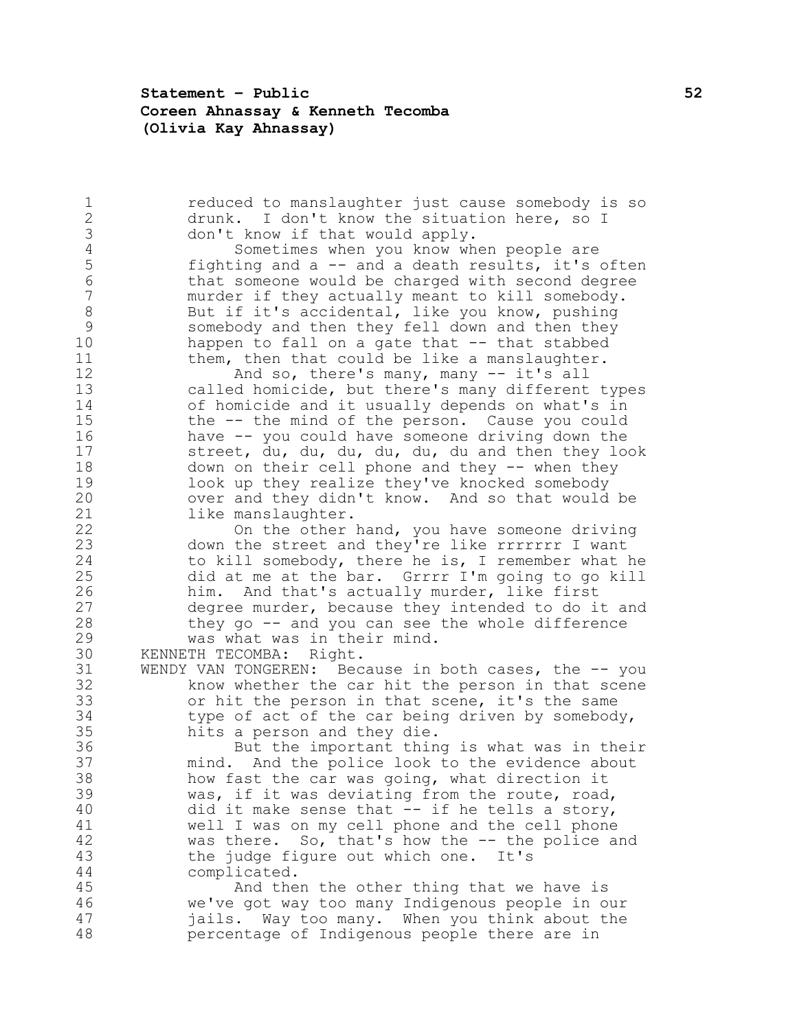reduced to manslaughter just cause somebody is so drunk. I don't know the situation here, so I don't know if that would apply.

Sometimes when you know when people are fighting and a -- and a death results, it's often that someone would be charged with second degree murder if they actually meant to kill somebody. But if it's accidental, like you know, pushing somebody and then they fell down and then they happen to fall on a gate that -- that stabbed them, then that could be like a manslaughter.

And so, there's many, many -- it's all called homicide, but there's many different types of homicide and it usually depends on what's in the -- the mind of the person. Cause you could have -- you could have someone driving down the street, du, du, du, du, du, du and then they look down on their cell phone and they -- when they look up they realize they've knocked somebody over and they didn't know. And so that would be like manslaughter.

On the other hand, you have someone driving down the street and they're like rrrrrrr I want to kill somebody, there he is, I remember what he did at me at the bar. Grrrr I'm going to go kill him. And that's actually murder, like first degree murder, because they intended to do it and they go -- and you can see the whole difference was what was in their mind.

KENNETH TECOMBA: Right.

WENDY VAN TONGEREN: Because in both cases, the -- you know whether the car hit the person in that scene or hit the person in that scene, it's the same type of act of the car being driven by somebody, hits a person and they die.

But the important thing is what was in their mind. And the police look to the evidence about how fast the car was going, what direction it was, if it was deviating from the route, road, did it make sense that -- if he tells a story, well I was on my cell phone and the cell phone was there. So, that's how the -- the police and the judge figure out which one. It's complicated.

And then the other thing that we have is we've got way too many Indigenous people in our jails. Way too many. When you think about the percentage of Indigenous people there are in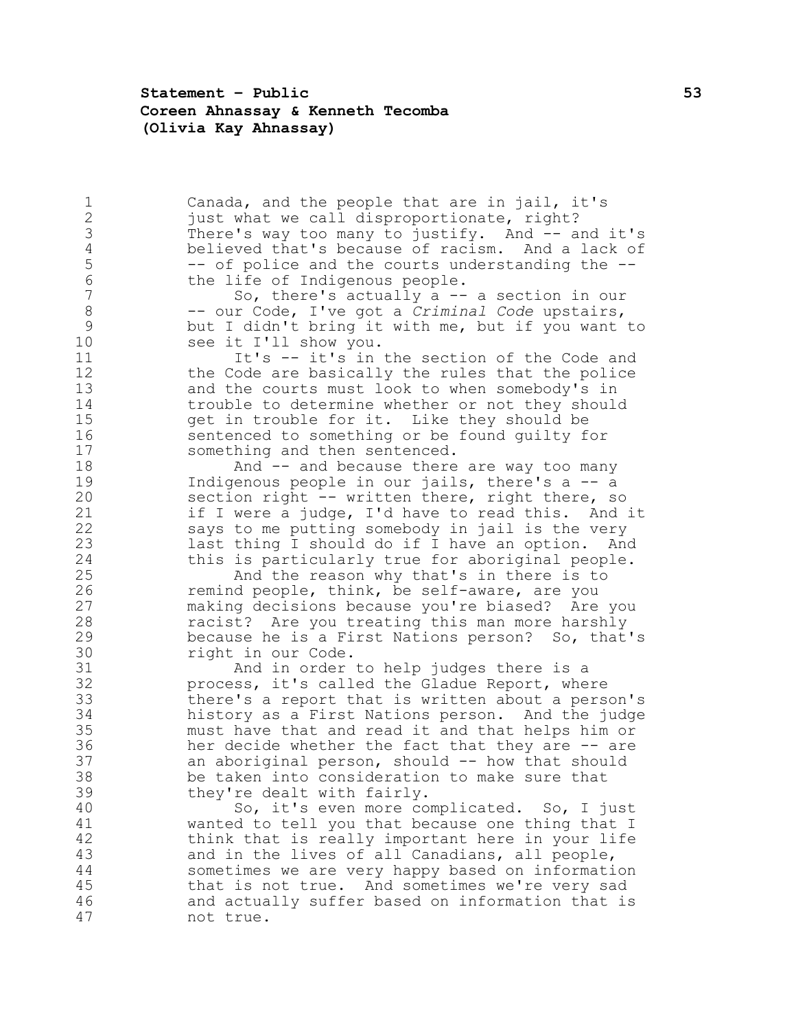Canada, and the people that are in jail, it's just what we call disproportionate, right? There's way too many to justify. And -- and it's believed that's because of racism. And a lack of -- of police and the courts understanding the -- the life of Indigenous people.

So, there's actually a -- a section in our -- our Code, I've got a *Criminal Code* upstairs, but I didn't bring it with me, but if you want to see it I'll show you.

It's -- it's in the section of the Code and the Code are basically the rules that the police and the courts must look to when somebody's in trouble to determine whether or not they should get in trouble for it. Like they should be sentenced to something or be found guilty for something and then sentenced.

And -- and because there are way too many Indigenous people in our jails, there's a -- a section right -- written there, right there, so if I were a judge, I'd have to read this. And it says to me putting somebody in jail is the very last thing I should do if I have an option. And this is particularly true for aboriginal people.

And the reason why that's in there is to remind people, think, be self-aware, are you making decisions because you're biased? Are you racist? Are you treating this man more harshly because he is a First Nations person? So, that's right in our Code.

And in order to help judges there is a process, it's called the Gladue Report, where there's a report that is written about a person's history as a First Nations person. And the judge must have that and read it and that helps him or her decide whether the fact that they are -- are an aboriginal person, should -- how that should be taken into consideration to make sure that they're dealt with fairly.

So, it's even more complicated. So, I just wanted to tell you that because one thing that I think that is really important here in your life and in the lives of all Canadians, all people, sometimes we are very happy based on information that is not true. And sometimes we're very sad and actually suffer based on information that is not true.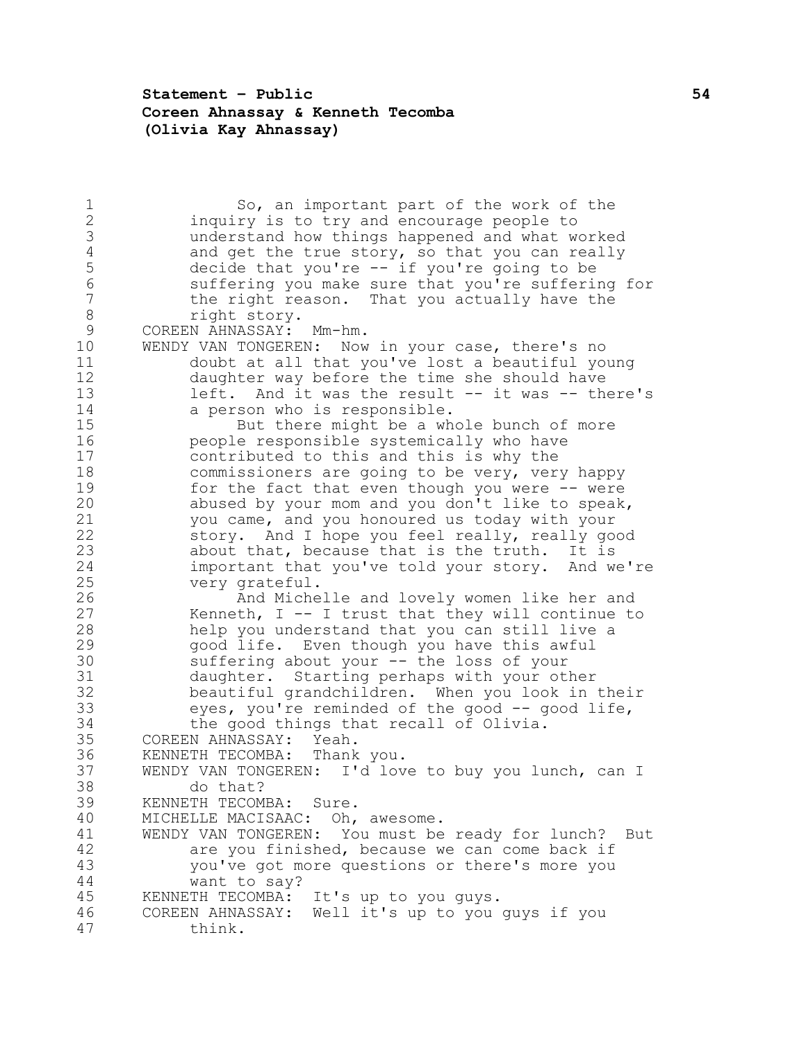So, an important part of the work of the inquiry is to try and encourage people to understand how things happened and what worked and get the true story, so that you can really decide that you're -- if you're going to be suffering you make sure that you're suffering for the right reason. That you actually have the right story.

COREEN AHNASSAY: Mm-hm.

WENDY VAN TONGEREN: Now in your case, there's no doubt at all that you've lost a beautiful young daughter way before the time she should have left. And it was the result -- it was -- there's a person who is responsible.

But there might be a whole bunch of more people responsible systemically who have contributed to this and this is why the commissioners are going to be very, very happy for the fact that even though you were -- were abused by your mom and you don't like to speak, you came, and you honoured us today with your story. And I hope you feel really, really good about that, because that is the truth. It is important that you've told your story. And we're very grateful.

And Michelle and lovely women like her and Kenneth, I -- I trust that they will continue to help you understand that you can still live a good life. Even though you have this awful suffering about your -- the loss of your daughter. Starting perhaps with your other beautiful grandchildren. When you look in their eyes, you're reminded of the good -- good life, the good things that recall of Olivia.

COREEN AHNASSAY: Yeah.

KENNETH TECOMBA: Thank you.

WENDY VAN TONGEREN: I'd love to buy you lunch, can I do that?

KENNETH TECOMBA: Sure.

MICHELLE MACISAAC: Oh, awesome.

WENDY VAN TONGEREN: You must be ready for lunch? But are you finished, because we can come back if you've got more questions or there's more you want to say?

KENNETH TECOMBA: It's up to you guys.

COREEN AHNASSAY: Well it's up to you guys if you think.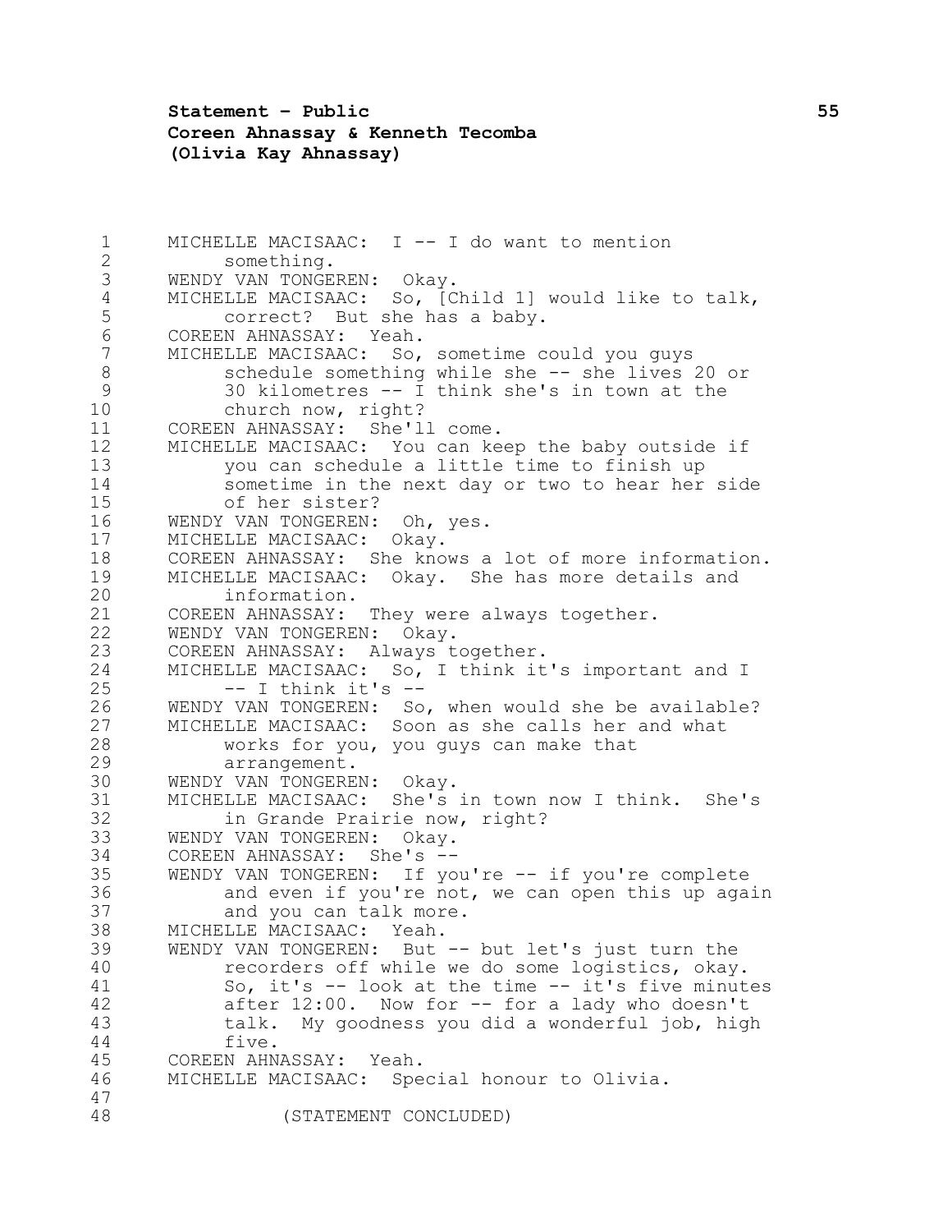MICHELLE MACISAAC: I -- I do want to mention something.

WENDY VAN TONGEREN: Okay.

MICHELLE MACISAAC: So, [Child 1] would like to talk, correct? But she has a baby.

COREEN AHNASSAY: Yeah.

MICHELLE MACISAAC: So, sometime could you guys schedule something while she -- she lives 20 or 30 kilometres -- I think she's in town at the church now, right?

COREEN AHNASSAY: She'll come.

MICHELLE MACISAAC: You can keep the baby outside if you can schedule a little time to finish up sometime in the next day or two to hear her side of her sister?

WENDY VAN TONGEREN: Oh, yes.

MICHELLE MACISAAC: Okay.

COREEN AHNASSAY: She knows a lot of more information.

MICHELLE MACISAAC: Okay. She has more details and information.

COREEN AHNASSAY: They were always together.

WENDY VAN TONGEREN: Okay.

COREEN AHNASSAY: Always together.

MICHELLE MACISAAC: So, I think it's important and I -- I think it's --

WENDY VAN TONGEREN: So, when would she be available?

MICHELLE MACISAAC: Soon as she calls her and what works for you, you guys can make that arrangement.

WENDY VAN TONGEREN: Okay.

MICHELLE MACISAAC: She's in town now I think. She's in Grande Prairie now, right?

WENDY VAN TONGEREN: Okay.

COREEN AHNASSAY: She's --

WENDY VAN TONGEREN: If you're -- if you're complete and even if you're not, we can open this up again and you can talk more.

MICHELLE MACISAAC: Yeah.

WENDY VAN TONGEREN: But -- but let's just turn the recorders off while we do some logistics, okay. So, it's -- look at the time -- it's five minutes after 12:00. Now for -- for a lady who doesn't talk. My goodness you did a wonderful job, high five.

COREEN AHNASSAY: Yeah.

MICHELLE MACISAAC: Special honour to Olivia.

(STATEMENT CONCLUDED)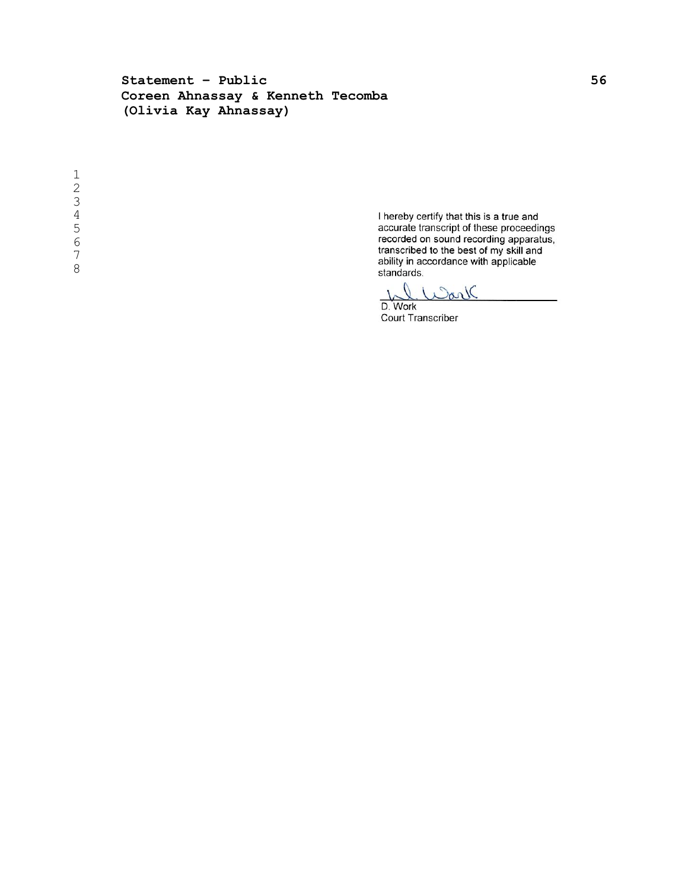I hereby certify that this is a true and accurate transcript of these proceedings recorded on sound recording apparatus, transcribed to the best of my skill and ability in accordance with applicable standards.

D. Work
Court Transcriber